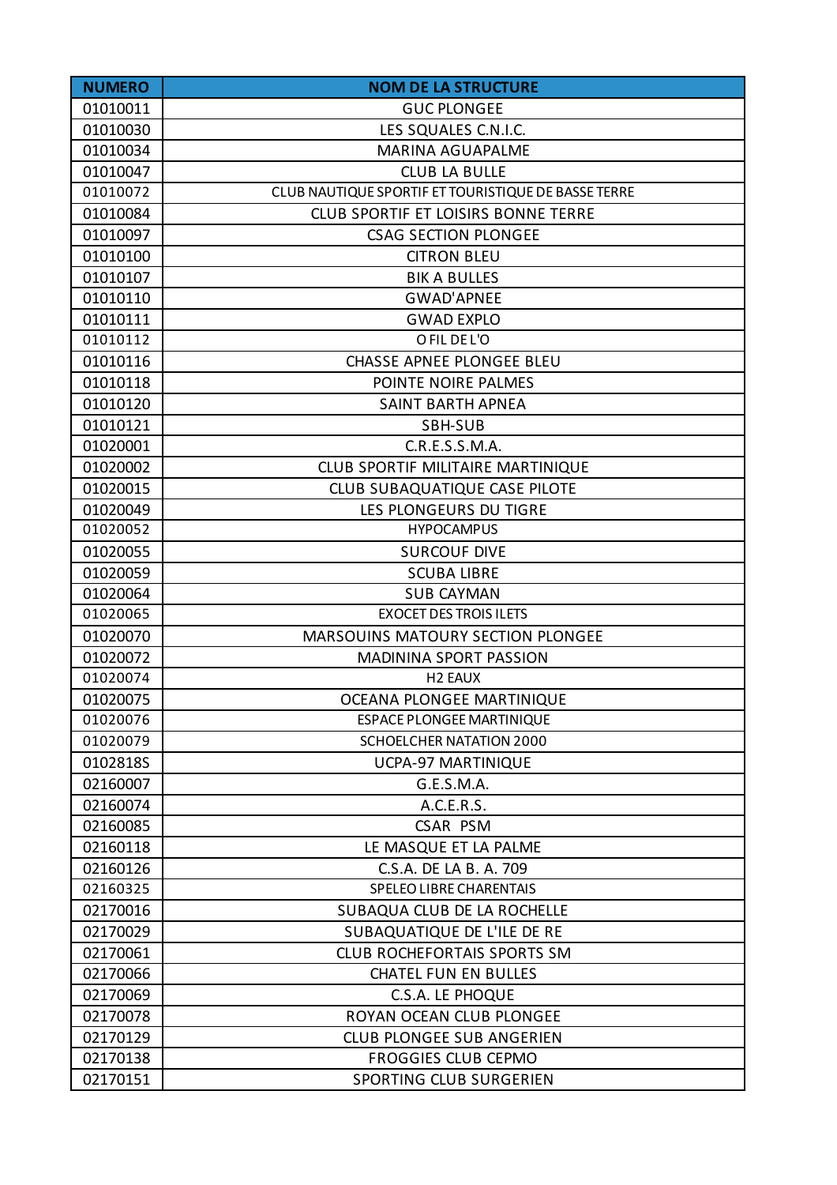| NUMERO | NOM DE LA STRUCTURE |
|---|---|
| 01010011 | GUC PLONGEE |
| 01010030 | LES SQUALES C.N.I.C. |
| 01010034 | MARINA AGUAPALME |
| 01010047 | CLUB LA BULLE |
| 01010072 | CLUB NAUTIQUE SPORTIF ET TOURISTIQUE DE BASSE TERRE |
| 01010084 | CLUB SPORTIF ET LOISIRS BONNE TERRE |
| 01010097 | CSAG SECTION PLONGEE |
| 01010100 | CITRON BLEU |
| 01010107 | BIK A BULLES |
| 01010110 | GWAD'APNEE |
| 01010111 | GWAD EXPLO |
| 01010112 | O FIL DE L'O |
| 01010116 | CHASSE APNEE PLONGEE BLEU |
| 01010118 | POINTE NOIRE PALMES |
| 01010120 | SAINT BARTH APNEA |
| 01010121 | SBH-SUB |
| 01020001 | C.R.E.S.S.M.A. |
| 01020002 | CLUB SPORTIF MILITAIRE MARTINIQUE |
| 01020015 | CLUB SUBAQUATIQUE CASE PILOTE |
| 01020049 | LES PLONGEURS DU TIGRE |
| 01020052 | HYPOCAMPUS |
| 01020055 | SURCOUF DIVE |
| 01020059 | SCUBA LIBRE |
| 01020064 | SUB CAYMAN |
| 01020065 | EXOCET DES TROIS ILETS |
| 01020070 | MARSOUINS MATOURY SECTION PLONGEE |
| 01020072 | MADININA SPORT PASSION |
| 01020074 | H2 EAUX |
| 01020075 | OCEANA PLONGEE MARTINIQUE |
| 01020076 | ESPACE PLONGEE MARTINIQUE |
| 01020079 | SCHOELCHER NATATION 2000 |
| 0102818S | UCPA-97 MARTINIQUE |
| 02160007 | G.E.S.M.A. |
| 02160074 | A.C.E.R.S. |
| 02160085 | CSAR PSM |
| 02160118 | LE MASQUE ET LA PALME |
| 02160126 | C.S.A. DE LA B. A. 709 |
| 02160325 | SPELEO LIBRE CHARENTAIS |
| 02170016 | SUBAQUA CLUB DE LA ROCHELLE |
| 02170029 | SUBAQUATIQUE DE L'ILE DE RE |
| 02170061 | CLUB ROCHEFORTAIS SPORTS SM |
| 02170066 | CHATEL FUN EN BULLES |
| 02170069 | C.S.A. LE PHOQUE |
| 02170078 | ROYAN OCEAN CLUB PLONGEE |
| 02170129 | CLUB PLONGEE SUB ANGERIEN |
| 02170138 | FROGGIES CLUB CEPMO |
| 02170151 | SPORTING CLUB SURGERIEN |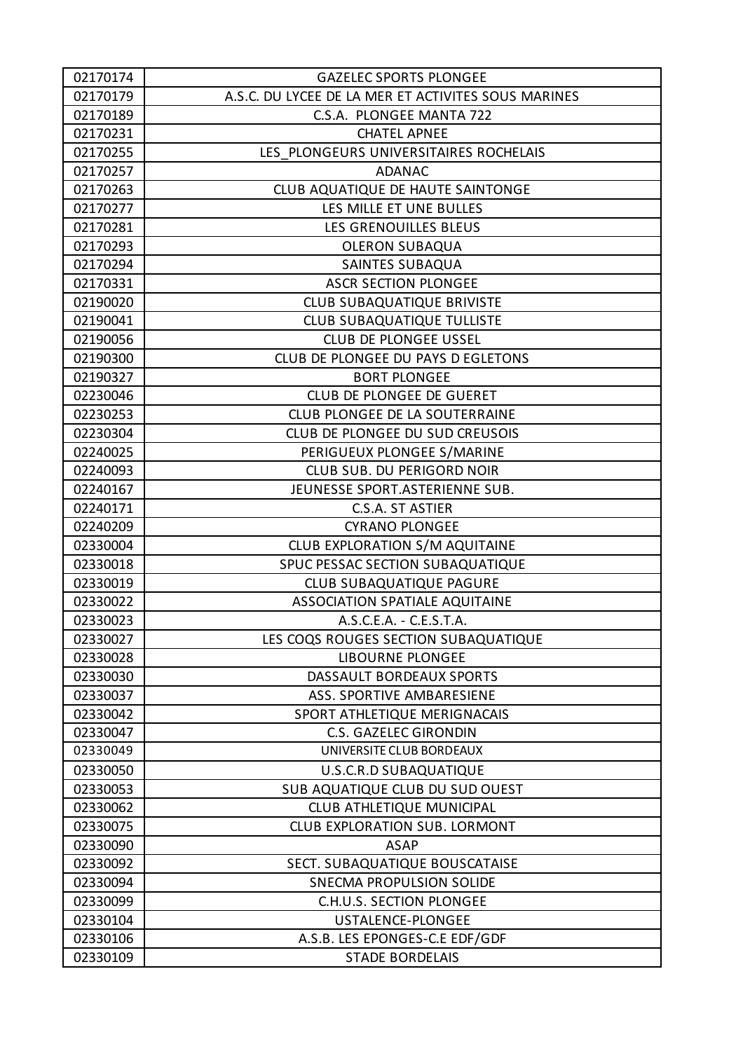| 02170174 | GAZELEC SPORTS PLONGEE |
|---|---|
| 02170179 | A.S.C. DU LYCEE DE LA MER ET ACTIVITES SOUS MARINES |
| 02170189 | C.S.A.  PLONGEE MANTA 722 |
| 02170231 | CHATEL APNEE |
| 02170255 | LES_PLONGEURS UNIVERSITAIRES ROCHELAIS |
| 02170257 | ADANAC |
| 02170263 | CLUB AQUATIQUE DE HAUTE SAINTONGE |
| 02170277 | LES MILLE ET UNE BULLES |
| 02170281 | LES GRENOUILLES BLEUS |
| 02170293 | OLERON SUBAQUA |
| 02170294 | SAINTES SUBAQUA |
| 02170331 | ASCR SECTION PLONGEE |
| 02190020 | CLUB SUBAQUATIQUE BRIVISTE |
| 02190041 | CLUB SUBAQUATIQUE TULLISTE |
| 02190056 | CLUB DE PLONGEE USSEL |
| 02190300 | CLUB DE PLONGEE DU PAYS D EGLETONS |
| 02190327 | BORT PLONGEE |
| 02230046 | CLUB DE PLONGEE DE GUERET |
| 02230253 | CLUB PLONGEE DE LA SOUTERRAINE |
| 02230304 | CLUB DE PLONGEE DU SUD CREUSOIS |
| 02240025 | PERIGUEUX PLONGEE S/MARINE |
| 02240093 | CLUB SUB. DU PERIGORD NOIR |
| 02240167 | JEUNESSE SPORT.ASTERIENNE SUB. |
| 02240171 | C.S.A. ST ASTIER |
| 02240209 | CYRANO PLONGEE |
| 02330004 | CLUB EXPLORATION S/M AQUITAINE |
| 02330018 | SPUC PESSAC SECTION SUBAQUATIQUE |
| 02330019 | CLUB SUBAQUATIQUE PAGURE |
| 02330022 | ASSOCIATION SPATIALE AQUITAINE |
| 02330023 | A.S.C.E.A. - C.E.S.T.A. |
| 02330027 | LES COQS ROUGES SECTION SUBAQUATIQUE |
| 02330028 | LIBOURNE PLONGEE |
| 02330030 | DASSAULT BORDEAUX SPORTS |
| 02330037 | ASS. SPORTIVE AMBARESIENE |
| 02330042 | SPORT ATHLETIQUE MERIGNACAIS |
| 02330047 | C.S. GAZELEC GIRONDIN |
| 02330049 | UNIVERSITE CLUB BORDEAUX |
| 02330050 | U.S.C.R.D SUBAQUATIQUE |
| 02330053 | SUB AQUATIQUE CLUB DU SUD OUEST |
| 02330062 | CLUB ATHLETIQUE MUNICIPAL |
| 02330075 | CLUB EXPLORATION SUB. LORMONT |
| 02330090 | ASAP |
| 02330092 | SECT. SUBAQUATIQUE BOUSCATAISE |
| 02330094 | SNECMA PROPULSION SOLIDE |
| 02330099 | C.H.U.S. SECTION PLONGEE |
| 02330104 | USTALENCE-PLONGEE |
| 02330106 | A.S.B. LES EPONGES-C.E EDF/GDF |
| 02330109 | STADE BORDELAIS |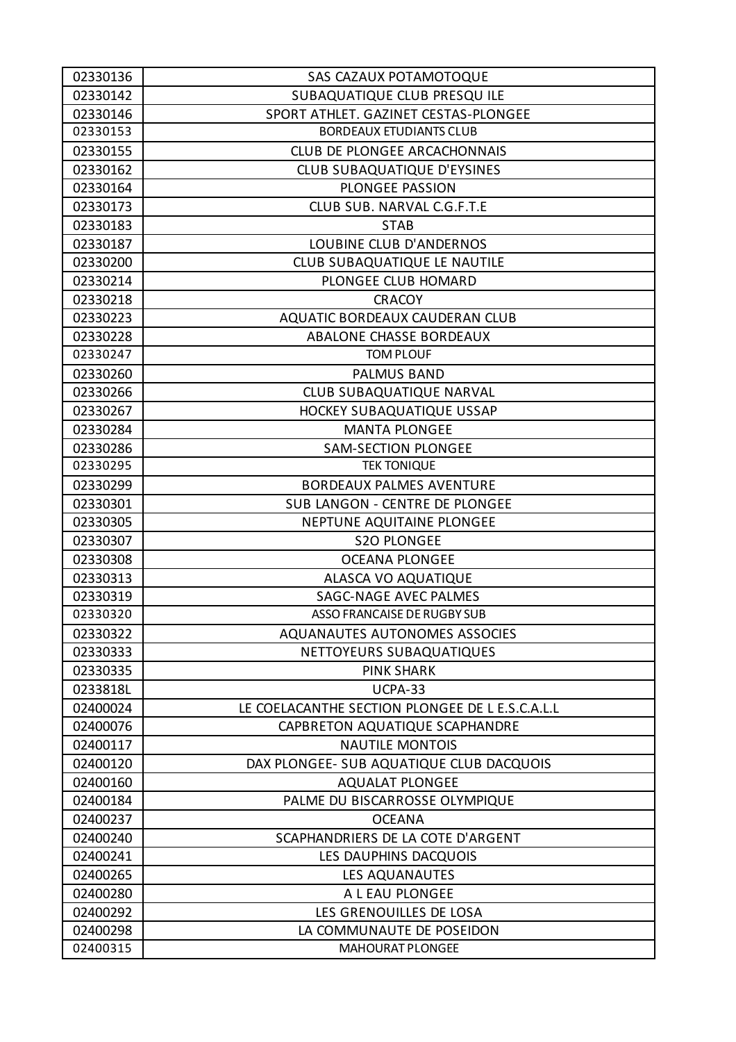| | |
|---|---|
| 02330136 | SAS CAZAUX POTAMOTOQUE |
| 02330142 | SUBAQUATIQUE CLUB PRESQU ILE |
| 02330146 | SPORT ATHLET. GAZINET CESTAS-PLONGEE |
| 02330153 | BORDEAUX ETUDIANTS CLUB |
| 02330155 | CLUB DE PLONGEE ARCACHONNAIS |
| 02330162 | CLUB SUBAQUATIQUE D'EYSINES |
| 02330164 | PLONGEE PASSION |
| 02330173 | CLUB SUB. NARVAL C.G.F.T.E |
| 02330183 | STAB |
| 02330187 | LOUBINE CLUB D'ANDERNOS |
| 02330200 | CLUB SUBAQUATIQUE LE NAUTILE |
| 02330214 | PLONGEE CLUB HOMARD |
| 02330218 | CRACOY |
| 02330223 | AQUATIC BORDEAUX CAUDERAN CLUB |
| 02330228 | ABALONE CHASSE BORDEAUX |
| 02330247 | TOM PLOUF |
| 02330260 | PALMUS BAND |
| 02330266 | CLUB SUBAQUATIQUE NARVAL |
| 02330267 | HOCKEY SUBAQUATIQUE USSAP |
| 02330284 | MANTA PLONGEE |
| 02330286 | SAM-SECTION PLONGEE |
| 02330295 | TEK TONIQUE |
| 02330299 | BORDEAUX PALMES AVENTURE |
| 02330301 | SUB LANGON - CENTRE DE PLONGEE |
| 02330305 | NEPTUNE AQUITAINE PLONGEE |
| 02330307 | S2O PLONGEE |
| 02330308 | OCEANA PLONGEE |
| 02330313 | ALASCA VO AQUATIQUE |
| 02330319 | SAGC-NAGE AVEC PALMES |
| 02330320 | ASSO FRANCAISE DE RUGBY SUB |
| 02330322 | AQUANAUTES AUTONOMES ASSOCIES |
| 02330333 | NETTOYEURS SUBAQUATIQUES |
| 02330335 | PINK SHARK |
| 0233818L | UCPA-33 |
| 02400024 | LE COELACANTHE SECTION PLONGEE DE L E.S.C.A.L.L |
| 02400076 | CAPBRETON AQUATIQUE SCAPHANDRE |
| 02400117 | NAUTILE MONTOIS |
| 02400120 | DAX PLONGEE- SUB AQUATIQUE CLUB DACQUOIS |
| 02400160 | AQUALAT PLONGEE |
| 02400184 | PALME DU BISCARROSSE OLYMPIQUE |
| 02400237 | OCEANA |
| 02400240 | SCAPHANDRIERS DE LA COTE D'ARGENT |
| 02400241 | LES DAUPHINS DACQUOIS |
| 02400265 | LES AQUANAUTES |
| 02400280 | A L EAU PLONGEE |
| 02400292 | LES GRENOUILLES DE LOSA |
| 02400298 | LA COMMUNAUTE DE POSEIDON |
| 02400315 | MAHOURAT PLONGEE |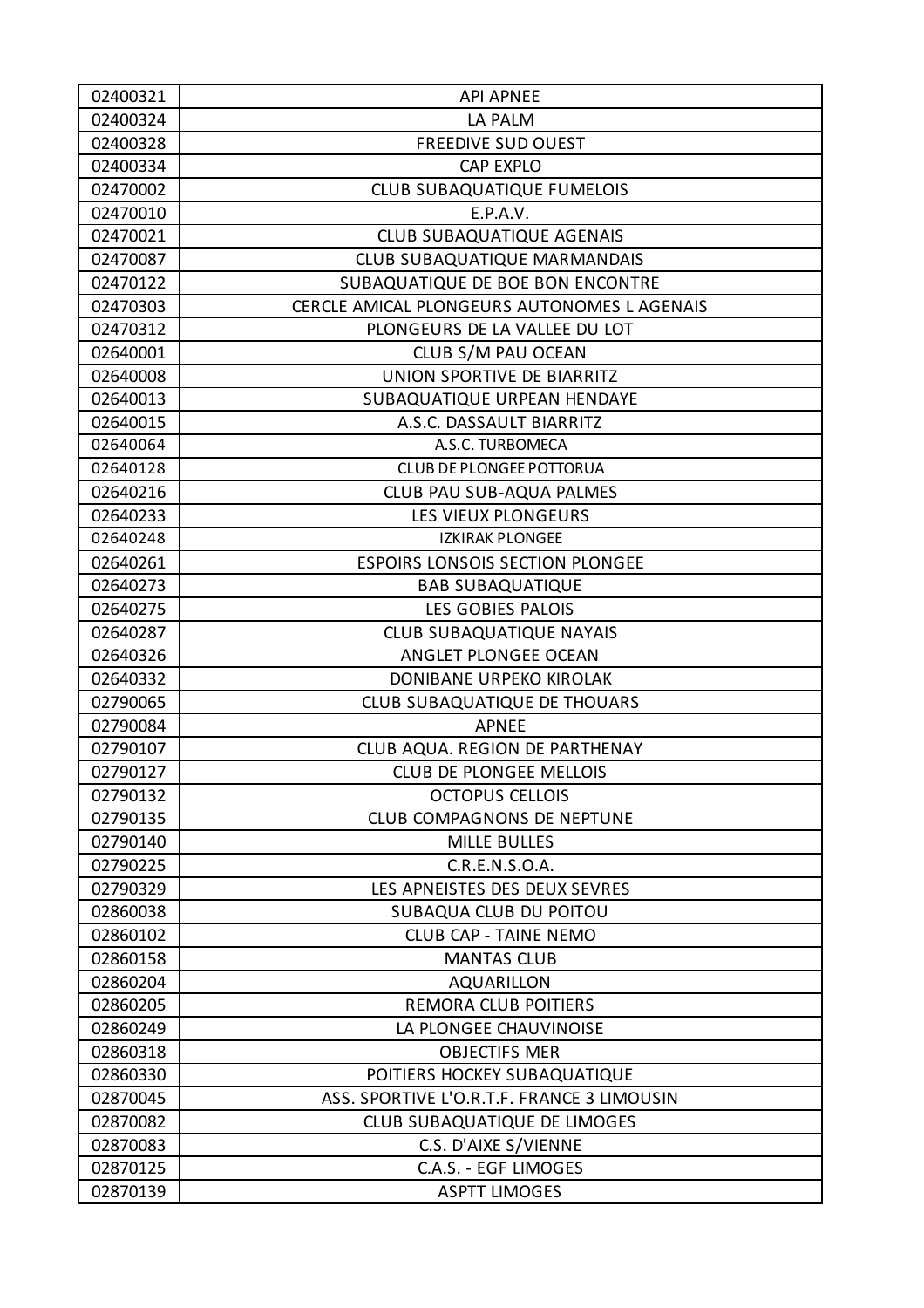| | |
|---|---|
| 02400321 | API APNEE |
| 02400324 | LA PALM |
| 02400328 | FREEDIVE SUD OUEST |
| 02400334 | CAP EXPLO |
| 02470002 | CLUB SUBAQUATIQUE FUMELOIS |
| 02470010 | E.P.A.V. |
| 02470021 | CLUB SUBAQUATIQUE AGENAIS |
| 02470087 | CLUB SUBAQUATIQUE MARMANDAIS |
| 02470122 | SUBAQUATIQUE DE BOE BON ENCONTRE |
| 02470303 | CERCLE AMICAL PLONGEURS AUTONOMES L AGENAIS |
| 02470312 | PLONGEURS DE LA VALLEE DU LOT |
| 02640001 | CLUB S/M PAU OCEAN |
| 02640008 | UNION SPORTIVE DE BIARRITZ |
| 02640013 | SUBAQUATIQUE URPEAN HENDAYE |
| 02640015 | A.S.C. DASSAULT BIARRITZ |
| 02640064 | A.S.C. TURBOMECA |
| 02640128 | CLUB DE PLONGEE POTTORUA |
| 02640216 | CLUB PAU SUB-AQUA PALMES |
| 02640233 | LES VIEUX PLONGEURS |
| 02640248 | IZKIRAK PLONGEE |
| 02640261 | ESPOIRS LONSOIS SECTION PLONGEE |
| 02640273 | BAB SUBAQUATIQUE |
| 02640275 | LES GOBIES PALOIS |
| 02640287 | CLUB SUBAQUATIQUE NAYAIS |
| 02640326 | ANGLET PLONGEE OCEAN |
| 02640332 | DONIBANE URPEKO KIROLAK |
| 02790065 | CLUB SUBAQUATIQUE DE THOUARS |
| 02790084 | APNEE |
| 02790107 | CLUB AQUA. REGION DE PARTHENAY |
| 02790127 | CLUB DE PLONGEE MELLOIS |
| 02790132 | OCTOPUS CELLOIS |
| 02790135 | CLUB COMPAGNONS DE NEPTUNE |
| 02790140 | MILLE BULLES |
| 02790225 | C.R.E.N.S.O.A. |
| 02790329 | LES APNEISTES DES DEUX SEVRES |
| 02860038 | SUBAQUA CLUB DU POITOU |
| 02860102 | CLUB CAP - TAINE NEMO |
| 02860158 | MANTAS CLUB |
| 02860204 | AQUARILLON |
| 02860205 | REMORA CLUB POITIERS |
| 02860249 | LA PLONGEE CHAUVINOISE |
| 02860318 | OBJECTIFS MER |
| 02860330 | POITIERS HOCKEY SUBAQUATIQUE |
| 02870045 | ASS. SPORTIVE L'O.R.T.F. FRANCE 3 LIMOUSIN |
| 02870082 | CLUB SUBAQUATIQUE DE LIMOGES |
| 02870083 | C.S. D'AIXE S/VIENNE |
| 02870125 | C.A.S. - EGF LIMOGES |
| 02870139 | ASPTT LIMOGES |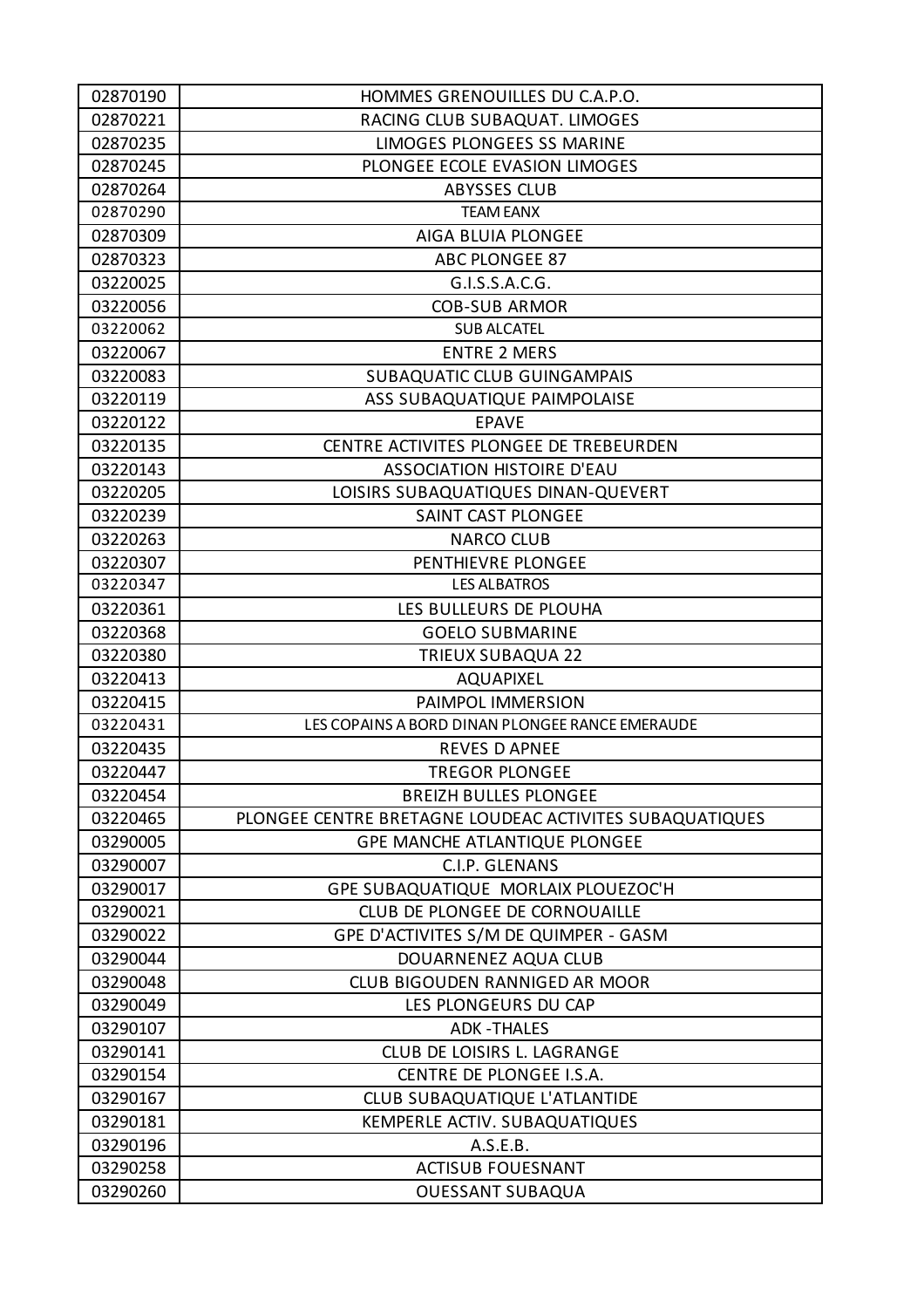| 02870190 | HOMMES GRENOUILLES DU C.A.P.O. |
|---|---|
| 02870221 | RACING CLUB SUBAQUAT. LIMOGES |
| 02870235 | LIMOGES PLONGEES SS MARINE |
| 02870245 | PLONGEE ECOLE EVASION LIMOGES |
| 02870264 | ABYSSES CLUB |
| 02870290 | TEAM EANX |
| 02870309 | AIGA BLUIA PLONGEE |
| 02870323 | ABC PLONGEE 87 |
| 03220025 | G.I.S.S.A.C.G. |
| 03220056 | COB-SUB ARMOR |
| 03220062 | SUB ALCATEL |
| 03220067 | ENTRE 2 MERS |
| 03220083 | SUBAQUATIC CLUB GUINGAMPAIS |
| 03220119 | ASS SUBAQUATIQUE PAIMPOLAISE |
| 03220122 | EPAVE |
| 03220135 | CENTRE ACTIVITES PLONGEE DE TREBEURDEN |
| 03220143 | ASSOCIATION HISTOIRE D'EAU |
| 03220205 | LOISIRS SUBAQUATIQUES DINAN-QUEVERT |
| 03220239 | SAINT CAST PLONGEE |
| 03220263 | NARCO CLUB |
| 03220307 | PENTHIEVRE PLONGEE |
| 03220347 | LES ALBATROS |
| 03220361 | LES BULLEURS DE PLOUHA |
| 03220368 | GOELO SUBMARINE |
| 03220380 | TRIEUX SUBAQUA 22 |
| 03220413 | AQUAPIXEL |
| 03220415 | PAIMPOL IMMERSION |
| 03220431 | LES COPAINS A BORD DINAN PLONGEE RANCE EMERAUDE |
| 03220435 | REVES D APNEE |
| 03220447 | TREGOR PLONGEE |
| 03220454 | BREIZH BULLES PLONGEE |
| 03220465 | PLONGEE CENTRE BRETAGNE LOUDEAC ACTIVITES SUBAQUATIQUES |
| 03290005 | GPE MANCHE ATLANTIQUE PLONGEE |
| 03290007 | C.I.P. GLENANS |
| 03290017 | GPE SUBAQUATIQUE MORLAIX PLOUEZOC'H |
| 03290021 | CLUB DE PLONGEE DE CORNOUAILLE |
| 03290022 | GPE D'ACTIVITES S/M DE QUIMPER - GASM |
| 03290044 | DOUARNENEZ AQUA CLUB |
| 03290048 | CLUB BIGOUDEN RANNIGED AR MOOR |
| 03290049 | LES PLONGEURS DU CAP |
| 03290107 | ADK -THALES |
| 03290141 | CLUB DE LOISIRS L. LAGRANGE |
| 03290154 | CENTRE DE PLONGEE I.S.A. |
| 03290167 | CLUB SUBAQUATIQUE L'ATLANTIDE |
| 03290181 | KEMPERLE ACTIV. SUBAQUATIQUES |
| 03290196 | A.S.E.B. |
| 03290258 | ACTISUB FOUESNANT |
| 03290260 | OUESSANT SUBAQUA |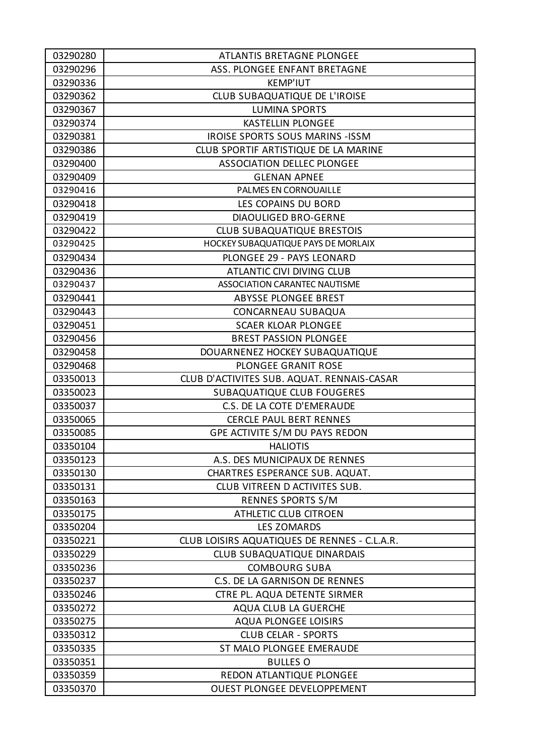| 03290280 | ATLANTIS BRETAGNE PLONGEE |
|---|---|
| 03290296 | ASS. PLONGEE ENFANT BRETAGNE |
| 03290336 | KEMP'IUT |
| 03290362 | CLUB SUBAQUATIQUE DE L'IROISE |
| 03290367 | LUMINA SPORTS |
| 03290374 | KASTELLIN PLONGEE |
| 03290381 | IROISE SPORTS SOUS MARINS -ISSM |
| 03290386 | CLUB SPORTIF ARTISTIQUE DE LA MARINE |
| 03290400 | ASSOCIATION DELLEC PLONGEE |
| 03290409 | GLENAN APNEE |
| 03290416 | PALMES EN CORNOUAILLE |
| 03290418 | LES COPAINS DU BORD |
| 03290419 | DIAOULIGED BRO-GERNE |
| 03290422 | CLUB SUBAQUATIQUE BRESTOIS |
| 03290425 | HOCKEY SUBAQUATIQUE PAYS DE MORLAIX |
| 03290434 | PLONGEE 29 - PAYS LEONARD |
| 03290436 | ATLANTIC CIVI DIVING CLUB |
| 03290437 | ASSOCIATION CARANTEC NAUTISME |
| 03290441 | ABYSSE PLONGEE BREST |
| 03290443 | CONCARNEAU SUBAQUA |
| 03290451 | SCAER KLOAR PLONGEE |
| 03290456 | BREST PASSION PLONGEE |
| 03290458 | DOUARNENEZ HOCKEY SUBAQUATIQUE |
| 03290468 | PLONGEE GRANIT ROSE |
| 03350013 | CLUB D'ACTIVITES SUB. AQUAT. RENNAIS-CASAR |
| 03350023 | SUBAQUATIQUE CLUB FOUGERES |
| 03350037 | C.S. DE LA COTE D'EMERAUDE |
| 03350065 | CERCLE PAUL BERT RENNES |
| 03350085 | GPE ACTIVITE S/M DU PAYS REDON |
| 03350104 | HALIOTIS |
| 03350123 | A.S. DES MUNICIPAUX DE RENNES |
| 03350130 | CHARTRES ESPERANCE SUB. AQUAT. |
| 03350131 | CLUB VITREEN D ACTIVITES SUB. |
| 03350163 | RENNES SPORTS S/M |
| 03350175 | ATHLETIC CLUB CITROEN |
| 03350204 | LES ZOMARDS |
| 03350221 | CLUB LOISIRS AQUATIQUES DE RENNES - C.L.A.R. |
| 03350229 | CLUB SUBAQUATIQUE DINARDAIS |
| 03350236 | COMBOURG SUBA |
| 03350237 | C.S. DE LA GARNISON DE RENNES |
| 03350246 | CTRE PL. AQUA DETENTE SIRMER |
| 03350272 | AQUA CLUB LA GUERCHE |
| 03350275 | AQUA PLONGEE LOISIRS |
| 03350312 | CLUB CELAR - SPORTS |
| 03350335 | ST MALO PLONGEE EMERAUDE |
| 03350351 | BULLES O |
| 03350359 | REDON ATLANTIQUE PLONGEE |
| 03350370 | OUEST PLONGEE DEVELOPPEMENT |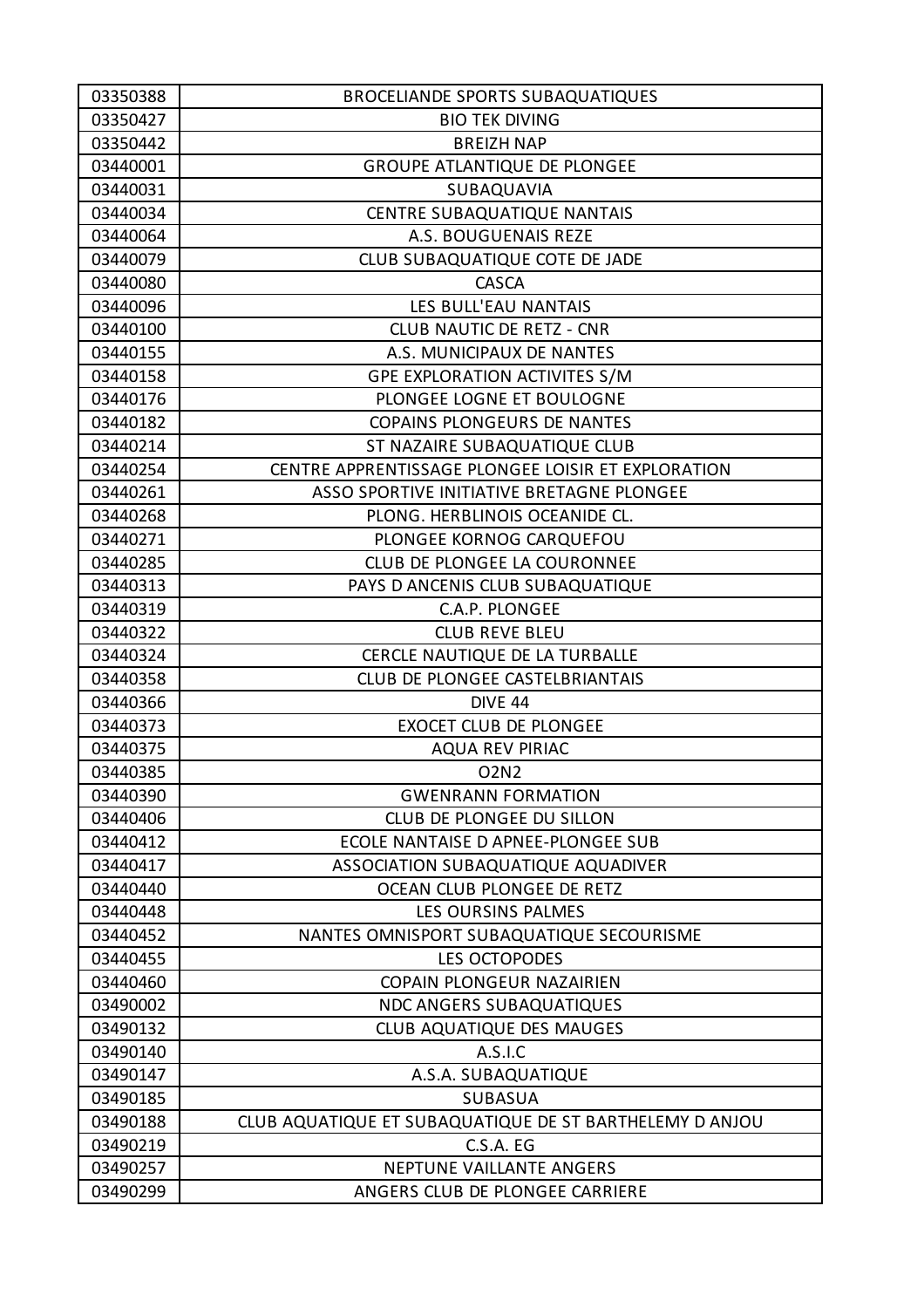| | |
|---|---|
| 03350388 | BROCELIANDE SPORTS SUBAQUATIQUES |
| 03350427 | BIO TEK DIVING |
| 03350442 | BREIZH NAP |
| 03440001 | GROUPE ATLANTIQUE DE PLONGEE |
| 03440031 | SUBAQUAVIA |
| 03440034 | CENTRE SUBAQUATIQUE NANTAIS |
| 03440064 | A.S. BOUGUENAIS REZE |
| 03440079 | CLUB SUBAQUATIQUE COTE DE JADE |
| 03440080 | CASCA |
| 03440096 | LES BULL'EAU NANTAIS |
| 03440100 | CLUB NAUTIC DE RETZ - CNR |
| 03440155 | A.S. MUNICIPAUX DE NANTES |
| 03440158 | GPE EXPLORATION ACTIVITES S/M |
| 03440176 | PLONGEE LOGNE ET BOULOGNE |
| 03440182 | COPAINS PLONGEURS DE NANTES |
| 03440214 | ST NAZAIRE SUBAQUATIQUE CLUB |
| 03440254 | CENTRE APPRENTISSAGE PLONGEE LOISIR ET EXPLORATION |
| 03440261 | ASSO SPORTIVE INITIATIVE BRETAGNE PLONGEE |
| 03440268 | PLONG. HERBLINOIS OCEANIDE CL. |
| 03440271 | PLONGEE KORNOG CARQUEFOU |
| 03440285 | CLUB DE PLONGEE LA COURONNEE |
| 03440313 | PAYS D ANCENIS CLUB SUBAQUATIQUE |
| 03440319 | C.A.P. PLONGEE |
| 03440322 | CLUB REVE BLEU |
| 03440324 | CERCLE NAUTIQUE DE LA TURBALLE |
| 03440358 | CLUB DE PLONGEE CASTELBRIANTAIS |
| 03440366 | DIVE 44 |
| 03440373 | EXOCET CLUB DE PLONGEE |
| 03440375 | AQUA REV PIRIAC |
| 03440385 | O2N2 |
| 03440390 | GWENRANN FORMATION |
| 03440406 | CLUB DE PLONGEE DU SILLON |
| 03440412 | ECOLE NANTAISE D APNEE-PLONGEE SUB |
| 03440417 | ASSOCIATION SUBAQUATIQUE AQUADIVER |
| 03440440 | OCEAN CLUB PLONGEE DE RETZ |
| 03440448 | LES OURSINS PALMES |
| 03440452 | NANTES OMNISPORT SUBAQUATIQUE SECOURISME |
| 03440455 | LES OCTOPODES |
| 03440460 | COPAIN PLONGEUR NAZAIRIEN |
| 03490002 | NDC ANGERS SUBAQUATIQUES |
| 03490132 | CLUB AQUATIQUE DES MAUGES |
| 03490140 | A.S.I.C |
| 03490147 | A.S.A. SUBAQUATIQUE |
| 03490185 | SUBASUA |
| 03490188 | CLUB AQUATIQUE ET SUBAQUATIQUE DE ST BARTHELEMY D ANJOU |
| 03490219 | C.S.A. EG |
| 03490257 | NEPTUNE VAILLANTE ANGERS |
| 03490299 | ANGERS CLUB DE PLONGEE CARRIERE |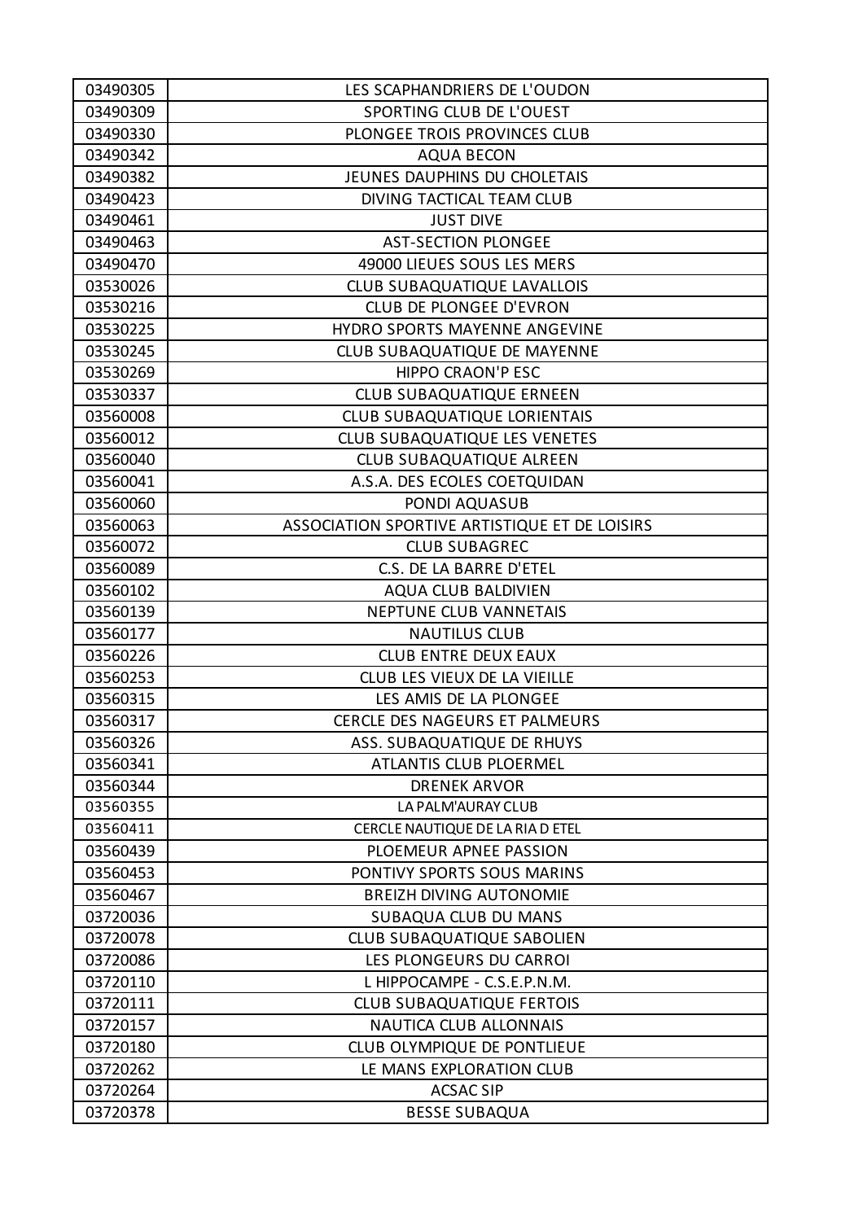| 03490305 | LES SCAPHANDRIERS DE L'OUDON |
|---|---|
| 03490309 | SPORTING CLUB DE L'OUEST |
| 03490330 | PLONGEE TROIS PROVINCES CLUB |
| 03490342 | AQUA BECON |
| 03490382 | JEUNES DAUPHINS DU CHOLETAIS |
| 03490423 | DIVING TACTICAL TEAM CLUB |
| 03490461 | JUST DIVE |
| 03490463 | AST-SECTION PLONGEE |
| 03490470 | 49000 LIEUES SOUS LES MERS |
| 03530026 | CLUB SUBAQUATIQUE LAVALLOIS |
| 03530216 | CLUB DE PLONGEE D'EVRON |
| 03530225 | HYDRO SPORTS MAYENNE ANGEVINE |
| 03530245 | CLUB SUBAQUATIQUE DE MAYENNE |
| 03530269 | HIPPO CRAON'P ESC |
| 03530337 | CLUB SUBAQUATIQUE ERNEEN |
| 03560008 | CLUB SUBAQUATIQUE LORIENTAIS |
| 03560012 | CLUB SUBAQUATIQUE LES VENETES |
| 03560040 | CLUB SUBAQUATIQUE ALREEN |
| 03560041 | A.S.A. DES ECOLES COETQUIDAN |
| 03560060 | PONDI AQUASUB |
| 03560063 | ASSOCIATION SPORTIVE ARTISTIQUE ET DE LOISIRS |
| 03560072 | CLUB SUBAGREC |
| 03560089 | C.S. DE LA BARRE D'ETEL |
| 03560102 | AQUA CLUB BALDIVIEN |
| 03560139 | NEPTUNE CLUB VANNETAIS |
| 03560177 | NAUTILUS CLUB |
| 03560226 | CLUB ENTRE DEUX EAUX |
| 03560253 | CLUB LES VIEUX DE LA VIEILLE |
| 03560315 | LES AMIS DE LA PLONGEE |
| 03560317 | CERCLE DES NAGEURS ET PALMEURS |
| 03560326 | ASS. SUBAQUATIQUE DE RHUYS |
| 03560341 | ATLANTIS CLUB PLOERMEL |
| 03560344 | DRENEK ARVOR |
| 03560355 | LA PALM'AURAY CLUB |
| 03560411 | CERCLE NAUTIQUE DE LA RIA D ETEL |
| 03560439 | PLOEMEUR APNEE PASSION |
| 03560453 | PONTIVY SPORTS SOUS MARINS |
| 03560467 | BREIZH DIVING AUTONOMIE |
| 03720036 | SUBAQUA CLUB DU MANS |
| 03720078 | CLUB SUBAQUATIQUE SABOLIEN |
| 03720086 | LES PLONGEURS DU CARROI |
| 03720110 | L HIPPOCAMPE - C.S.E.P.N.M. |
| 03720111 | CLUB SUBAQUATIQUE FERTOIS |
| 03720157 | NAUTICA CLUB ALLONNAIS |
| 03720180 | CLUB OLYMPIQUE DE PONTLIEUE |
| 03720262 | LE MANS EXPLORATION CLUB |
| 03720264 | ACSAC SIP |
| 03720378 | BESSE SUBAQUA |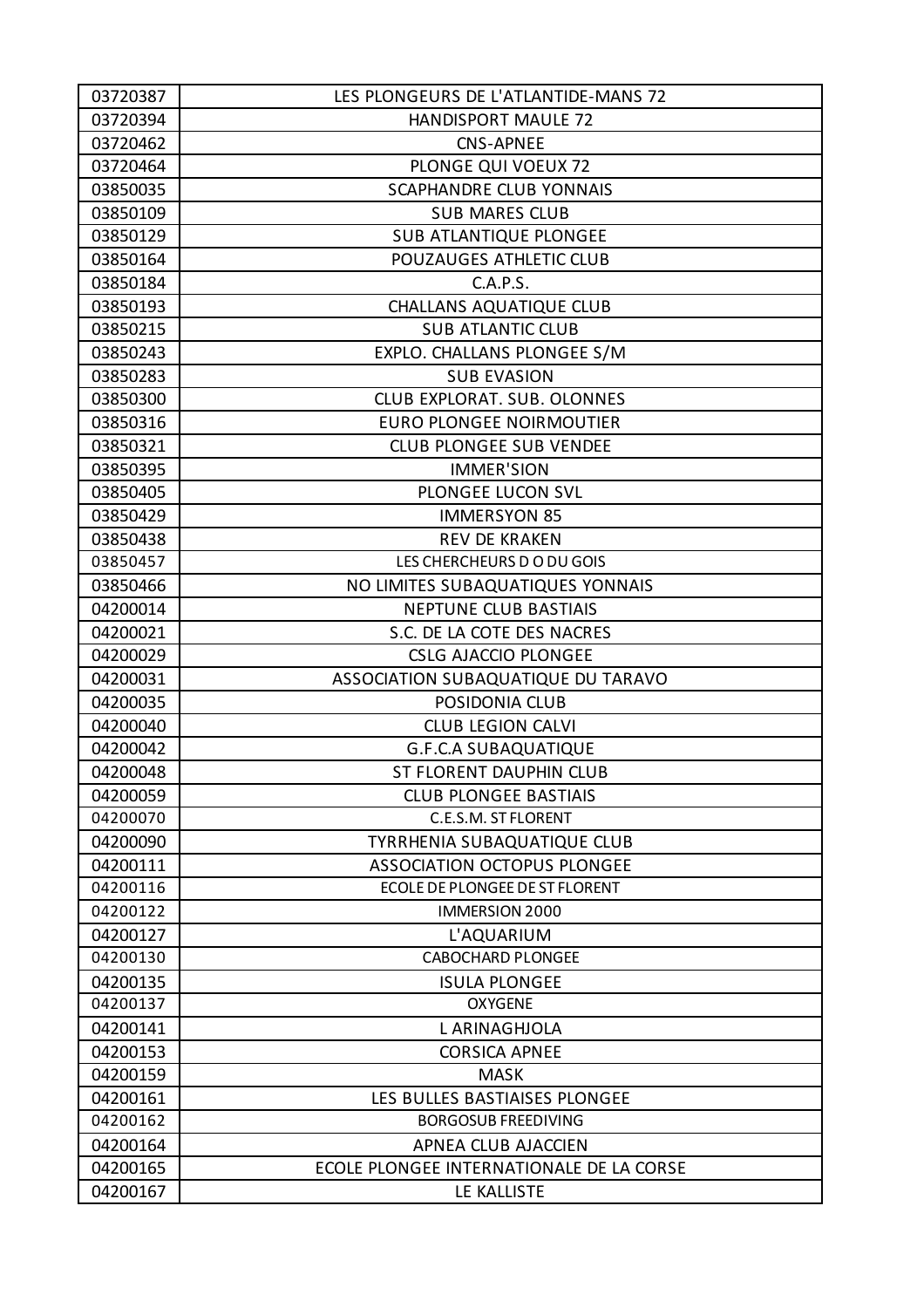| 03720387 | LES PLONGEURS DE L'ATLANTIDE-MANS 72 |
|---|---|
| 03720394 | HANDISPORT MAULE 72 |
| 03720462 | CNS-APNEE |
| 03720464 | PLONGE QUI VOEUX 72 |
| 03850035 | SCAPHANDRE CLUB YONNAIS |
| 03850109 | SUB MARES CLUB |
| 03850129 | SUB ATLANTIQUE PLONGEE |
| 03850164 | POUZAUGES ATHLETIC CLUB |
| 03850184 | C.A.P.S. |
| 03850193 | CHALLANS AQUATIQUE CLUB |
| 03850215 | SUB ATLANTIC CLUB |
| 03850243 | EXPLO. CHALLANS PLONGEE S/M |
| 03850283 | SUB EVASION |
| 03850300 | CLUB EXPLORAT. SUB. OLONNES |
| 03850316 | EURO PLONGEE NOIRMOUTIER |
| 03850321 | CLUB PLONGEE SUB VENDEE |
| 03850395 | IMMER'SION |
| 03850405 | PLONGEE LUCON SVL |
| 03850429 | IMMERSYON 85 |
| 03850438 | REV DE KRAKEN |
| 03850457 | LES CHERCHEURS D O DU GOIS |
| 03850466 | NO LIMITES SUBAQUATIQUES YONNAIS |
| 04200014 | NEPTUNE CLUB BASTIAIS |
| 04200021 | S.C. DE LA COTE DES NACRES |
| 04200029 | CSLG AJACCIO PLONGEE |
| 04200031 | ASSOCIATION SUBAQUATIQUE DU TARAVO |
| 04200035 | POSIDONIA CLUB |
| 04200040 | CLUB LEGION CALVI |
| 04200042 | G.F.C.A SUBAQUATIQUE |
| 04200048 | ST FLORENT DAUPHIN CLUB |
| 04200059 | CLUB PLONGEE BASTIAIS |
| 04200070 | C.E.S.M. ST FLORENT |
| 04200090 | TYRRHENIA SUBAQUATIQUE CLUB |
| 04200111 | ASSOCIATION OCTOPUS PLONGEE |
| 04200116 | ECOLE DE PLONGEE DE ST FLORENT |
| 04200122 | IMMERSION 2000 |
| 04200127 | L'AQUARIUM |
| 04200130 | CABOCHARD PLONGEE |
| 04200135 | ISULA PLONGEE |
| 04200137 | OXYGENE |
| 04200141 | L ARINAGHJOLA |
| 04200153 | CORSICA APNEE |
| 04200159 | MASK |
| 04200161 | LES BULLES BASTIAISES PLONGEE |
| 04200162 | BORGOSUB FREEDIVING |
| 04200164 | APNEA CLUB AJACCIEN |
| 04200165 | ECOLE PLONGEE INTERNATIONALE DE LA CORSE |
| 04200167 | LE KALLISTE |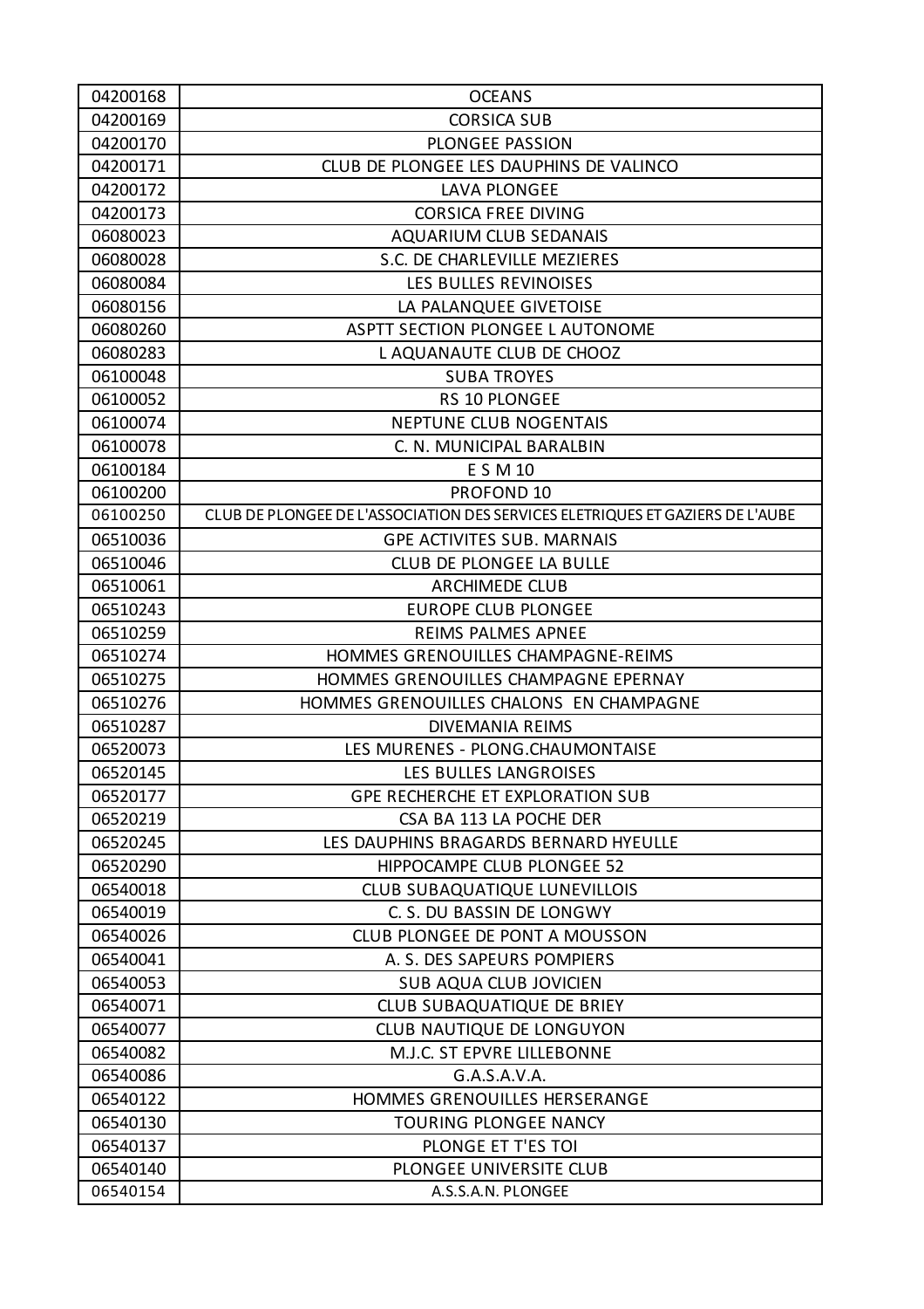| | |
|---|---|
| 04200168 | OCEANS |
| 04200169 | CORSICA SUB |
| 04200170 | PLONGEE PASSION |
| 04200171 | CLUB DE PLONGEE LES DAUPHINS DE VALINCO |
| 04200172 | LAVA PLONGEE |
| 04200173 | CORSICA FREE DIVING |
| 06080023 | AQUARIUM CLUB SEDANAIS |
| 06080028 | S.C. DE CHARLEVILLE MEZIERES |
| 06080084 | LES BULLES REVINOISES |
| 06080156 | LA PALANQUEE GIVETOISE |
| 06080260 | ASPTT SECTION PLONGEE L AUTONOME |
| 06080283 | L AQUANAUTE CLUB DE CHOOZ |
| 06100048 | SUBA TROYES |
| 06100052 | RS 10 PLONGEE |
| 06100074 | NEPTUNE CLUB NOGENTAIS |
| 06100078 | C. N. MUNICIPAL BARALBIN |
| 06100184 | E S M 10 |
| 06100200 | PROFOND 10 |
| 06100250 | CLUB DE PLONGEE DE L'ASSOCIATION DES SERVICES ELETRIQUES ET GAZIERS DE L'AUBE |
| 06510036 | GPE ACTIVITES SUB. MARNAIS |
| 06510046 | CLUB DE PLONGEE LA BULLE |
| 06510061 | ARCHIMEDE CLUB |
| 06510243 | EUROPE CLUB PLONGEE |
| 06510259 | REIMS PALMES APNEE |
| 06510274 | HOMMES GRENOUILLES CHAMPAGNE-REIMS |
| 06510275 | HOMMES GRENOUILLES CHAMPAGNE EPERNAY |
| 06510276 | HOMMES GRENOUILLES CHALONS EN CHAMPAGNE |
| 06510287 | DIVEMANIA REIMS |
| 06520073 | LES MURENES - PLONG.CHAUMONTAISE |
| 06520145 | LES BULLES LANGROISES |
| 06520177 | GPE RECHERCHE ET EXPLORATION SUB |
| 06520219 | CSA BA 113 LA POCHE DER |
| 06520245 | LES DAUPHINS BRAGARDS BERNARD HYEULLE |
| 06520290 | HIPPOCAMPE CLUB PLONGEE 52 |
| 06540018 | CLUB SUBAQUATIQUE LUNEVILLOIS |
| 06540019 | C. S. DU BASSIN DE LONGWY |
| 06540026 | CLUB PLONGEE DE PONT A MOUSSON |
| 06540041 | A. S. DES SAPEURS POMPIERS |
| 06540053 | SUB AQUA CLUB JOVICIEN |
| 06540071 | CLUB SUBAQUATIQUE DE BRIEY |
| 06540077 | CLUB NAUTIQUE DE LONGUYON |
| 06540082 | M.J.C. ST EPVRE LILLEBONNE |
| 06540086 | G.A.S.A.V.A. |
| 06540122 | HOMMES GRENOUILLES HERSERANGE |
| 06540130 | TOURING PLONGEE NANCY |
| 06540137 | PLONGE ET T'ES TOI |
| 06540140 | PLONGEE UNIVERSITE CLUB |
| 06540154 | A.S.S.A.N. PLONGEE |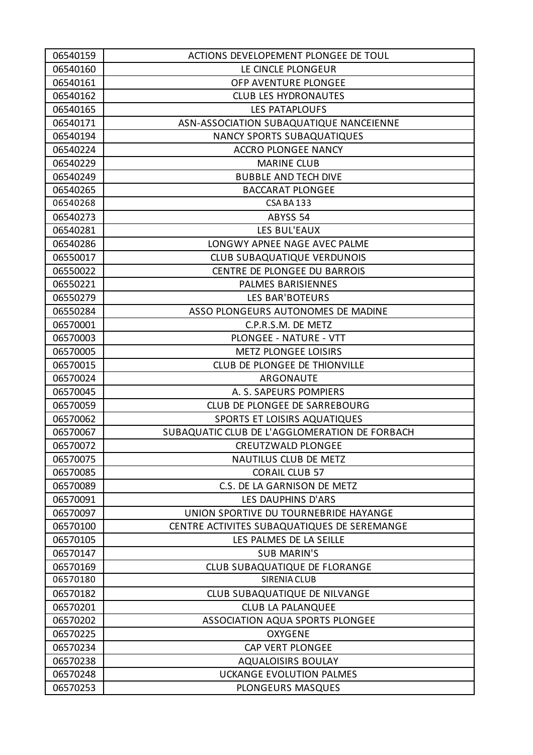| 06540159 | ACTIONS DEVELOPEMENT PLONGEE DE TOUL |
|---|---|
| 06540160 | LE CINCLE PLONGEUR |
| 06540161 | OFP AVENTURE PLONGEE |
| 06540162 | CLUB LES HYDRONAUTES |
| 06540165 | LES PATAPLOUFS |
| 06540171 | ASN-ASSOCIATION SUBAQUATIQUE NANCEIENNE |
| 06540194 | NANCY SPORTS SUBAQUATIQUES |
| 06540224 | ACCRO PLONGEE NANCY |
| 06540229 | MARINE CLUB |
| 06540249 | BUBBLE AND TECH DIVE |
| 06540265 | BACCARAT PLONGEE |
| 06540268 | CSA BA 133 |
| 06540273 | ABYSS 54 |
| 06540281 | LES BUL'EAUX |
| 06540286 | LONGWY APNEE NAGE AVEC PALME |
| 06550017 | CLUB SUBAQUATIQUE VERDUNOIS |
| 06550022 | CENTRE DE PLONGEE DU BARROIS |
| 06550221 | PALMES BARISIENNES |
| 06550279 | LES BAR'BOTEURS |
| 06550284 | ASSO PLONGEURS AUTONOMES DE MADINE |
| 06570001 | C.P.R.S.M. DE METZ |
| 06570003 | PLONGEE - NATURE - VTT |
| 06570005 | METZ PLONGEE LOISIRS |
| 06570015 | CLUB DE PLONGEE DE THIONVILLE |
| 06570024 | ARGONAUTE |
| 06570045 | A. S. SAPEURS POMPIERS |
| 06570059 | CLUB DE PLONGEE DE SARREBOURG |
| 06570062 | SPORTS ET LOISIRS AQUATIQUES |
| 06570067 | SUBAQUATIC CLUB DE L'AGGLOMERATION DE FORBACH |
| 06570072 | CREUTZWALD PLONGEE |
| 06570075 | NAUTILUS CLUB DE METZ |
| 06570085 | CORAIL CLUB 57 |
| 06570089 | C.S. DE LA GARNISON DE METZ |
| 06570091 | LES DAUPHINS D'ARS |
| 06570097 | UNION SPORTIVE DU TOURNEBRIDE HAYANGE |
| 06570100 | CENTRE ACTIVITES SUBAQUATIQUES DE SEREMANGE |
| 06570105 | LES PALMES DE LA SEILLE |
| 06570147 | SUB MARIN'S |
| 06570169 | CLUB SUBAQUATIQUE DE FLORANGE |
| 06570180 | SIRENIA CLUB |
| 06570182 | CLUB SUBAQUATIQUE DE NILVANGE |
| 06570201 | CLUB LA PALANQUEE |
| 06570202 | ASSOCIATION AQUA SPORTS PLONGEE |
| 06570225 | OXYGENE |
| 06570234 | CAP VERT PLONGEE |
| 06570238 | AQUALOISIRS BOULAY |
| 06570248 | UCKANGE EVOLUTION PALMES |
| 06570253 | PLONGEURS MASQUES |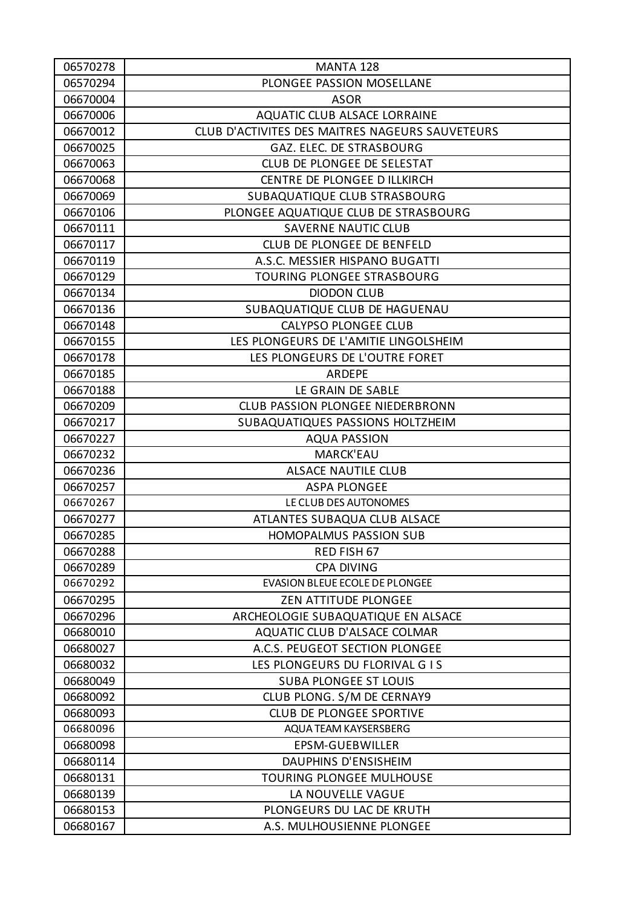| 06570278 | MANTA 128 |
|---|---|
| 06570294 | PLONGEE PASSION MOSELLANE |
| 06670004 | ASOR |
| 06670006 | AQUATIC CLUB ALSACE LORRAINE |
| 06670012 | CLUB D'ACTIVITES DES MAITRES NAGEURS SAUVETEURS |
| 06670025 | GAZ. ELEC. DE STRASBOURG |
| 06670063 | CLUB DE PLONGEE DE SELESTAT |
| 06670068 | CENTRE DE PLONGEE D ILLKIRCH |
| 06670069 | SUBAQUATIQUE CLUB STRASBOURG |
| 06670106 | PLONGEE AQUATIQUE CLUB DE STRASBOURG |
| 06670111 | SAVERNE NAUTIC CLUB |
| 06670117 | CLUB DE PLONGEE DE BENFELD |
| 06670119 | A.S.C. MESSIER HISPANO BUGATTI |
| 06670129 | TOURING PLONGEE STRASBOURG |
| 06670134 | DIODON CLUB |
| 06670136 | SUBAQUATIQUE CLUB DE HAGUENAU |
| 06670148 | CALYPSO PLONGEE CLUB |
| 06670155 | LES PLONGEURS DE L'AMITIE LINGOLSHEIM |
| 06670178 | LES PLONGEURS DE L'OUTRE FORET |
| 06670185 | ARDEPE |
| 06670188 | LE GRAIN DE SABLE |
| 06670209 | CLUB PASSION PLONGEE NIEDERBRONN |
| 06670217 | SUBAQUATIQUES PASSIONS HOLTZHEIM |
| 06670227 | AQUA PASSION |
| 06670232 | MARCK'EAU |
| 06670236 | ALSACE NAUTILE CLUB |
| 06670257 | ASPA PLONGEE |
| 06670267 | LE CLUB DES AUTONOMES |
| 06670277 | ATLANTES SUBAQUA CLUB ALSACE |
| 06670285 | HOMOPALMUS PASSION SUB |
| 06670288 | RED FISH 67 |
| 06670289 | CPA DIVING |
| 06670292 | EVASION BLEUE ECOLE DE PLONGEE |
| 06670295 | ZEN ATTITUDE PLONGEE |
| 06670296 | ARCHEOLOGIE SUBAQUATIQUE EN ALSACE |
| 06680010 | AQUATIC CLUB D'ALSACE COLMAR |
| 06680027 | A.C.S. PEUGEOT SECTION PLONGEE |
| 06680032 | LES PLONGEURS DU FLORIVAL G I S |
| 06680049 | SUBA PLONGEE ST LOUIS |
| 06680092 | CLUB PLONG. S/M DE CERNAY9 |
| 06680093 | CLUB DE PLONGEE SPORTIVE |
| 06680096 | AQUA TEAM KAYSERSBERG |
| 06680098 | EPSM-GUEBWILLER |
| 06680114 | DAUPHINS D'ENSISHEIM |
| 06680131 | TOURING PLONGEE MULHOUSE |
| 06680139 | LA NOUVELLE VAGUE |
| 06680153 | PLONGEURS DU LAC DE KRUTH |
| 06680167 | A.S. MULHOUSIENNE PLONGEE |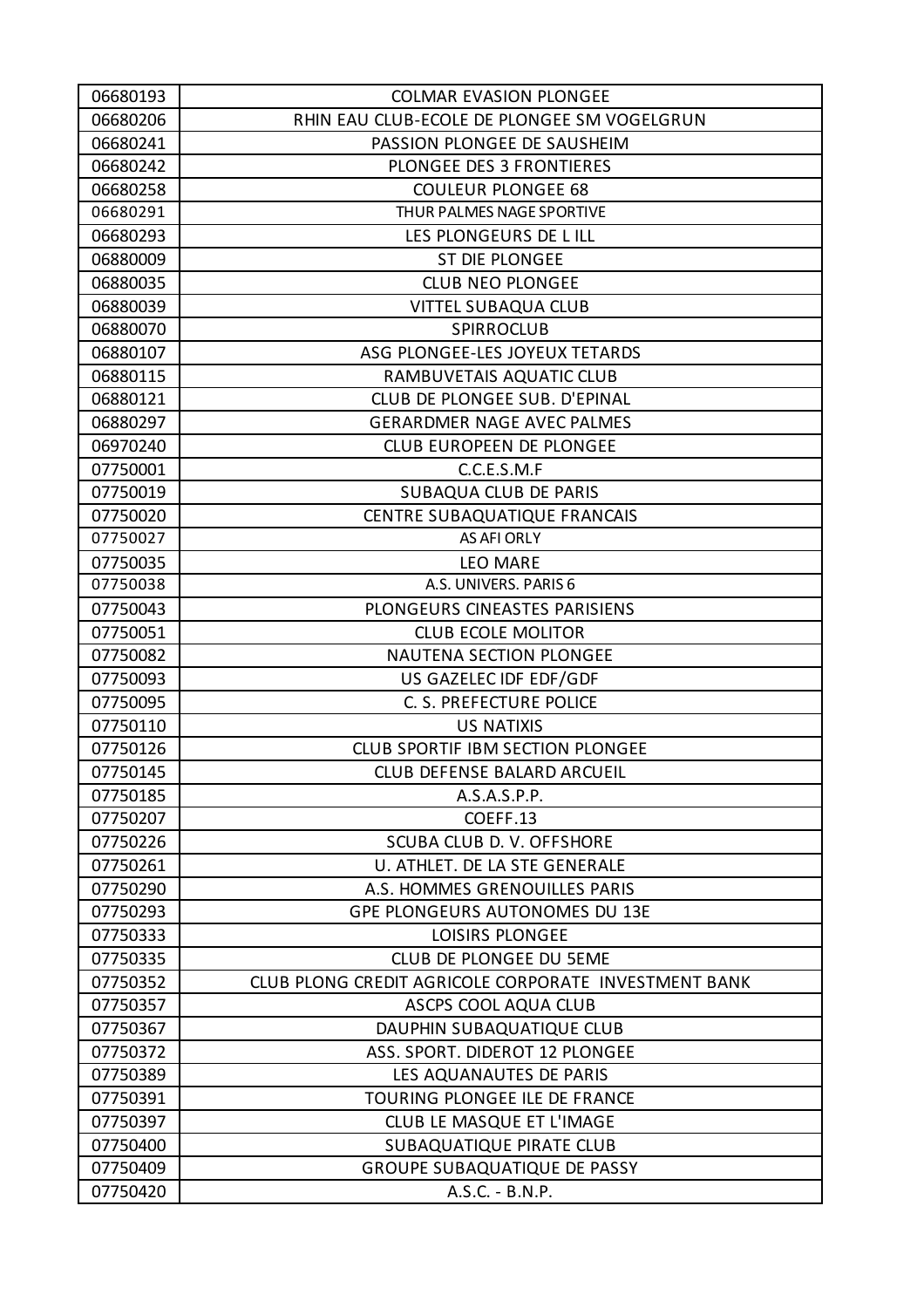| 06680193 | COLMAR EVASION PLONGEE |
|---|---|
| 06680206 | RHIN EAU CLUB-ECOLE DE PLONGEE SM VOGELGRUN |
| 06680241 | PASSION PLONGEE DE SAUSHEIM |
| 06680242 | PLONGEE DES 3 FRONTIERES |
| 06680258 | COULEUR PLONGEE 68 |
| 06680291 | THUR PALMES NAGE SPORTIVE |
| 06680293 | LES PLONGEURS DE L ILL |
| 06880009 | ST DIE PLONGEE |
| 06880035 | CLUB NEO PLONGEE |
| 06880039 | VITTEL SUBAQUA CLUB |
| 06880070 | SPIRROCLUB |
| 06880107 | ASG PLONGEE-LES JOYEUX TETARDS |
| 06880115 | RAMBUVETAIS AQUATIC CLUB |
| 06880121 | CLUB DE PLONGEE SUB. D'EPINAL |
| 06880297 | GERARDMER NAGE AVEC PALMES |
| 06970240 | CLUB EUROPEEN DE PLONGEE |
| 07750001 | C.C.E.S.M.F |
| 07750019 | SUBAQUA CLUB DE PARIS |
| 07750020 | CENTRE SUBAQUATIQUE FRANCAIS |
| 07750027 | AS AFI ORLY |
| 07750035 | LEO MARE |
| 07750038 | A.S. UNIVERS. PARIS 6 |
| 07750043 | PLONGEURS CINEASTES PARISIENS |
| 07750051 | CLUB ECOLE MOLITOR |
| 07750082 | NAUTENA SECTION PLONGEE |
| 07750093 | US GAZELEC IDF EDF/GDF |
| 07750095 | C. S. PREFECTURE POLICE |
| 07750110 | US NATIXIS |
| 07750126 | CLUB SPORTIF IBM SECTION PLONGEE |
| 07750145 | CLUB DEFENSE BALARD ARCUEIL |
| 07750185 | A.S.A.S.P.P. |
| 07750207 | COEFF.13 |
| 07750226 | SCUBA CLUB D. V. OFFSHORE |
| 07750261 | U. ATHLET. DE LA STE GENERALE |
| 07750290 | A.S. HOMMES GRENOUILLES PARIS |
| 07750293 | GPE PLONGEURS AUTONOMES DU 13E |
| 07750333 | LOISIRS PLONGEE |
| 07750335 | CLUB DE PLONGEE DU 5EME |
| 07750352 | CLUB PLONG CREDIT AGRICOLE CORPORATE INVESTMENT BANK |
| 07750357 | ASCPS COOL AQUA CLUB |
| 07750367 | DAUPHIN SUBAQUATIQUE CLUB |
| 07750372 | ASS. SPORT. DIDEROT 12 PLONGEE |
| 07750389 | LES AQUANAUTES DE PARIS |
| 07750391 | TOURING PLONGEE ILE DE FRANCE |
| 07750397 | CLUB LE MASQUE ET L'IMAGE |
| 07750400 | SUBAQUATIQUE PIRATE CLUB |
| 07750409 | GROUPE SUBAQUATIQUE DE PASSY |
| 07750420 | A.S.C. - B.N.P. |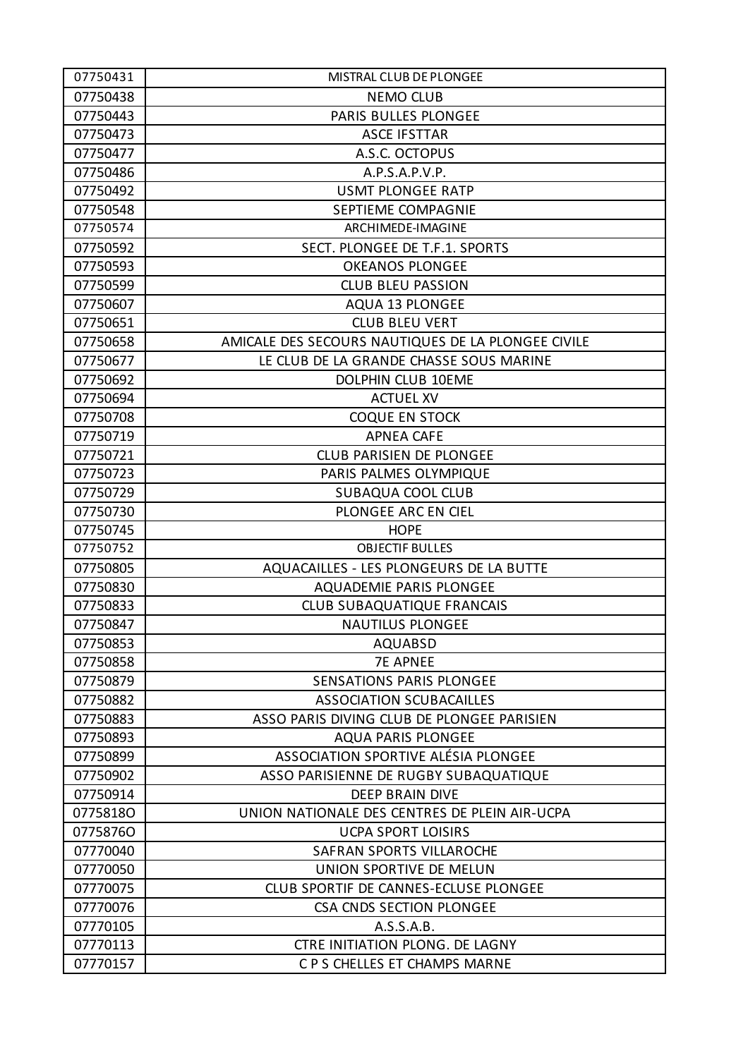| 07750431 | MISTRAL CLUB DE PLONGEE |
| --- | --- |
| 07750438 | NEMO CLUB |
| 07750443 | PARIS BULLES PLONGEE |
| 07750473 | ASCE IFSTTAR |
| 07750477 | A.S.C. OCTOPUS |
| 07750486 | A.P.S.A.P.V.P. |
| 07750492 | USMT PLONGEE RATP |
| 07750548 | SEPTIEME COMPAGNIE |
| 07750574 | ARCHIMEDE-IMAGINE |
| 07750592 | SECT. PLONGEE DE T.F.1. SPORTS |
| 07750593 | OKEANOS PLONGEE |
| 07750599 | CLUB BLEU PASSION |
| 07750607 | AQUA 13 PLONGEE |
| 07750651 | CLUB BLEU VERT |
| 07750658 | AMICALE DES SECOURS NAUTIQUES DE LA PLONGEE CIVILE |
| 07750677 | LE CLUB DE LA GRANDE CHASSE SOUS MARINE |
| 07750692 | DOLPHIN CLUB 10EME |
| 07750694 | ACTUEL XV |
| 07750708 | COQUE EN STOCK |
| 07750719 | APNEA CAFE |
| 07750721 | CLUB PARISIEN DE PLONGEE |
| 07750723 | PARIS PALMES OLYMPIQUE |
| 07750729 | SUBAQUA COOL CLUB |
| 07750730 | PLONGEE ARC EN CIEL |
| 07750745 | HOPE |
| 07750752 | OBJECTIF BULLES |
| 07750805 | AQUACAILLES - LES PLONGEURS DE LA BUTTE |
| 07750830 | AQUADEMIE PARIS PLONGEE |
| 07750833 | CLUB SUBAQUATIQUE FRANCAIS |
| 07750847 | NAUTILUS PLONGEE |
| 07750853 | AQUABSD |
| 07750858 | 7E APNEE |
| 07750879 | SENSATIONS PARIS PLONGEE |
| 07750882 | ASSOCIATION SCUBACAILLES |
| 07750883 | ASSO PARIS DIVING CLUB DE PLONGEE PARISIEN |
| 07750893 | AQUA PARIS PLONGEE |
| 07750899 | ASSOCIATION SPORTIVE ALÉSIA PLONGEE |
| 07750902 | ASSO PARISIENNE DE RUGBY SUBAQUATIQUE |
| 07750914 | DEEP BRAIN DIVE |
| 0775818O | UNION NATIONALE DES CENTRES DE PLEIN AIR-UCPA |
| 0775876O | UCPA SPORT LOISIRS |
| 07770040 | SAFRAN SPORTS VILLAROCHE |
| 07770050 | UNION SPORTIVE DE MELUN |
| 07770075 | CLUB SPORTIF DE CANNES-ECLUSE PLONGEE |
| 07770076 | CSA CNDS SECTION PLONGEE |
| 07770105 | A.S.S.A.B. |
| 07770113 | CTRE INITIATION PLONG. DE LAGNY |
| 07770157 | C P S CHELLES ET CHAMPS MARNE |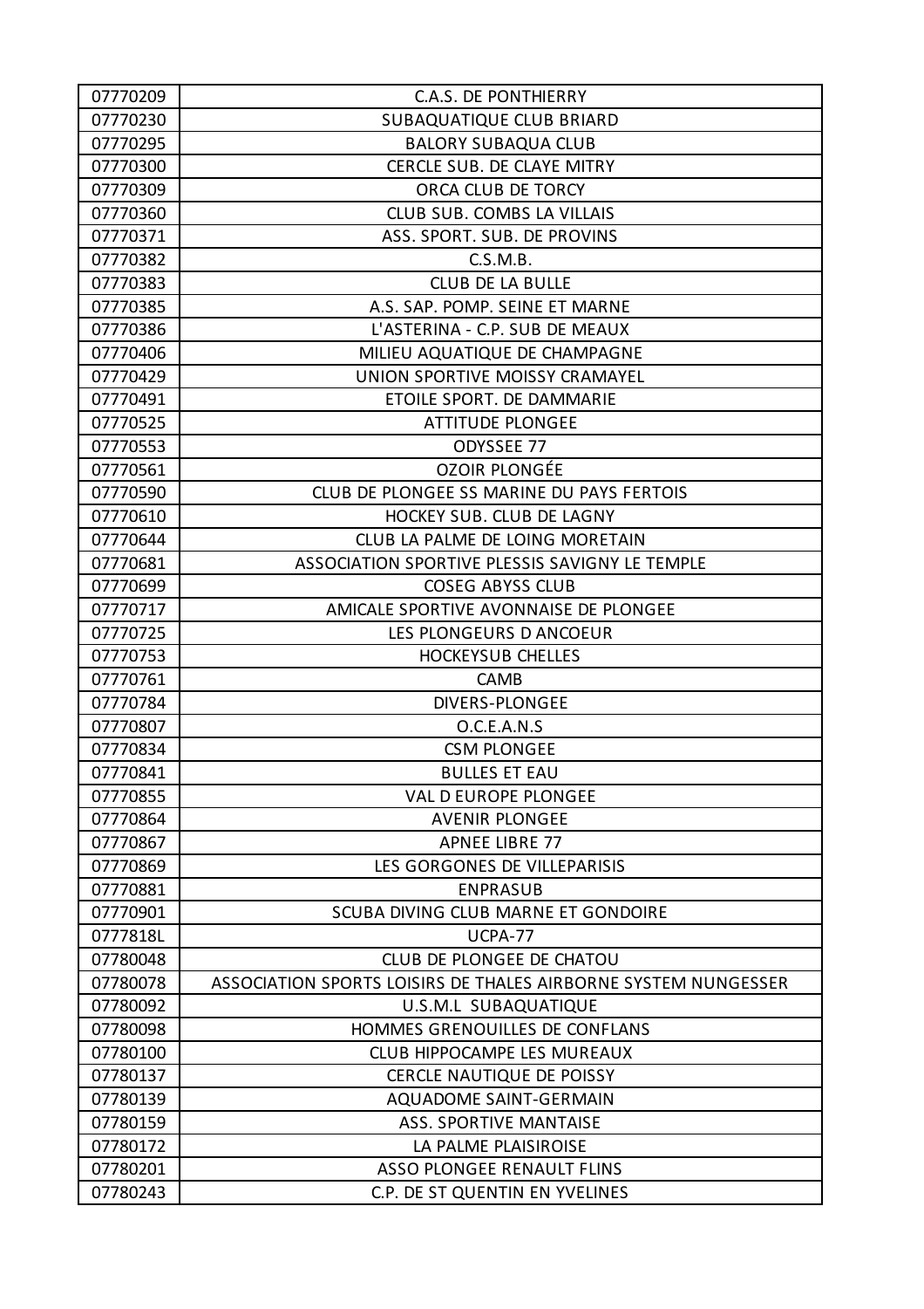| | |
|---|---|
| 07770209 | C.A.S. DE PONTHIERRY |
| 07770230 | SUBAQUATIQUE CLUB BRIARD |
| 07770295 | BALORY SUBAQUA CLUB |
| 07770300 | CERCLE SUB. DE CLAYE MITRY |
| 07770309 | ORCA CLUB DE TORCY |
| 07770360 | CLUB SUB. COMBS LA VILLAIS |
| 07770371 | ASS. SPORT. SUB. DE PROVINS |
| 07770382 | C.S.M.B. |
| 07770383 | CLUB DE LA BULLE |
| 07770385 | A.S. SAP. POMP. SEINE ET MARNE |
| 07770386 | L'ASTERINA - C.P. SUB DE MEAUX |
| 07770406 | MILIEU AQUATIQUE DE CHAMPAGNE |
| 07770429 | UNION SPORTIVE MOISSY CRAMAYEL |
| 07770491 | ETOILE SPORT. DE DAMMARIE |
| 07770525 | ATTITUDE PLONGEE |
| 07770553 | ODYSSEE 77 |
| 07770561 | OZOIR PLONGÉE |
| 07770590 | CLUB DE PLONGEE SS MARINE DU PAYS FERTOIS |
| 07770610 | HOCKEY SUB. CLUB DE LAGNY |
| 07770644 | CLUB LA PALME DE LOING MORETAIN |
| 07770681 | ASSOCIATION SPORTIVE PLESSIS SAVIGNY LE TEMPLE |
| 07770699 | COSEG ABYSS CLUB |
| 07770717 | AMICALE SPORTIVE AVONNAISE DE PLONGEE |
| 07770725 | LES PLONGEURS D ANCOEUR |
| 07770753 | HOCKEYSUB CHELLES |
| 07770761 | CAMB |
| 07770784 | DIVERS-PLONGEE |
| 07770807 | O.C.E.A.N.S |
| 07770834 | CSM PLONGEE |
| 07770841 | BULLES ET EAU |
| 07770855 | VAL D EUROPE PLONGEE |
| 07770864 | AVENIR PLONGEE |
| 07770867 | APNEE LIBRE 77 |
| 07770869 | LES GORGONES DE VILLEPARISIS |
| 07770881 | ENPRASUB |
| 07770901 | SCUBA DIVING CLUB MARNE ET GONDOIRE |
| 0777818L | UCPA-77 |
| 07780048 | CLUB DE PLONGEE DE CHATOU |
| 07780078 | ASSOCIATION SPORTS LOISIRS DE THALES AIRBORNE SYSTEM NUNGESSER |
| 07780092 | U.S.M.L SUBAQUATIQUE |
| 07780098 | HOMMES GRENOUILLES DE CONFLANS |
| 07780100 | CLUB HIPPOCAMPE LES MUREAUX |
| 07780137 | CERCLE NAUTIQUE DE POISSY |
| 07780139 | AQUADOME SAINT-GERMAIN |
| 07780159 | ASS. SPORTIVE MANTAISE |
| 07780172 | LA PALME PLAISIROISE |
| 07780201 | ASSO PLONGEE RENAULT FLINS |
| 07780243 | C.P. DE ST QUENTIN EN YVELINES |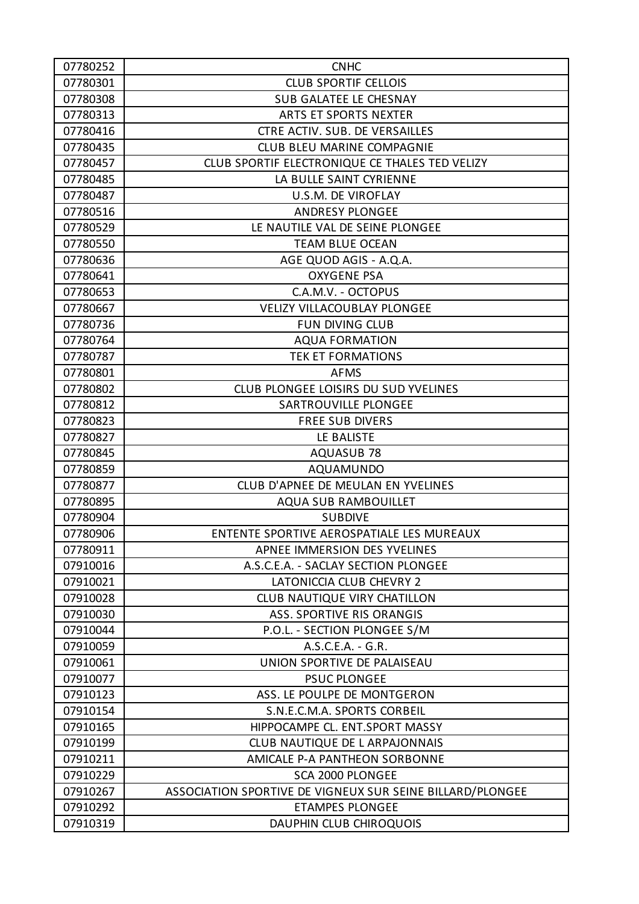| 07780252 | CNHC |
| --- | --- |
| 07780301 | CLUB SPORTIF CELLOIS |
| 07780308 | SUB GALATEE LE CHESNAY |
| 07780313 | ARTS ET SPORTS NEXTER |
| 07780416 | CTRE ACTIV. SUB. DE VERSAILLES |
| 07780435 | CLUB BLEU MARINE COMPAGNIE |
| 07780457 | CLUB SPORTIF ELECTRONIQUE CE THALES TED VELIZY |
| 07780485 | LA BULLE SAINT CYRIENNE |
| 07780487 | U.S.M. DE VIROFLAY |
| 07780516 | ANDRESY PLONGEE |
| 07780529 | LE NAUTILE VAL DE SEINE PLONGEE |
| 07780550 | TEAM BLUE OCEAN |
| 07780636 | AGE QUOD AGIS - A.Q.A. |
| 07780641 | OXYGENE PSA |
| 07780653 | C.A.M.V. - OCTOPUS |
| 07780667 | VELIZY VILLACOUBLAY PLONGEE |
| 07780736 | FUN DIVING CLUB |
| 07780764 | AQUA FORMATION |
| 07780787 | TEK ET FORMATIONS |
| 07780801 | AFMS |
| 07780802 | CLUB PLONGEE LOISIRS DU SUD YVELINES |
| 07780812 | SARTROUVILLE PLONGEE |
| 07780823 | FREE SUB DIVERS |
| 07780827 | LE BALISTE |
| 07780845 | AQUASUB 78 |
| 07780859 | AQUAMUNDO |
| 07780877 | CLUB D'APNEE DE MEULAN EN YVELINES |
| 07780895 | AQUA SUB RAMBOUILLET |
| 07780904 | SUBDIVE |
| 07780906 | ENTENTE SPORTIVE AEROSPATIALE LES MUREAUX |
| 07780911 | APNEE IMMERSION DES YVELINES |
| 07910016 | A.S.C.E.A. - SACLAY SECTION PLONGEE |
| 07910021 | LATONICCIA CLUB CHEVRY 2 |
| 07910028 | CLUB NAUTIQUE VIRY CHATILLON |
| 07910030 | ASS. SPORTIVE RIS ORANGIS |
| 07910044 | P.O.L. - SECTION PLONGEE S/M |
| 07910059 | A.S.C.E.A. - G.R. |
| 07910061 | UNION SPORTIVE DE PALAISEAU |
| 07910077 | PSUC PLONGEE |
| 07910123 | ASS. LE POULPE DE MONTGERON |
| 07910154 | S.N.E.C.M.A. SPORTS CORBEIL |
| 07910165 | HIPPOCAMPE CL. ENT.SPORT MASSY |
| 07910199 | CLUB NAUTIQUE DE L ARPAJONNAIS |
| 07910211 | AMICALE P-A PANTHEON SORBONNE |
| 07910229 | SCA 2000 PLONGEE |
| 07910267 | ASSOCIATION SPORTIVE DE VIGNEUX SUR SEINE BILLARD/PLONGEE |
| 07910292 | ETAMPES PLONGEE |
| 07910319 | DAUPHIN CLUB CHIROQUOIS |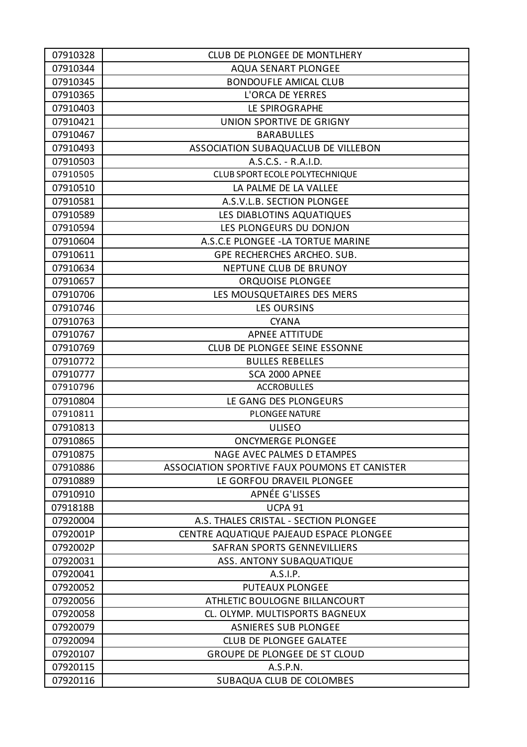| 07910328 | CLUB DE PLONGEE DE MONTLHERY |
|---|---|
| 07910344 | AQUA SENART PLONGEE |
| 07910345 | BONDOUFLE AMICAL CLUB |
| 07910365 | L'ORCA DE YERRES |
| 07910403 | LE SPIROGRAPHE |
| 07910421 | UNION SPORTIVE DE GRIGNY |
| 07910467 | BARABULLES |
| 07910493 | ASSOCIATION SUBAQUACLUB DE VILLEBON |
| 07910503 | A.S.C.S. - R.A.I.D. |
| 07910505 | CLUB SPORT ECOLE POLYTECHNIQUE |
| 07910510 | LA PALME DE LA VALLEE |
| 07910581 | A.S.V.L.B. SECTION PLONGEE |
| 07910589 | LES DIABLOTINS AQUATIQUES |
| 07910594 | LES PLONGEURS DU DONJON |
| 07910604 | A.S.C.E PLONGEE -LA TORTUE MARINE |
| 07910611 | GPE RECHERCHES ARCHEO. SUB. |
| 07910634 | NEPTUNE CLUB DE BRUNOY |
| 07910657 | ORQUOISE PLONGEE |
| 07910706 | LES MOUSQUETAIRES DES MERS |
| 07910746 | LES OURSINS |
| 07910763 | CYANA |
| 07910767 | APNEE ATTITUDE |
| 07910769 | CLUB DE PLONGEE SEINE ESSONNE |
| 07910772 | BULLES REBELLES |
| 07910777 | SCA 2000 APNEE |
| 07910796 | ACCROBULLES |
| 07910804 | LE GANG DES PLONGEURS |
| 07910811 | PLONGEE NATURE |
| 07910813 | ULISEO |
| 07910865 | ONCYMERGE PLONGEE |
| 07910875 | NAGE AVEC PALMES D ETAMPES |
| 07910886 | ASSOCIATION SPORTIVE FAUX POUMONS ET CANISTER |
| 07910889 | LE GORFOU DRAVEIL PLONGEE |
| 07910910 | APNÉE G'LISSES |
| 0791818B | UCPA 91 |
| 07920004 | A.S. THALES CRISTAL - SECTION PLONGEE |
| 0792001P | CENTRE AQUATIQUE PAJEAUD ESPACE PLONGEE |
| 0792002P | SAFRAN SPORTS GENNEVILLIERS |
| 07920031 | ASS. ANTONY SUBAQUATIQUE |
| 07920041 | A.S.I.P. |
| 07920052 | PUTEAUX PLONGEE |
| 07920056 | ATHLETIC BOULOGNE BILLANCOURT |
| 07920058 | CL. OLYMP. MULTISPORTS BAGNEUX |
| 07920079 | ASNIERES SUB PLONGEE |
| 07920094 | CLUB DE PLONGEE GALATEE |
| 07920107 | GROUPE DE PLONGEE DE ST CLOUD |
| 07920115 | A.S.P.N. |
| 07920116 | SUBAQUA CLUB DE COLOMBES |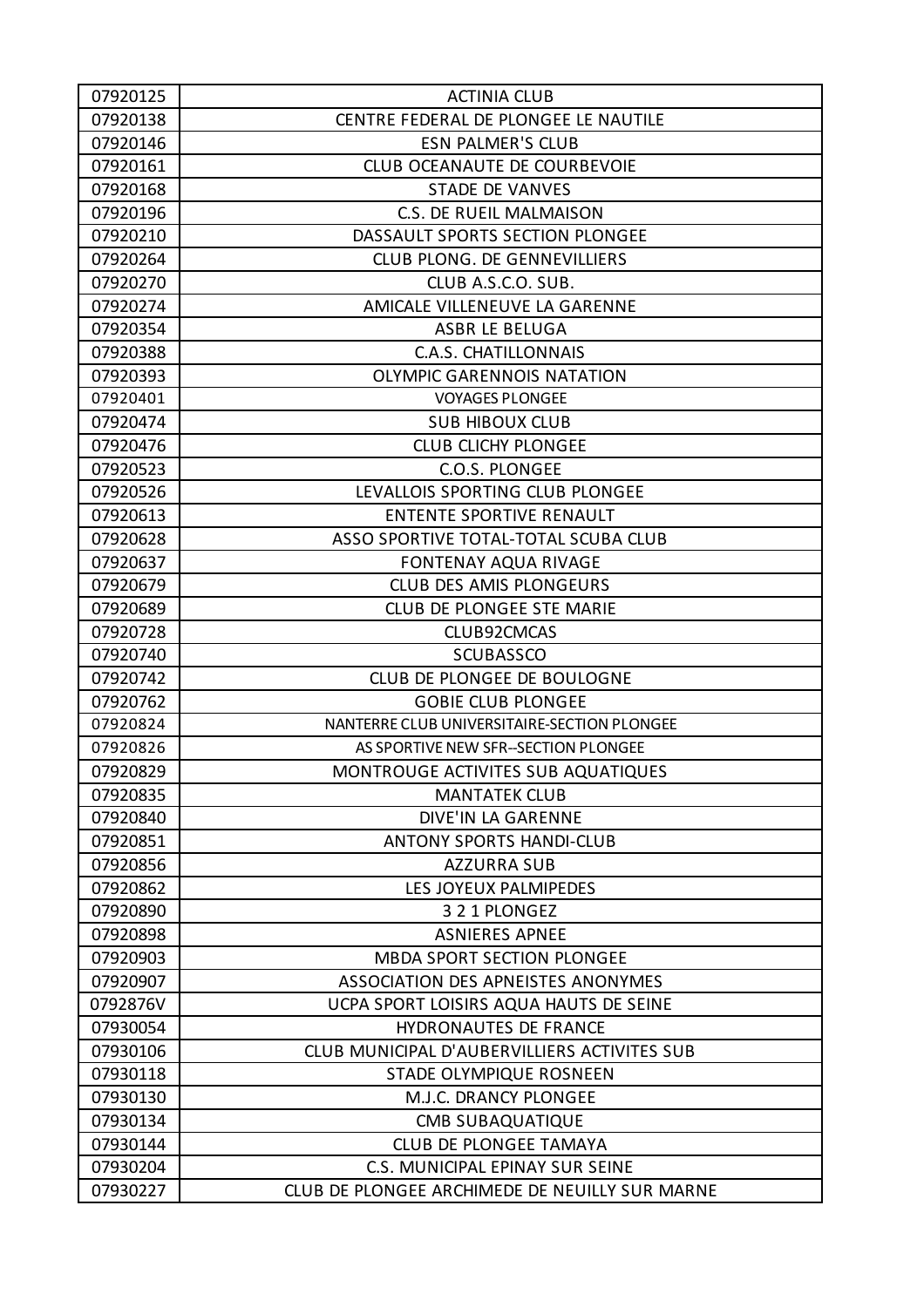| 07920125 | ACTINIA CLUB |
|---|---|
| 07920138 | CENTRE FEDERAL DE PLONGEE LE NAUTILE |
| 07920146 | ESN PALMER'S CLUB |
| 07920161 | CLUB OCEANAUTE DE COURBEVOIE |
| 07920168 | STADE DE VANVES |
| 07920196 | C.S. DE RUEIL MALMAISON |
| 07920210 | DASSAULT SPORTS SECTION PLONGEE |
| 07920264 | CLUB PLONG. DE GENNEVILLIERS |
| 07920270 | CLUB A.S.C.O. SUB. |
| 07920274 | AMICALE VILLENEUVE LA GARENNE |
| 07920354 | ASBR LE BELUGA |
| 07920388 | C.A.S. CHATILLONNAIS |
| 07920393 | OLYMPIC GARENNOIS NATATION |
| 07920401 | VOYAGES PLONGEE |
| 07920474 | SUB HIBOUX CLUB |
| 07920476 | CLUB CLICHY PLONGEE |
| 07920523 | C.O.S. PLONGEE |
| 07920526 | LEVALLOIS SPORTING CLUB PLONGEE |
| 07920613 | ENTENTE SPORTIVE RENAULT |
| 07920628 | ASSO SPORTIVE TOTAL-TOTAL SCUBA CLUB |
| 07920637 | FONTENAY AQUA RIVAGE |
| 07920679 | CLUB DES AMIS PLONGEURS |
| 07920689 | CLUB DE PLONGEE STE MARIE |
| 07920728 | CLUB92CMCAS |
| 07920740 | SCUBASSCO |
| 07920742 | CLUB DE PLONGEE DE BOULOGNE |
| 07920762 | GOBIE CLUB PLONGEE |
| 07920824 | NANTERRE CLUB UNIVERSITAIRE-SECTION PLONGEE |
| 07920826 | AS SPORTIVE NEW SFR--SECTION PLONGEE |
| 07920829 | MONTROUGE ACTIVITES SUB AQUATIQUES |
| 07920835 | MANTATEK CLUB |
| 07920840 | DIVE'IN LA GARENNE |
| 07920851 | ANTONY SPORTS HANDI-CLUB |
| 07920856 | AZZURRA SUB |
| 07920862 | LES JOYEUX PALMIPEDES |
| 07920890 | 3 2 1 PLONGEZ |
| 07920898 | ASNIERES APNEE |
| 07920903 | MBDA SPORT SECTION PLONGEE |
| 07920907 | ASSOCIATION DES APNEISTES ANONYMES |
| 0792876V | UCPA SPORT LOISIRS AQUA HAUTS DE SEINE |
| 07930054 | HYDRONAUTES DE FRANCE |
| 07930106 | CLUB MUNICIPAL D'AUBERVILLIERS ACTIVITES SUB |
| 07930118 | STADE OLYMPIQUE ROSNEEN |
| 07930130 | M.J.C. DRANCY PLONGEE |
| 07930134 | CMB SUBAQUATIQUE |
| 07930144 | CLUB DE PLONGEE TAMAYA |
| 07930204 | C.S. MUNICIPAL EPINAY SUR SEINE |
| 07930227 | CLUB DE PLONGEE ARCHIMEDE DE NEUILLY SUR MARNE |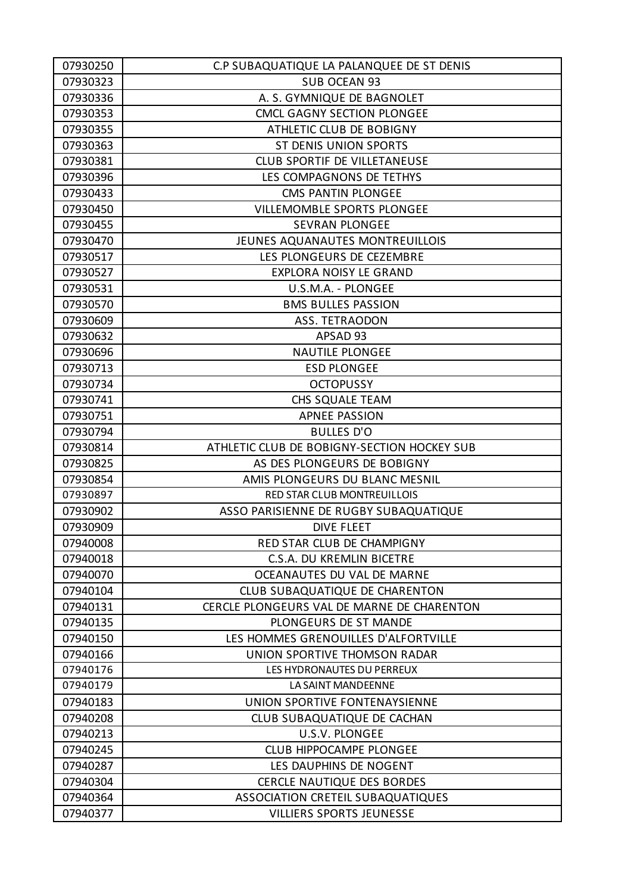| | |
|---|---|
| 07930250 | C.P SUBAQUATIQUE LA PALANQUEE DE ST DENIS |
| 07930323 | SUB OCEAN 93 |
| 07930336 | A. S. GYMNIQUE DE BAGNOLET |
| 07930353 | CMCL GAGNY SECTION PLONGEE |
| 07930355 | ATHLETIC CLUB DE BOBIGNY |
| 07930363 | ST DENIS UNION SPORTS |
| 07930381 | CLUB SPORTIF DE VILLETANEUSE |
| 07930396 | LES COMPAGNONS DE TETHYS |
| 07930433 | CMS PANTIN PLONGEE |
| 07930450 | VILLEMOMBLE SPORTS PLONGEE |
| 07930455 | SEVRAN PLONGEE |
| 07930470 | JEUNES AQUANAUTES MONTREUILLOIS |
| 07930517 | LES PLONGEURS DE CEZEMBRE |
| 07930527 | EXPLORA NOISY LE GRAND |
| 07930531 | U.S.M.A. - PLONGEE |
| 07930570 | BMS BULLES PASSION |
| 07930609 | ASS. TETRAODON |
| 07930632 | APSAD 93 |
| 07930696 | NAUTILE PLONGEE |
| 07930713 | ESD PLONGEE |
| 07930734 | OCTOPUSSY |
| 07930741 | CHS SQUALE TEAM |
| 07930751 | APNEE PASSION |
| 07930794 | BULLES D'O |
| 07930814 | ATHLETIC CLUB DE BOBIGNY-SECTION HOCKEY SUB |
| 07930825 | AS DES PLONGEURS DE BOBIGNY |
| 07930854 | AMIS PLONGEURS DU BLANC MESNIL |
| 07930897 | RED STAR CLUB MONTREUILLOIS |
| 07930902 | ASSO PARISIENNE DE RUGBY SUBAQUATIQUE |
| 07930909 | DIVE FLEET |
| 07940008 | RED STAR CLUB DE CHAMPIGNY |
| 07940018 | C.S.A. DU KREMLIN BICETRE |
| 07940070 | OCEANAUTES DU VAL DE MARNE |
| 07940104 | CLUB SUBAQUATIQUE DE CHARENTON |
| 07940131 | CERCLE PLONGEURS VAL DE MARNE DE CHARENTON |
| 07940135 | PLONGEURS DE ST MANDE |
| 07940150 | LES HOMMES GRENOUILLES D'ALFORTVILLE |
| 07940166 | UNION SPORTIVE THOMSON RADAR |
| 07940176 | LES HYDRONAUTES DU PERREUX |
| 07940179 | LA SAINT MANDEENNE |
| 07940183 | UNION SPORTIVE FONTENAYSIENNE |
| 07940208 | CLUB SUBAQUATIQUE DE CACHAN |
| 07940213 | U.S.V. PLONGEE |
| 07940245 | CLUB HIPPOCAMPE PLONGEE |
| 07940287 | LES DAUPHINS DE NOGENT |
| 07940304 | CERCLE NAUTIQUE DES BORDES |
| 07940364 | ASSOCIATION CRETEIL SUBAQUATIQUES |
| 07940377 | VILLIERS SPORTS JEUNESSE |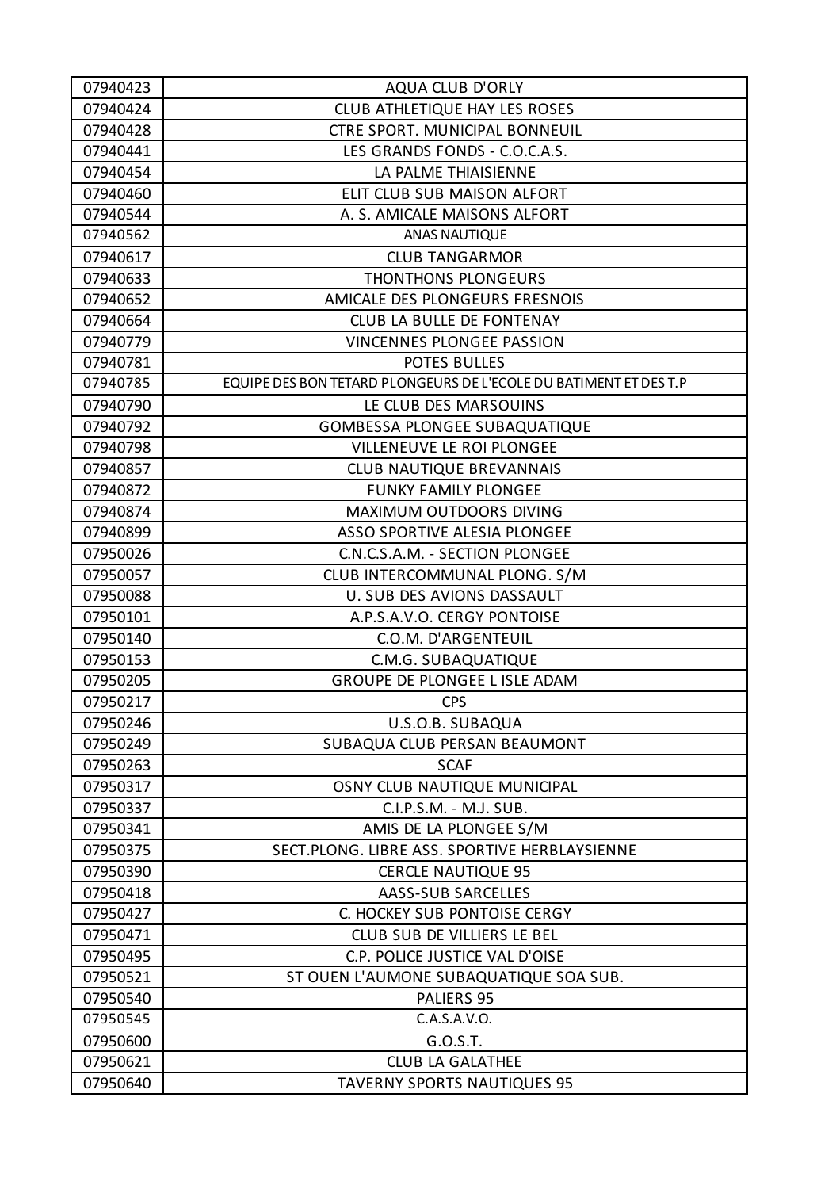| 07940423 | AQUA CLUB D'ORLY |
| --- | --- |
| 07940424 | CLUB ATHLETIQUE HAY LES ROSES |
| 07940428 | CTRE SPORT. MUNICIPAL BONNEUIL |
| 07940441 | LES GRANDS FONDS - C.O.C.A.S. |
| 07940454 | LA PALME THIAISIENNE |
| 07940460 | ELIT CLUB SUB MAISON ALFORT |
| 07940544 | A. S. AMICALE MAISONS ALFORT |
| 07940562 | ANAS NAUTIQUE |
| 07940617 | CLUB TANGARMOR |
| 07940633 | THONTHONS PLONGEURS |
| 07940652 | AMICALE DES PLONGEURS FRESNOIS |
| 07940664 | CLUB LA BULLE DE FONTENAY |
| 07940779 | VINCENNES PLONGEE PASSION |
| 07940781 | POTES BULLES |
| 07940785 | EQUIPE DES BON TETARD PLONGEURS DE L'ECOLE DU BATIMENT ET DES T.P |
| 07940790 | LE CLUB DES MARSOUINS |
| 07940792 | GOMBESSA PLONGEE SUBAQUATIQUE |
| 07940798 | VILLENEUVE LE ROI PLONGEE |
| 07940857 | CLUB NAUTIQUE BREVANNAIS |
| 07940872 | FUNKY FAMILY PLONGEE |
| 07940874 | MAXIMUM OUTDOORS DIVING |
| 07940899 | ASSO SPORTIVE ALESIA PLONGEE |
| 07950026 | C.N.C.S.A.M. - SECTION PLONGEE |
| 07950057 | CLUB INTERCOMMUNAL PLONG. S/M |
| 07950088 | U. SUB DES AVIONS DASSAULT |
| 07950101 | A.P.S.A.V.O. CERGY PONTOISE |
| 07950140 | C.O.M. D'ARGENTEUIL |
| 07950153 | C.M.G. SUBAQUATIQUE |
| 07950205 | GROUPE DE PLONGEE L ISLE ADAM |
| 07950217 | CPS |
| 07950246 | U.S.O.B. SUBAQUA |
| 07950249 | SUBAQUA CLUB PERSAN BEAUMONT |
| 07950263 | SCAF |
| 07950317 | OSNY CLUB NAUTIQUE MUNICIPAL |
| 07950337 | C.I.P.S.M. - M.J. SUB. |
| 07950341 | AMIS DE LA PLONGEE S/M |
| 07950375 | SECT.PLONG. LIBRE ASS. SPORTIVE HERBLAYSIENNE |
| 07950390 | CERCLE NAUTIQUE 95 |
| 07950418 | AASS-SUB SARCELLES |
| 07950427 | C. HOCKEY SUB PONTOISE CERGY |
| 07950471 | CLUB SUB DE VILLIERS LE BEL |
| 07950495 | C.P. POLICE JUSTICE VAL D'OISE |
| 07950521 | ST OUEN L'AUMONE SUBAQUATIQUE SOA SUB. |
| 07950540 | PALIERS 95 |
| 07950545 | C.A.S.A.V.O. |
| 07950600 | G.O.S.T. |
| 07950621 | CLUB LA GALATHEE |
| 07950640 | TAVERNY SPORTS NAUTIQUES 95 |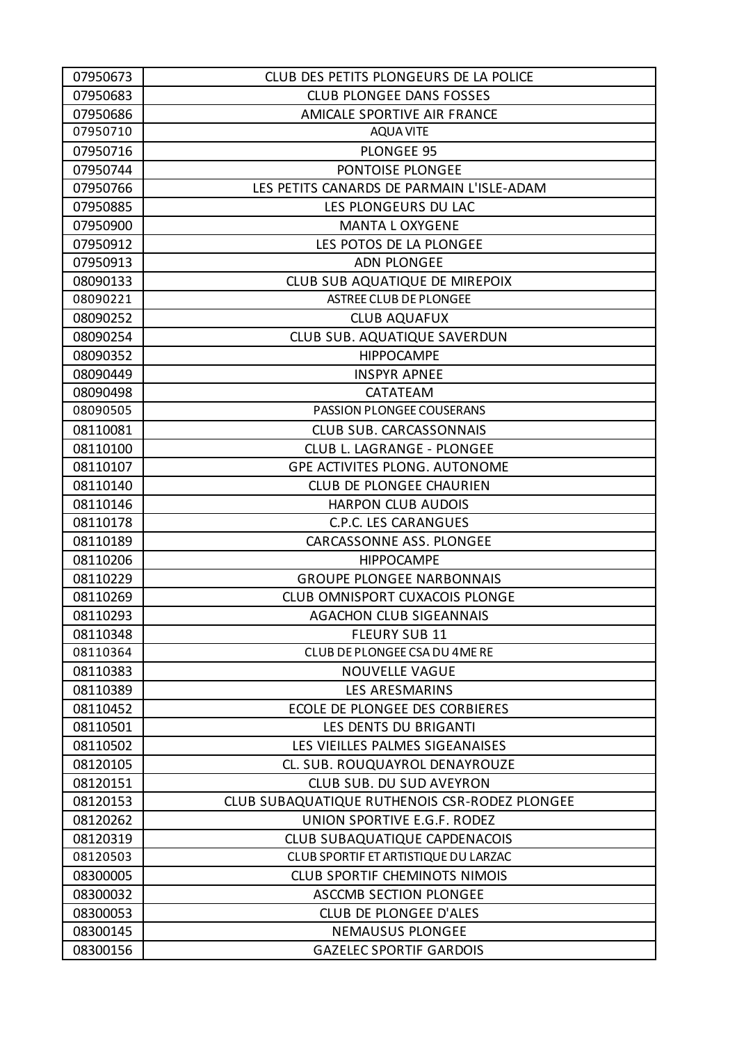| 07950673 | CLUB DES PETITS PLONGEURS DE LA POLICE |
|---|---|
| 07950683 | CLUB PLONGEE DANS FOSSES |
| 07950686 | AMICALE SPORTIVE AIR FRANCE |
| 07950710 | AQUA VITE |
| 07950716 | PLONGEE 95 |
| 07950744 | PONTOISE PLONGEE |
| 07950766 | LES PETITS CANARDS DE PARMAIN L'ISLE-ADAM |
| 07950885 | LES PLONGEURS DU LAC |
| 07950900 | MANTA L OXYGENE |
| 07950912 | LES POTOS DE LA PLONGEE |
| 07950913 | ADN PLONGEE |
| 08090133 | CLUB SUB AQUATIQUE DE MIREPOIX |
| 08090221 | ASTREE CLUB DE PLONGEE |
| 08090252 | CLUB AQUAFUX |
| 08090254 | CLUB SUB. AQUATIQUE SAVERDUN |
| 08090352 | HIPPOCAMPE |
| 08090449 | INSPYR APNEE |
| 08090498 | CATATEAM |
| 08090505 | PASSION PLONGEE COUSERANS |
| 08110081 | CLUB SUB. CARCASSONNAIS |
| 08110100 | CLUB L. LAGRANGE - PLONGEE |
| 08110107 | GPE ACTIVITES PLONG. AUTONOME |
| 08110140 | CLUB DE PLONGEE CHAURIEN |
| 08110146 | HARPON CLUB AUDOIS |
| 08110178 | C.P.C. LES CARANGUES |
| 08110189 | CARCASSONNE ASS. PLONGEE |
| 08110206 | HIPPOCAMPE |
| 08110229 | GROUPE PLONGEE NARBONNAIS |
| 08110269 | CLUB OMNISPORT CUXACOIS PLONGE |
| 08110293 | AGACHON CLUB SIGEANNAIS |
| 08110348 | FLEURY SUB 11 |
| 08110364 | CLUB DE PLONGEE CSA DU 4ME RE |
| 08110383 | NOUVELLE VAGUE |
| 08110389 | LES ARESMARINS |
| 08110452 | ECOLE DE PLONGEE DES CORBIERES |
| 08110501 | LES DENTS DU BRIGANTI |
| 08110502 | LES VIEILLES PALMES SIGEANAISES |
| 08120105 | CL. SUB. ROUQUAYROL DENAYROUZE |
| 08120151 | CLUB SUB. DU SUD AVEYRON |
| 08120153 | CLUB SUBAQUATIQUE RUTHENOIS CSR-RODEZ PLONGEE |
| 08120262 | UNION SPORTIVE E.G.F. RODEZ |
| 08120319 | CLUB SUBAQUATIQUE CAPDENACOIS |
| 08120503 | CLUB SPORTIF ET ARTISTIQUE DU LARZAC |
| 08300005 | CLUB SPORTIF CHEMINOTS NIMOIS |
| 08300032 | ASCCMB SECTION PLONGEE |
| 08300053 | CLUB DE PLONGEE D'ALES |
| 08300145 | NEMAUSUS PLONGEE |
| 08300156 | GAZELEC SPORTIF GARDOIS |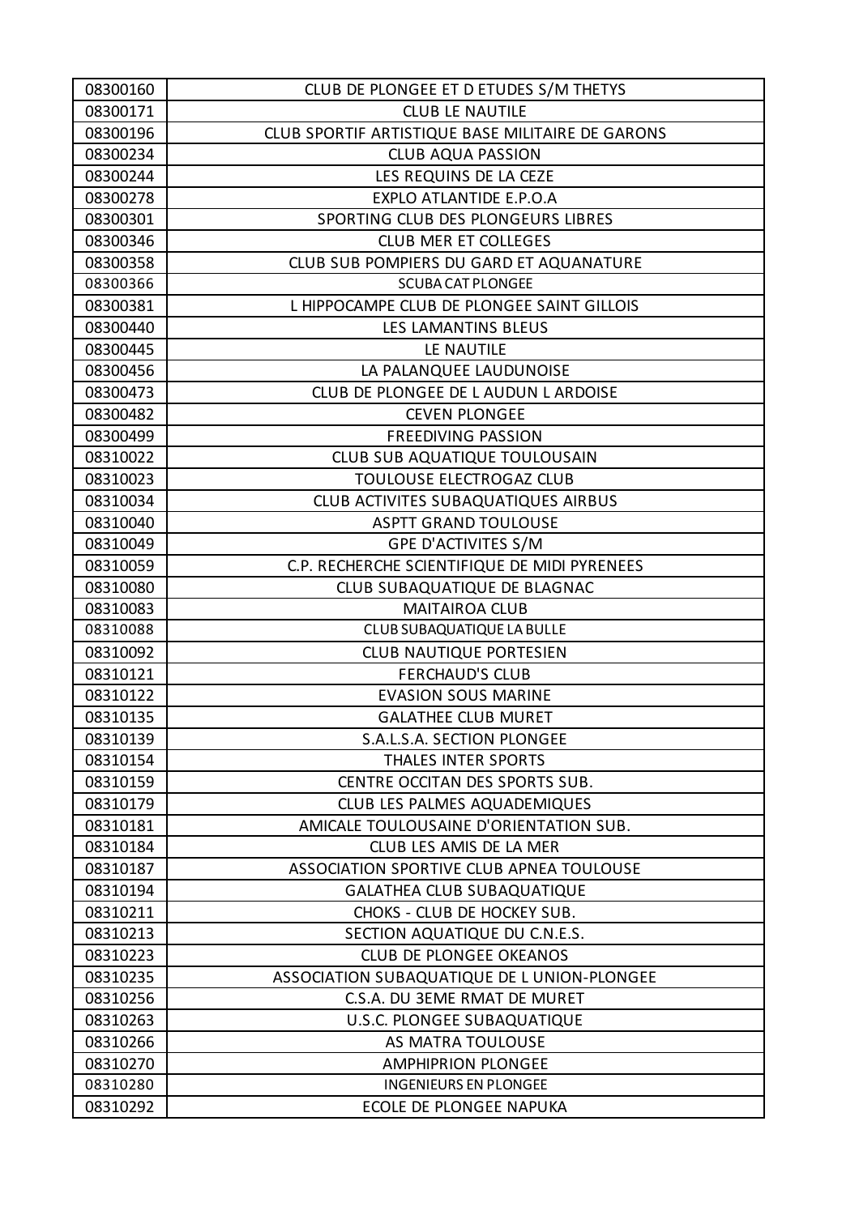| 08300160 | CLUB DE PLONGEE ET D ETUDES S/M THETYS |
|---|---|
| 08300171 | CLUB LE NAUTILE |
| 08300196 | CLUB SPORTIF ARTISTIQUE BASE MILITAIRE DE GARONS |
| 08300234 | CLUB AQUA PASSION |
| 08300244 | LES REQUINS DE LA CEZE |
| 08300278 | EXPLO ATLANTIDE E.P.O.A |
| 08300301 | SPORTING CLUB DES PLONGEURS LIBRES |
| 08300346 | CLUB MER ET COLLEGES |
| 08300358 | CLUB SUB POMPIERS DU GARD ET AQUANATURE |
| 08300366 | SCUBA CAT PLONGEE |
| 08300381 | L HIPPOCAMPE CLUB DE PLONGEE SAINT GILLOIS |
| 08300440 | LES LAMANTINS BLEUS |
| 08300445 | LE NAUTILE |
| 08300456 | LA PALANQUEE LAUDUNOISE |
| 08300473 | CLUB DE PLONGEE DE L AUDUN L ARDOISE |
| 08300482 | CEVEN PLONGEE |
| 08300499 | FREEDIVING PASSION |
| 08310022 | CLUB SUB AQUATIQUE TOULOUSAIN |
| 08310023 | TOULOUSE ELECTROGAZ CLUB |
| 08310034 | CLUB ACTIVITES SUBAQUATIQUES AIRBUS |
| 08310040 | ASPTT GRAND TOULOUSE |
| 08310049 | GPE D'ACTIVITES S/M |
| 08310059 | C.P. RECHERCHE SCIENTIFIQUE DE MIDI PYRENEES |
| 08310080 | CLUB SUBAQUATIQUE DE BLAGNAC |
| 08310083 | MAITAIROA CLUB |
| 08310088 | CLUB SUBAQUATIQUE LA BULLE |
| 08310092 | CLUB NAUTIQUE PORTESIEN |
| 08310121 | FERCHAUD'S CLUB |
| 08310122 | EVASION SOUS MARINE |
| 08310135 | GALATHEE CLUB MURET |
| 08310139 | S.A.L.S.A. SECTION PLONGEE |
| 08310154 | THALES INTER SPORTS |
| 08310159 | CENTRE OCCITAN DES SPORTS SUB. |
| 08310179 | CLUB LES PALMES AQUADEMIQUES |
| 08310181 | AMICALE TOULOUSAINE D'ORIENTATION SUB. |
| 08310184 | CLUB LES AMIS DE LA MER |
| 08310187 | ASSOCIATION SPORTIVE CLUB APNEA TOULOUSE |
| 08310194 | GALATHEA CLUB SUBAQUATIQUE |
| 08310211 | CHOKS - CLUB DE HOCKEY SUB. |
| 08310213 | SECTION AQUATIQUE DU C.N.E.S. |
| 08310223 | CLUB DE PLONGEE OKEANOS |
| 08310235 | ASSOCIATION SUBAQUATIQUE DE L UNION-PLONGEE |
| 08310256 | C.S.A. DU 3EME RMAT DE MURET |
| 08310263 | U.S.C. PLONGEE SUBAQUATIQUE |
| 08310266 | AS MATRA TOULOUSE |
| 08310270 | AMPHIPRION PLONGEE |
| 08310280 | INGENIEURS EN PLONGEE |
| 08310292 | ECOLE DE PLONGEE NAPUKA |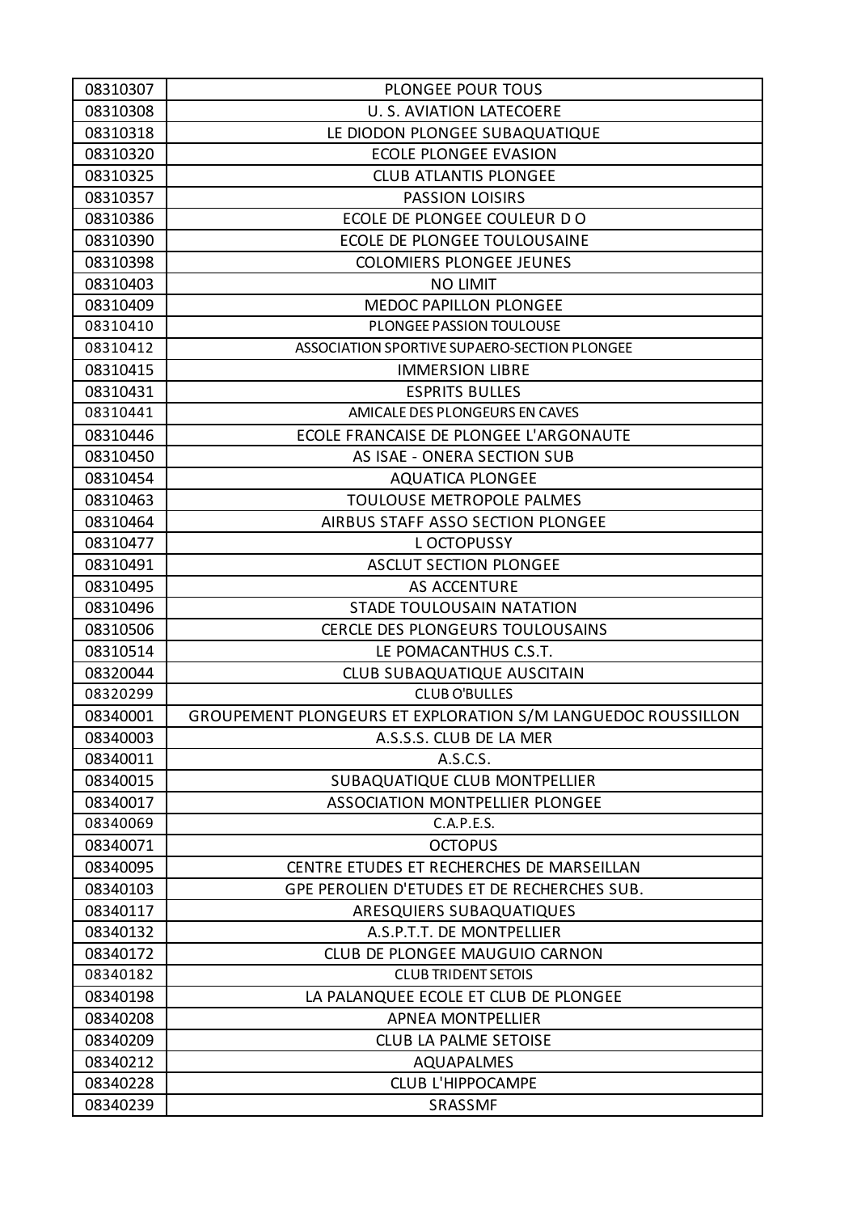| 08310307 | PLONGEE POUR TOUS |
|---|---|
| 08310308 | U. S. AVIATION LATECOERE |
| 08310318 | LE DIODON PLONGEE SUBAQUATIQUE |
| 08310320 | ECOLE PLONGEE EVASION |
| 08310325 | CLUB ATLANTIS PLONGEE |
| 08310357 | PASSION LOISIRS |
| 08310386 | ECOLE DE PLONGEE COULEUR D O |
| 08310390 | ECOLE DE PLONGEE TOULOUSAINE |
| 08310398 | COLOMIERS PLONGEE JEUNES |
| 08310403 | NO LIMIT |
| 08310409 | MEDOC PAPILLON PLONGEE |
| 08310410 | PLONGEE PASSION TOULOUSE |
| 08310412 | ASSOCIATION SPORTIVE SUPAERO-SECTION PLONGEE |
| 08310415 | IMMERSION LIBRE |
| 08310431 | ESPRITS BULLES |
| 08310441 | AMICALE DES PLONGEURS EN CAVES |
| 08310446 | ECOLE FRANCAISE DE PLONGEE L'ARGONAUTE |
| 08310450 | AS ISAE - ONERA SECTION SUB |
| 08310454 | AQUATICA PLONGEE |
| 08310463 | TOULOUSE METROPOLE PALMES |
| 08310464 | AIRBUS STAFF ASSO SECTION PLONGEE |
| 08310477 | L OCTOPUSSY |
| 08310491 | ASCLUT SECTION PLONGEE |
| 08310495 | AS ACCENTURE |
| 08310496 | STADE TOULOUSAIN NATATION |
| 08310506 | CERCLE DES PLONGEURS TOULOUSAINS |
| 08310514 | LE POMACANTHUS C.S.T. |
| 08320044 | CLUB SUBAQUATIQUE AUSCITAIN |
| 08320299 | CLUB O'BULLES |
| 08340001 | GROUPEMENT PLONGEURS ET EXPLORATION S/M LANGUEDOC ROUSSILLON |
| 08340003 | A.S.S.S. CLUB DE LA MER |
| 08340011 | A.S.C.S. |
| 08340015 | SUBAQUATIQUE CLUB MONTPELLIER |
| 08340017 | ASSOCIATION MONTPELLIER PLONGEE |
| 08340069 | C.A.P.E.S. |
| 08340071 | OCTOPUS |
| 08340095 | CENTRE ETUDES ET RECHERCHES DE MARSEILLAN |
| 08340103 | GPE PEROLIEN D'ETUDES ET DE RECHERCHES SUB. |
| 08340117 | ARESQUIERS SUBAQUATIQUES |
| 08340132 | A.S.P.T.T. DE MONTPELLIER |
| 08340172 | CLUB DE PLONGEE MAUGUIO CARNON |
| 08340182 | CLUB TRIDENT SETOIS |
| 08340198 | LA PALANQUEE ECOLE ET CLUB DE PLONGEE |
| 08340208 | APNEA MONTPELLIER |
| 08340209 | CLUB LA PALME SETOISE |
| 08340212 | AQUAPALMES |
| 08340228 | CLUB L'HIPPOCAMPE |
| 08340239 | SRASSMF |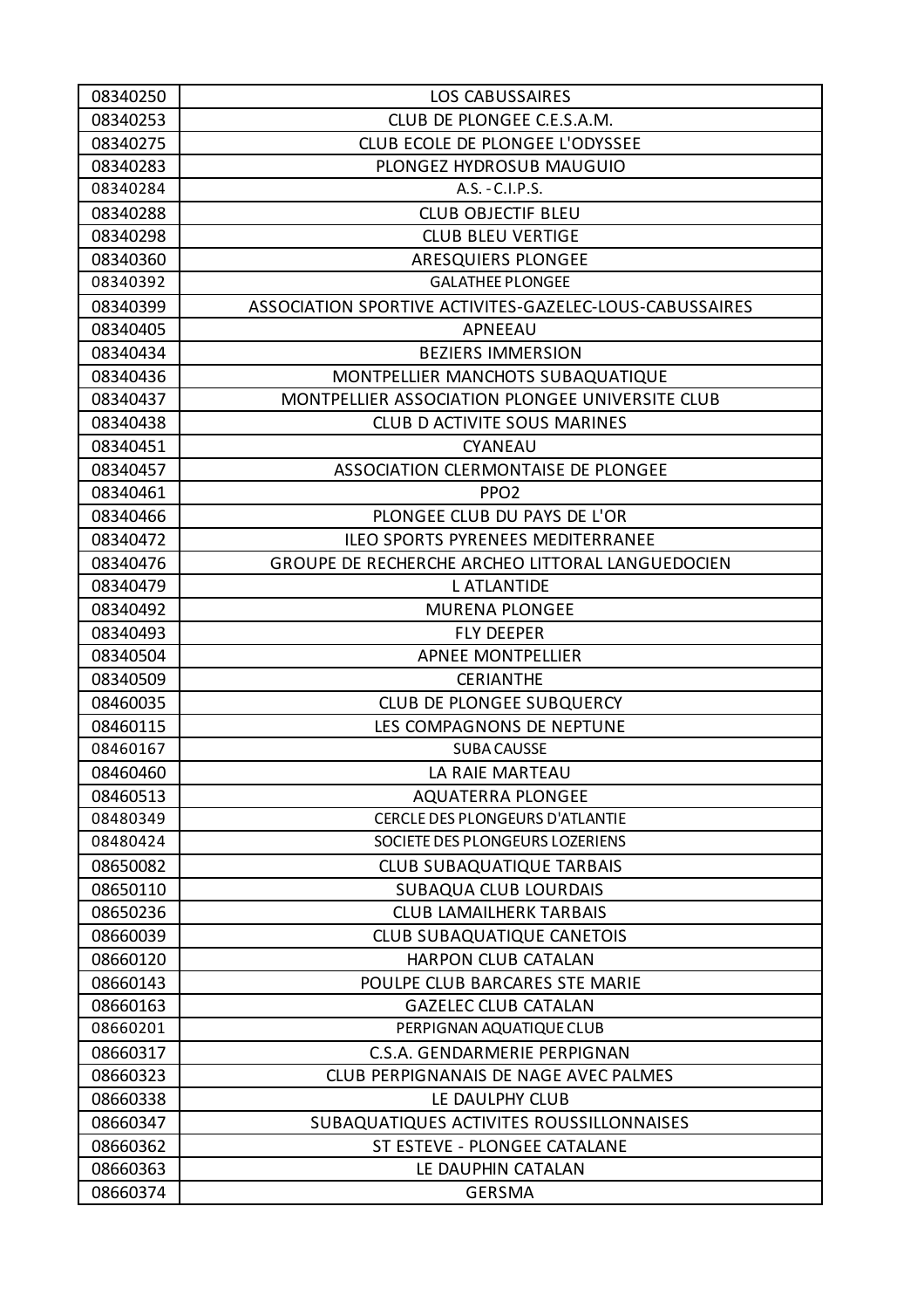| 08340250 | LOS CABUSSAIRES |
|---|---|
| 08340253 | CLUB DE PLONGEE C.E.S.A.M. |
| 08340275 | CLUB ECOLE DE PLONGEE L'ODYSSEE |
| 08340283 | PLONGEZ HYDROSUB MAUGUIO |
| 08340284 | A.S. - C.I.P.S. |
| 08340288 | CLUB OBJECTIF BLEU |
| 08340298 | CLUB BLEU VERTIGE |
| 08340360 | ARESQUIERS PLONGEE |
| 08340392 | GALATHEE PLONGEE |
| 08340399 | ASSOCIATION SPORTIVE ACTIVITES-GAZELEC-LOUS-CABUSSAIRES |
| 08340405 | APNEEAU |
| 08340434 | BEZIERS IMMERSION |
| 08340436 | MONTPELLIER MANCHOTS SUBAQUATIQUE |
| 08340437 | MONTPELLIER ASSOCIATION PLONGEE UNIVERSITE CLUB |
| 08340438 | CLUB D ACTIVITE SOUS MARINES |
| 08340451 | CYANEAU |
| 08340457 | ASSOCIATION CLERMONTAISE DE PLONGEE |
| 08340461 | PPO2 |
| 08340466 | PLONGEE CLUB DU PAYS DE L'OR |
| 08340472 | ILEO SPORTS PYRENEES MEDITERRANEE |
| 08340476 | GROUPE DE RECHERCHE ARCHEO LITTORAL LANGUEDOCIEN |
| 08340479 | L ATLANTIDE |
| 08340492 | MURENA PLONGEE |
| 08340493 | FLY DEEPER |
| 08340504 | APNEE MONTPELLIER |
| 08340509 | CERIANTHE |
| 08460035 | CLUB DE PLONGEE SUBQUERCY |
| 08460115 | LES COMPAGNONS DE NEPTUNE |
| 08460167 | SUBA CAUSSE |
| 08460460 | LA RAIE MARTEAU |
| 08460513 | AQUATERRA PLONGEE |
| 08480349 | CERCLE DES PLONGEURS D'ATLANTIE |
| 08480424 | SOCIETE DES PLONGEURS LOZERIENS |
| 08650082 | CLUB SUBAQUATIQUE TARBAIS |
| 08650110 | SUBAQUA CLUB LOURDAIS |
| 08650236 | CLUB LAMAILHERK TARBAIS |
| 08660039 | CLUB SUBAQUATIQUE CANETOIS |
| 08660120 | HARPON CLUB CATALAN |
| 08660143 | POULPE CLUB BARCARES STE MARIE |
| 08660163 | GAZELEC CLUB CATALAN |
| 08660201 | PERPIGNAN AQUATIQUE CLUB |
| 08660317 | C.S.A. GENDARMERIE PERPIGNAN |
| 08660323 | CLUB PERPIGNANAIS DE NAGE AVEC PALMES |
| 08660338 | LE DAULPHY CLUB |
| 08660347 | SUBAQUATIQUES ACTIVITES ROUSSILLONNAISES |
| 08660362 | ST ESTEVE - PLONGEE CATALANE |
| 08660363 | LE DAUPHIN CATALAN |
| 08660374 | GERSMA |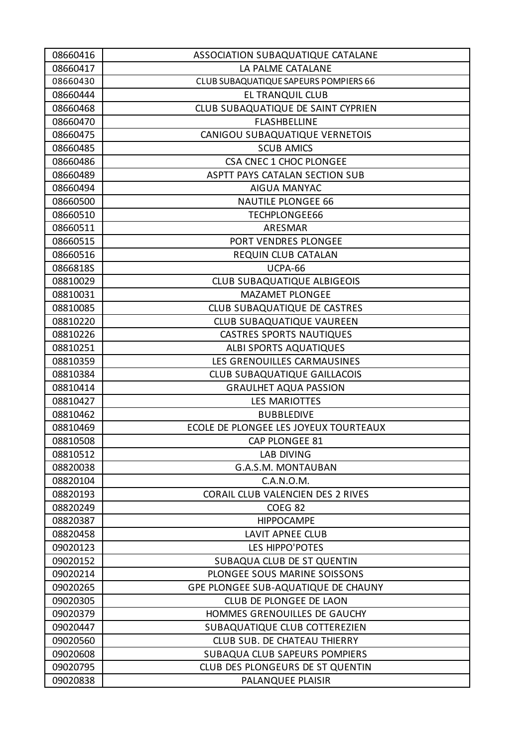| 08660416 | ASSOCIATION SUBAQUATIQUE CATALANE |
|---|---|
| 08660417 | LA PALME CATALANE |
| 08660430 | CLUB SUBAQUATIQUE SAPEURS POMPIERS 66 |
| 08660444 | EL TRANQUIL CLUB |
| 08660468 | CLUB SUBAQUATIQUE DE SAINT CYPRIEN |
| 08660470 | FLASHBELLINE |
| 08660475 | CANIGOU SUBAQUATIQUE VERNETOIS |
| 08660485 | SCUB AMICS |
| 08660486 | CSA CNEC 1 CHOC PLONGEE |
| 08660489 | ASPTT PAYS CATALAN SECTION SUB |
| 08660494 | AIGUA MANYAC |
| 08660500 | NAUTILE PLONGEE 66 |
| 08660510 | TECHPLONGEE66 |
| 08660511 | ARESMAR |
| 08660515 | PORT VENDRES PLONGEE |
| 08660516 | REQUIN CLUB CATALAN |
| 0866818S | UCPA-66 |
| 08810029 | CLUB SUBAQUATIQUE ALBIGEOIS |
| 08810031 | MAZAMET PLONGEE |
| 08810085 | CLUB SUBAQUATIQUE DE CASTRES |
| 08810220 | CLUB SUBAQUATIQUE VAUREEN |
| 08810226 | CASTRES SPORTS NAUTIQUES |
| 08810251 | ALBI SPORTS AQUATIQUES |
| 08810359 | LES GRENOUILLES CARMAUSINES |
| 08810384 | CLUB SUBAQUATIQUE GAILLACOIS |
| 08810414 | GRAULHET AQUA PASSION |
| 08810427 | LES MARIOTTES |
| 08810462 | BUBBLEDIVE |
| 08810469 | ECOLE DE PLONGEE LES JOYEUX TOURTEAUX |
| 08810508 | CAP PLONGEE 81 |
| 08810512 | LAB DIVING |
| 08820038 | G.A.S.M. MONTAUBAN |
| 08820104 | C.A.N.O.M. |
| 08820193 | CORAIL CLUB VALENCIEN DES 2 RIVES |
| 08820249 | COEG 82 |
| 08820387 | HIPPOCAMPE |
| 08820458 | LAVIT APNEE CLUB |
| 09020123 | LES HIPPO'POTES |
| 09020152 | SUBAQUA CLUB DE ST QUENTIN |
| 09020214 | PLONGEE SOUS MARINE SOISSONS |
| 09020265 | GPE PLONGEE SUB-AQUATIQUE DE CHAUNY |
| 09020305 | CLUB DE PLONGEE DE LAON |
| 09020379 | HOMMES GRENOUILLES DE GAUCHY |
| 09020447 | SUBAQUATIQUE CLUB COTTEREZIEN |
| 09020560 | CLUB SUB. DE CHATEAU THIERRY |
| 09020608 | SUBAQUA CLUB SAPEURS POMPIERS |
| 09020795 | CLUB DES PLONGEURS DE ST QUENTIN |
| 09020838 | PALANQUEE PLAISIR |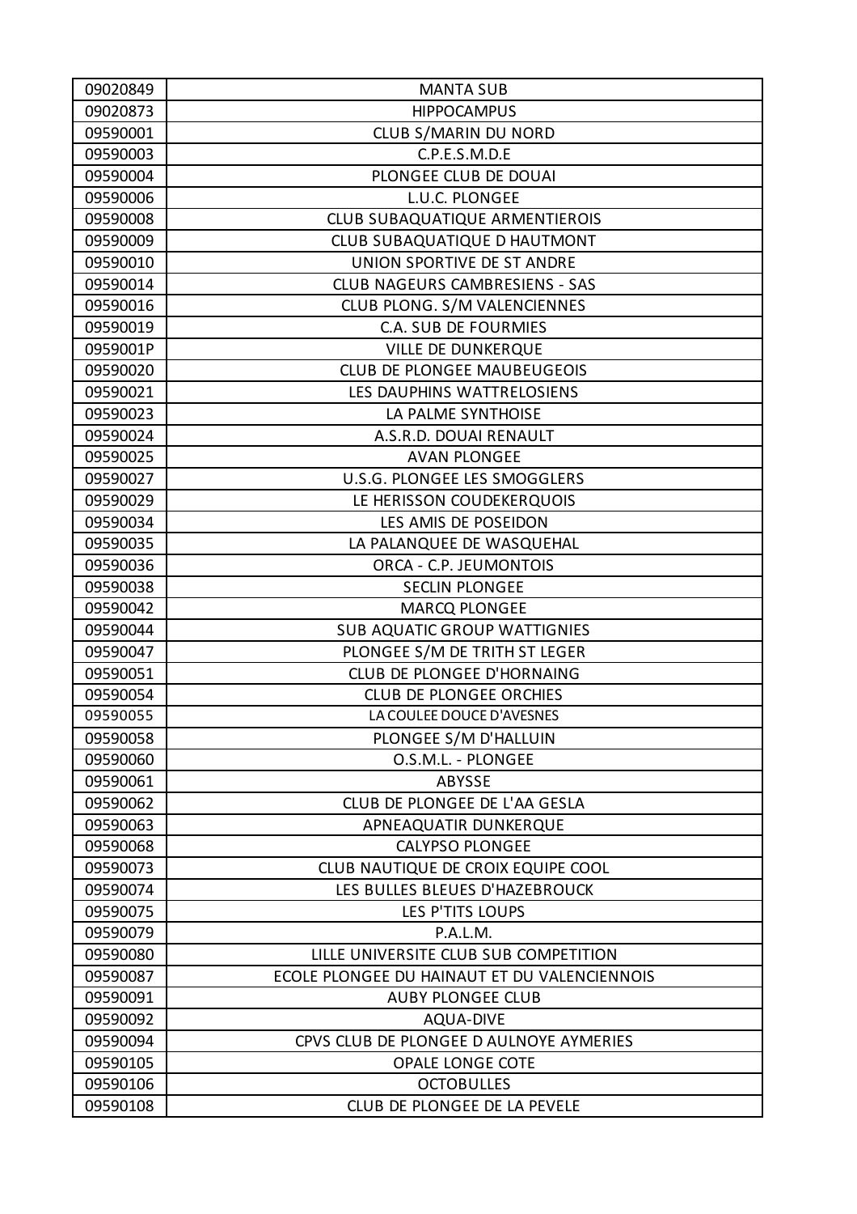| 09020849 | MANTA SUB |
|---|---|
| 09020873 | HIPPOCAMPUS |
| 09590001 | CLUB S/MARIN DU NORD |
| 09590003 | C.P.E.S.M.D.E |
| 09590004 | PLONGEE CLUB DE DOUAI |
| 09590006 | L.U.C. PLONGEE |
| 09590008 | CLUB SUBAQUATIQUE ARMENTIEROIS |
| 09590009 | CLUB SUBAQUATIQUE D HAUTMONT |
| 09590010 | UNION SPORTIVE DE ST ANDRE |
| 09590014 | CLUB NAGEURS CAMBRESIENS - SAS |
| 09590016 | CLUB PLONG. S/M VALENCIENNES |
| 09590019 | C.A. SUB DE FOURMIES |
| 0959001P | VILLE DE DUNKERQUE |
| 09590020 | CLUB DE PLONGEE MAUBEUGEOIS |
| 09590021 | LES DAUPHINS WATTRELOSIENS |
| 09590023 | LA PALME SYNTHOISE |
| 09590024 | A.S.R.D. DOUAI RENAULT |
| 09590025 | AVAN PLONGEE |
| 09590027 | U.S.G. PLONGEE LES SMOGGLERS |
| 09590029 | LE HERISSON COUDEKERQUOIS |
| 09590034 | LES AMIS DE POSEIDON |
| 09590035 | LA PALANQUEE DE WASQUEHAL |
| 09590036 | ORCA - C.P. JEUMONTOIS |
| 09590038 | SECLIN PLONGEE |
| 09590042 | MARCQ PLONGEE |
| 09590044 | SUB AQUATIC GROUP WATTIGNIES |
| 09590047 | PLONGEE S/M DE TRITH ST LEGER |
| 09590051 | CLUB DE PLONGEE D'HORNAING |
| 09590054 | CLUB DE PLONGEE ORCHIES |
| 09590055 | LA COULEE DOUCE D'AVESNES |
| 09590058 | PLONGEE S/M D'HALLUIN |
| 09590060 | O.S.M.L. - PLONGEE |
| 09590061 | ABYSSE |
| 09590062 | CLUB DE PLONGEE DE L'AA GESLA |
| 09590063 | APNEAQUATIR DUNKERQUE |
| 09590068 | CALYPSO PLONGEE |
| 09590073 | CLUB NAUTIQUE DE CROIX EQUIPE COOL |
| 09590074 | LES BULLES BLEUES D'HAZEBROUCK |
| 09590075 | LES P'TITS LOUPS |
| 09590079 | P.A.L.M. |
| 09590080 | LILLE UNIVERSITE CLUB SUB COMPETITION |
| 09590087 | ECOLE PLONGEE DU HAINAUT ET DU VALENCIENNOIS |
| 09590091 | AUBY PLONGEE CLUB |
| 09590092 | AQUA-DIVE |
| 09590094 | CPVS CLUB DE PLONGEE D AULNOYE AYMERIES |
| 09590105 | OPALE LONGE COTE |
| 09590106 | OCTOBULLES |
| 09590108 | CLUB DE PLONGEE DE LA PEVELE |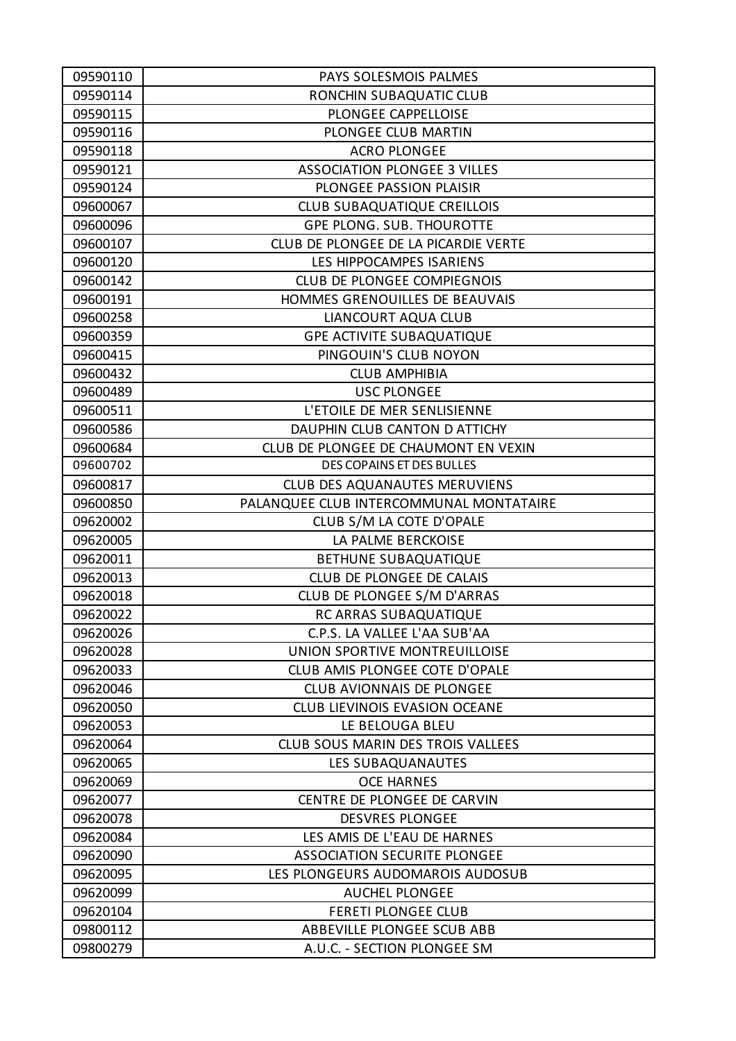| 09590110 | PAYS SOLESMOIS PALMES |
|---|---|
| 09590114 | RONCHIN SUBAQUATIC CLUB |
| 09590115 | PLONGEE CAPPELLOISE |
| 09590116 | PLONGEE CLUB MARTIN |
| 09590118 | ACRO PLONGEE |
| 09590121 | ASSOCIATION PLONGEE 3 VILLES |
| 09590124 | PLONGEE PASSION PLAISIR |
| 09600067 | CLUB SUBAQUATIQUE CREILLOIS |
| 09600096 | GPE PLONG. SUB. THOUROTTE |
| 09600107 | CLUB DE PLONGEE DE LA PICARDIE VERTE |
| 09600120 | LES HIPPOCAMPES ISARIENS |
| 09600142 | CLUB DE PLONGEE COMPIEGNOIS |
| 09600191 | HOMMES GRENOUILLES DE BEAUVAIS |
| 09600258 | LIANCOURT AQUA CLUB |
| 09600359 | GPE ACTIVITE SUBAQUATIQUE |
| 09600415 | PINGOUIN'S CLUB NOYON |
| 09600432 | CLUB AMPHIBIA |
| 09600489 | USC PLONGEE |
| 09600511 | L'ETOILE DE MER SENLISIENNE |
| 09600586 | DAUPHIN CLUB CANTON D ATTICHY |
| 09600684 | CLUB DE PLONGEE DE CHAUMONT EN VEXIN |
| 09600702 | DES COPAINS ET DES BULLES |
| 09600817 | CLUB DES AQUANAUTES MERUVIENS |
| 09600850 | PALANQUEE CLUB INTERCOMMUNAL MONTATAIRE |
| 09620002 | CLUB S/M LA COTE D'OPALE |
| 09620005 | LA PALME BERCKOISE |
| 09620011 | BETHUNE SUBAQUATIQUE |
| 09620013 | CLUB DE PLONGEE DE CALAIS |
| 09620018 | CLUB DE PLONGEE S/M D'ARRAS |
| 09620022 | RC ARRAS SUBAQUATIQUE |
| 09620026 | C.P.S. LA VALLEE L'AA SUB'AA |
| 09620028 | UNION SPORTIVE MONTREUILLOISE |
| 09620033 | CLUB AMIS PLONGEE COTE D'OPALE |
| 09620046 | CLUB AVIONNAIS DE PLONGEE |
| 09620050 | CLUB LIEVINOIS EVASION OCEANE |
| 09620053 | LE BELOUGA BLEU |
| 09620064 | CLUB SOUS MARIN DES TROIS VALLEES |
| 09620065 | LES SUBAQUANAUTES |
| 09620069 | OCE HARNES |
| 09620077 | CENTRE DE PLONGEE DE CARVIN |
| 09620078 | DESVRES PLONGEE |
| 09620084 | LES AMIS DE L'EAU DE HARNES |
| 09620090 | ASSOCIATION SECURITE PLONGEE |
| 09620095 | LES PLONGEURS AUDOMAROIS AUDOSUB |
| 09620099 | AUCHEL PLONGEE |
| 09620104 | FERETI PLONGEE CLUB |
| 09800112 | ABBEVILLE PLONGEE SCUB ABB |
| 09800279 | A.U.C. - SECTION PLONGEE SM |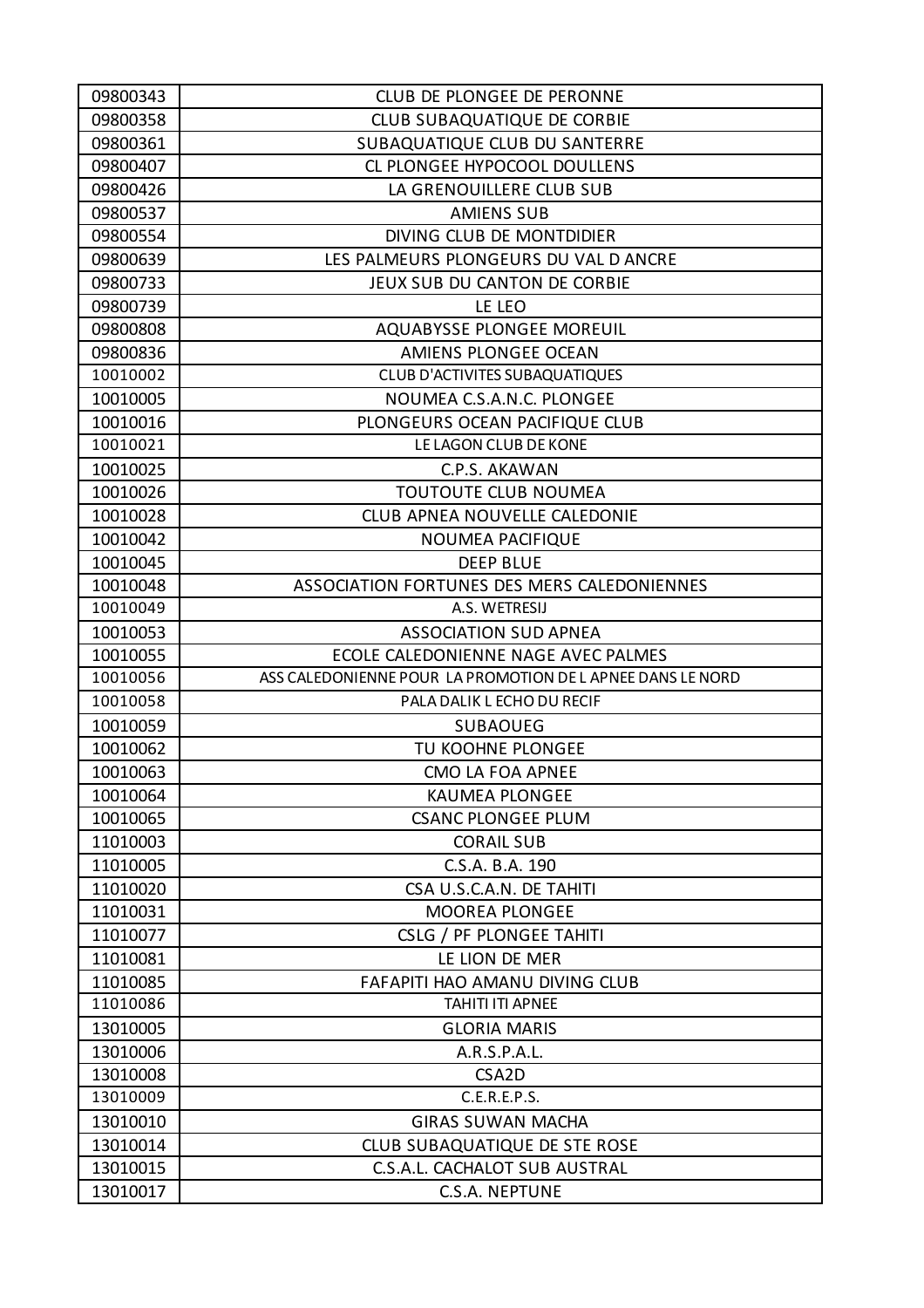| 09800343 | CLUB DE PLONGEE DE PERONNE |
|---|---|
| 09800358 | CLUB SUBAQUATIQUE DE CORBIE |
| 09800361 | SUBAQUATIQUE CLUB DU SANTERRE |
| 09800407 | CL PLONGEE HYPOCOOL DOULLENS |
| 09800426 | LA GRENOUILLERE CLUB SUB |
| 09800537 | AMIENS SUB |
| 09800554 | DIVING CLUB DE MONTDIDIER |
| 09800639 | LES PALMEURS PLONGEURS DU VAL D ANCRE |
| 09800733 | JEUX SUB DU CANTON DE CORBIE |
| 09800739 | LE LEO |
| 09800808 | AQUABYSSE PLONGEE MOREUIL |
| 09800836 | AMIENS PLONGEE OCEAN |
| 10010002 | CLUB D'ACTIVITES SUBAQUATIQUES |
| 10010005 | NOUMEA C.S.A.N.C. PLONGEE |
| 10010016 | PLONGEURS OCEAN PACIFIQUE CLUB |
| 10010021 | LE LAGON CLUB DE KONE |
| 10010025 | C.P.S. AKAWAN |
| 10010026 | TOUTOUTE CLUB NOUMEA |
| 10010028 | CLUB APNEA NOUVELLE CALEDONIE |
| 10010042 | NOUMEA PACIFIQUE |
| 10010045 | DEEP BLUE |
| 10010048 | ASSOCIATION FORTUNES DES MERS CALEDONIENNES |
| 10010049 | A.S. WETRESIJ |
| 10010053 | ASSOCIATION SUD APNEA |
| 10010055 | ECOLE CALEDONIENNE NAGE AVEC PALMES |
| 10010056 | ASS CALEDONIENNE POUR LA PROMOTION DE L APNEE DANS LE NORD |
| 10010058 | PALA DALIK L ECHO DU RECIF |
| 10010059 | SUBAOUEG |
| 10010062 | TU KOOHNE PLONGEE |
| 10010063 | CMO LA FOA APNEE |
| 10010064 | KAUMEA PLONGEE |
| 10010065 | CSANC PLONGEE PLUM |
| 11010003 | CORAIL SUB |
| 11010005 | C.S.A. B.A. 190 |
| 11010020 | CSA U.S.C.A.N. DE TAHITI |
| 11010031 | MOOREA PLONGEE |
| 11010077 | CSLG / PF PLONGEE TAHITI |
| 11010081 | LE LION DE MER |
| 11010085 | FAFAPITI HAO AMANU DIVING CLUB |
| 11010086 | TAHITI ITI APNEE |
| 13010005 | GLORIA MARIS |
| 13010006 | A.R.S.P.A.L. |
| 13010008 | CSA2D |
| 13010009 | C.E.R.E.P.S. |
| 13010010 | GIRAS SUWAN MACHA |
| 13010014 | CLUB SUBAQUATIQUE DE STE ROSE |
| 13010015 | C.S.A.L. CACHALOT SUB AUSTRAL |
| 13010017 | C.S.A. NEPTUNE |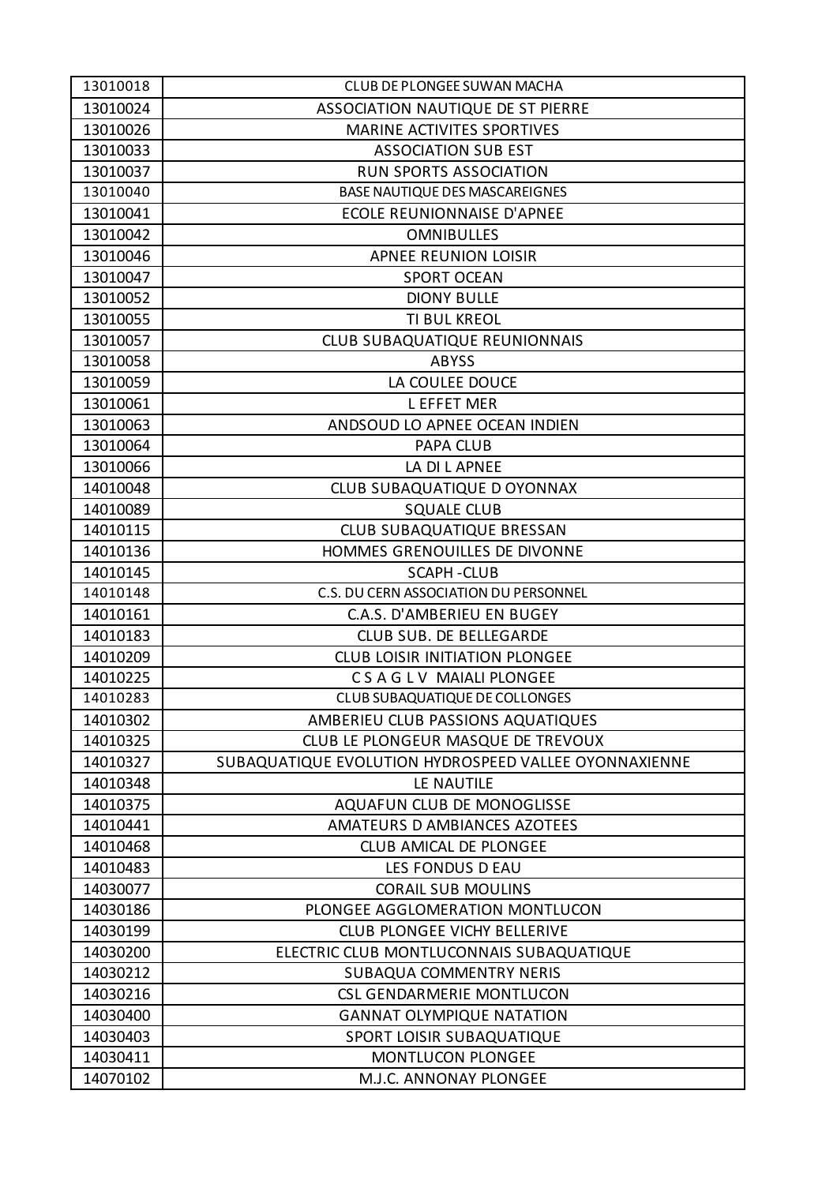| 13010018 | CLUB DE PLONGEE SUWAN MACHA |
|---|---|
| 13010024 | ASSOCIATION NAUTIQUE DE ST PIERRE |
| 13010026 | MARINE ACTIVITES SPORTIVES |
| 13010033 | ASSOCIATION SUB EST |
| 13010037 | RUN SPORTS ASSOCIATION |
| 13010040 | BASE NAUTIQUE DES MASCAREIGNES |
| 13010041 | ECOLE REUNIONNAISE D'APNEE |
| 13010042 | OMNIBULLES |
| 13010046 | APNEE REUNION LOISIR |
| 13010047 | SPORT OCEAN |
| 13010052 | DIONY BULLE |
| 13010055 | TI BUL KREOL |
| 13010057 | CLUB SUBAQUATIQUE REUNIONNAIS |
| 13010058 | ABYSS |
| 13010059 | LA COULEE DOUCE |
| 13010061 | L EFFET MER |
| 13010063 | ANDSOUD LO APNEE OCEAN INDIEN |
| 13010064 | PAPA CLUB |
| 13010066 | LA DI L APNEE |
| 14010048 | CLUB SUBAQUATIQUE D OYONNAX |
| 14010089 | SQUALE CLUB |
| 14010115 | CLUB SUBAQUATIQUE BRESSAN |
| 14010136 | HOMMES GRENOUILLES DE DIVONNE |
| 14010145 | SCAPH -CLUB |
| 14010148 | C.S. DU CERN ASSOCIATION DU PERSONNEL |
| 14010161 | C.A.S. D'AMBERIEU EN BUGEY |
| 14010183 | CLUB SUB. DE BELLEGARDE |
| 14010209 | CLUB LOISIR INITIATION PLONGEE |
| 14010225 | C S A G L V MAIALI PLONGEE |
| 14010283 | CLUB SUBAQUATIQUE DE COLLONGES |
| 14010302 | AMBERIEU CLUB PASSIONS AQUATIQUES |
| 14010325 | CLUB LE PLONGEUR MASQUE DE TREVOUX |
| 14010327 | SUBAQUATIQUE EVOLUTION HYDROSPEED VALLEE OYONNAXIENNE |
| 14010348 | LE NAUTILE |
| 14010375 | AQUAFUN CLUB DE MONOGLISSE |
| 14010441 | AMATEURS D AMBIANCES AZOTEES |
| 14010468 | CLUB AMICAL DE PLONGEE |
| 14010483 | LES FONDUS D EAU |
| 14030077 | CORAIL SUB MOULINS |
| 14030186 | PLONGEE AGGLOMERATION MONTLUCON |
| 14030199 | CLUB PLONGEE VICHY BELLERIVE |
| 14030200 | ELECTRIC CLUB MONTLUCONNAIS SUBAQUATIQUE |
| 14030212 | SUBAQUA COMMENTRY NERIS |
| 14030216 | CSL GENDARMERIE MONTLUCON |
| 14030400 | GANNAT OLYMPIQUE NATATION |
| 14030403 | SPORT LOISIR SUBAQUATIQUE |
| 14030411 | MONTLUCON PLONGEE |
| 14070102 | M.J.C. ANNONAY PLONGEE |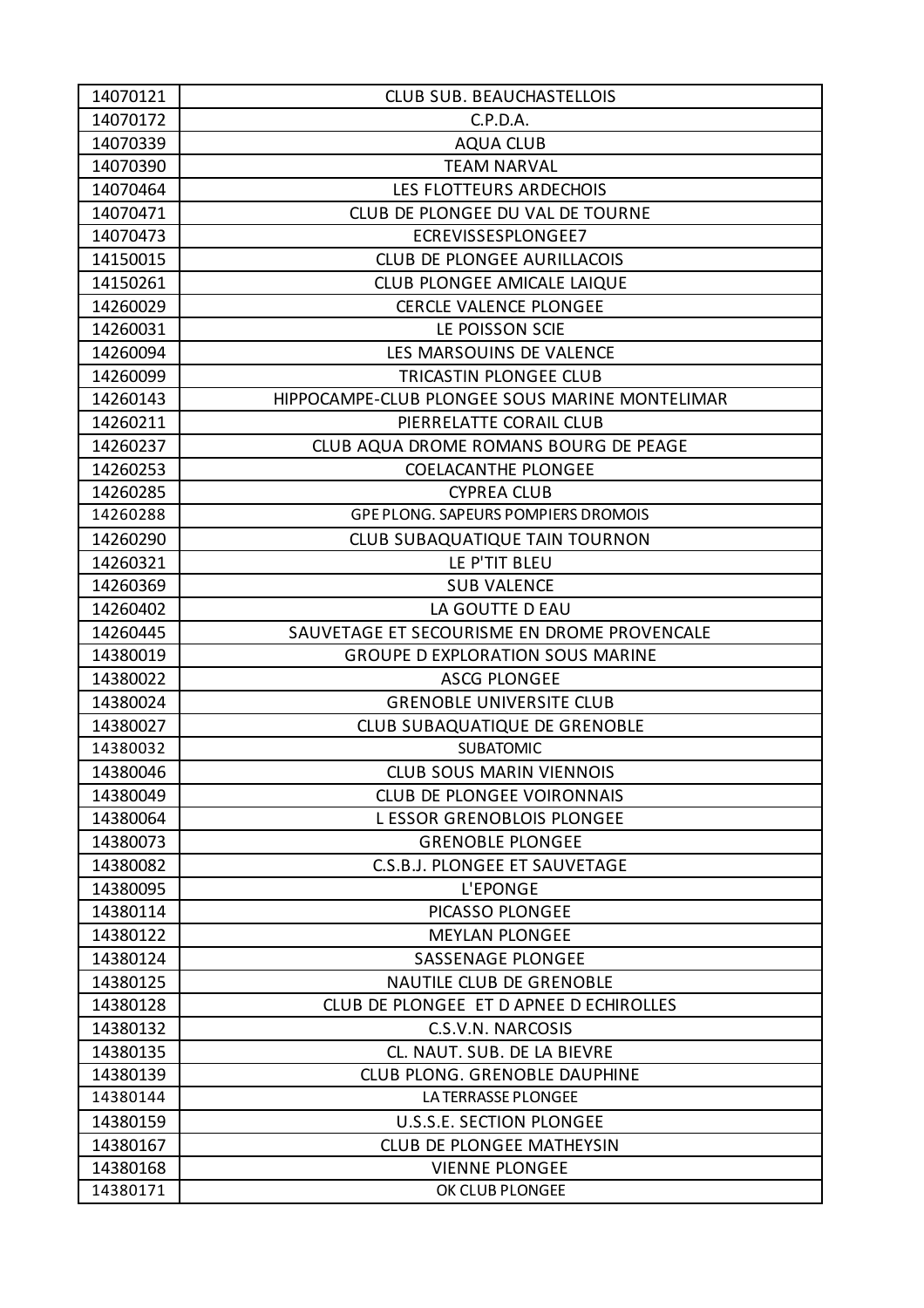| 14070121 | CLUB SUB. BEAUCHASTELLOIS |
|---|---|
| 14070172 | C.P.D.A. |
| 14070339 | AQUA CLUB |
| 14070390 | TEAM NARVAL |
| 14070464 | LES FLOTTEURS ARDECHOIS |
| 14070471 | CLUB DE PLONGEE DU VAL DE TOURNE |
| 14070473 | ECREVISSESPLONGEE7 |
| 14150015 | CLUB DE PLONGEE AURILLACOIS |
| 14150261 | CLUB PLONGEE AMICALE LAIQUE |
| 14260029 | CERCLE VALENCE PLONGEE |
| 14260031 | LE POISSON SCIE |
| 14260094 | LES MARSOUINS DE VALENCE |
| 14260099 | TRICASTIN PLONGEE CLUB |
| 14260143 | HIPPOCAMPE-CLUB PLONGEE SOUS MARINE MONTELIMAR |
| 14260211 | PIERRELATTE CORAIL CLUB |
| 14260237 | CLUB AQUA DROME ROMANS BOURG DE PEAGE |
| 14260253 | COELACANTHE PLONGEE |
| 14260285 | CYPREA CLUB |
| 14260288 | GPE PLONG. SAPEURS POMPIERS DROMOIS |
| 14260290 | CLUB SUBAQUATIQUE TAIN TOURNON |
| 14260321 | LE P'TIT BLEU |
| 14260369 | SUB VALENCE |
| 14260402 | LA GOUTTE D EAU |
| 14260445 | SAUVETAGE ET SECOURISME EN DROME PROVENCALE |
| 14380019 | GROUPE D EXPLORATION SOUS MARINE |
| 14380022 | ASCG PLONGEE |
| 14380024 | GRENOBLE UNIVERSITE CLUB |
| 14380027 | CLUB SUBAQUATIQUE DE GRENOBLE |
| 14380032 | SUBATOMIC |
| 14380046 | CLUB SOUS MARIN VIENNOIS |
| 14380049 | CLUB DE PLONGEE VOIRONNAIS |
| 14380064 | L ESSOR GRENOBLOIS PLONGEE |
| 14380073 | GRENOBLE PLONGEE |
| 14380082 | C.S.B.J. PLONGEE ET SAUVETAGE |
| 14380095 | L'EPONGE |
| 14380114 | PICASSO PLONGEE |
| 14380122 | MEYLAN PLONGEE |
| 14380124 | SASSENAGE PLONGEE |
| 14380125 | NAUTILE CLUB DE GRENOBLE |
| 14380128 | CLUB DE PLONGEE ET D APNEE D ECHIROLLES |
| 14380132 | C.S.V.N. NARCOSIS |
| 14380135 | CL. NAUT. SUB. DE LA BIEVRE |
| 14380139 | CLUB PLONG. GRENOBLE DAUPHINE |
| 14380144 | LA TERRASSE PLONGEE |
| 14380159 | U.S.S.E. SECTION PLONGEE |
| 14380167 | CLUB DE PLONGEE MATHEYSIN |
| 14380168 | VIENNE PLONGEE |
| 14380171 | OK CLUB PLONGEE |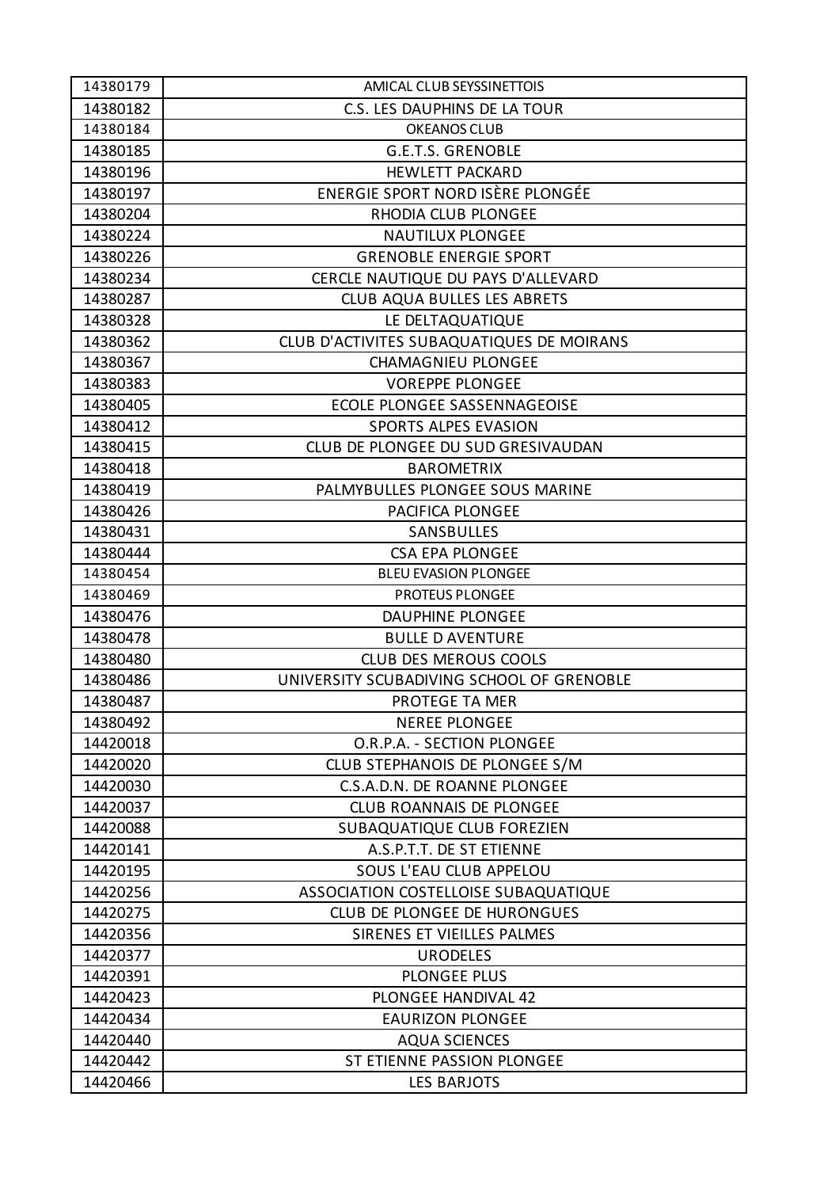| 14380179 | AMICAL CLUB SEYSSINETTOIS |
| --- | --- |
| 14380182 | C.S. LES DAUPHINS DE LA TOUR |
| 14380184 | OKEANOS CLUB |
| 14380185 | G.E.T.S. GRENOBLE |
| 14380196 | HEWLETT PACKARD |
| 14380197 | ENERGIE SPORT NORD ISÈRE PLONGÉE |
| 14380204 | RHODIA CLUB PLONGEE |
| 14380224 | NAUTILUX PLONGEE |
| 14380226 | GRENOBLE ENERGIE SPORT |
| 14380234 | CERCLE NAUTIQUE DU PAYS D'ALLEVARD |
| 14380287 | CLUB AQUA BULLES LES ABRETS |
| 14380328 | LE DELTAQUATIQUE |
| 14380362 | CLUB D'ACTIVITES SUBAQUATIQUES DE MOIRANS |
| 14380367 | CHAMAGNIEU PLONGEE |
| 14380383 | VOREPPE PLONGEE |
| 14380405 | ECOLE PLONGEE SASSENNAGEOISE |
| 14380412 | SPORTS ALPES EVASION |
| 14380415 | CLUB DE PLONGEE DU SUD GRESIVAUDAN |
| 14380418 | BAROMETRIX |
| 14380419 | PALMYBULLES PLONGEE SOUS MARINE |
| 14380426 | PACIFICA PLONGEE |
| 14380431 | SANSBULLES |
| 14380444 | CSA EPA PLONGEE |
| 14380454 | BLEU EVASION PLONGEE |
| 14380469 | PROTEUS PLONGEE |
| 14380476 | DAUPHINE PLONGEE |
| 14380478 | BULLE D AVENTURE |
| 14380480 | CLUB DES MEROUS COOLS |
| 14380486 | UNIVERSITY SCUBADIVING SCHOOL OF GRENOBLE |
| 14380487 | PROTEGE TA MER |
| 14380492 | NEREE PLONGEE |
| 14420018 | O.R.P.A. - SECTION PLONGEE |
| 14420020 | CLUB STEPHANOIS DE PLONGEE S/M |
| 14420030 | C.S.A.D.N. DE ROANNE PLONGEE |
| 14420037 | CLUB ROANNAIS DE PLONGEE |
| 14420088 | SUBAQUATIQUE CLUB FOREZIEN |
| 14420141 | A.S.P.T.T. DE ST ETIENNE |
| 14420195 | SOUS L'EAU CLUB APPELOU |
| 14420256 | ASSOCIATION COSTELLOISE SUBAQUATIQUE |
| 14420275 | CLUB DE PLONGEE DE HURONGUES |
| 14420356 | SIRENES ET VIEILLES PALMES |
| 14420377 | URODELES |
| 14420391 | PLONGEE PLUS |
| 14420423 | PLONGEE HANDIVAL 42 |
| 14420434 | EAURIZON PLONGEE |
| 14420440 | AQUA SCIENCES |
| 14420442 | ST ETIENNE PASSION PLONGEE |
| 14420466 | LES BARJOTS |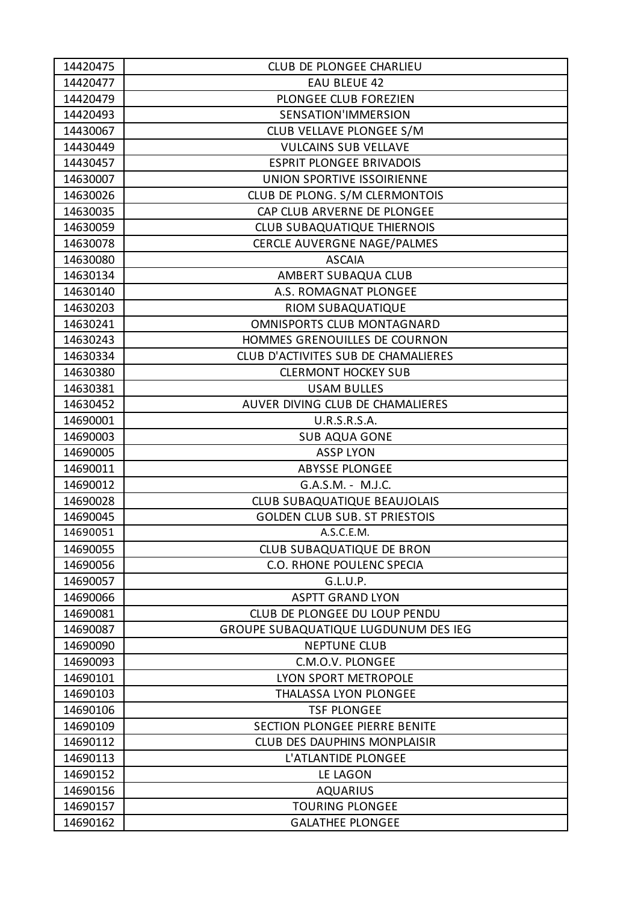| 14420475 | CLUB DE PLONGEE CHARLIEU |
|---|---|
| 14420477 | EAU BLEUE 42 |
| 14420479 | PLONGEE CLUB FOREZIEN |
| 14420493 | SENSATION'IMMERSION |
| 14430067 | CLUB VELLAVE PLONGEE S/M |
| 14430449 | VULCAINS SUB VELLAVE |
| 14430457 | ESPRIT PLONGEE BRIVADOIS |
| 14630007 | UNION SPORTIVE ISSOIRIENNE |
| 14630026 | CLUB DE PLONG. S/M CLERMONTOIS |
| 14630035 | CAP CLUB ARVERNE DE PLONGEE |
| 14630059 | CLUB SUBAQUATIQUE THIERNOIS |
| 14630078 | CERCLE AUVERGNE NAGE/PALMES |
| 14630080 | ASCAIA |
| 14630134 | AMBERT SUBAQUA CLUB |
| 14630140 | A.S. ROMAGNAT PLONGEE |
| 14630203 | RIOM SUBAQUATIQUE |
| 14630241 | OMNISPORTS CLUB MONTAGNARD |
| 14630243 | HOMMES GRENOUILLES DE COURNON |
| 14630334 | CLUB D'ACTIVITES SUB DE CHAMALIERES |
| 14630380 | CLERMONT HOCKEY SUB |
| 14630381 | USAM BULLES |
| 14630452 | AUVER DIVING CLUB DE CHAMALIERES |
| 14690001 | U.R.S.R.S.A. |
| 14690003 | SUB AQUA GONE |
| 14690005 | ASSP LYON |
| 14690011 | ABYSSE PLONGEE |
| 14690012 | G.A.S.M. - M.J.C. |
| 14690028 | CLUB SUBAQUATIQUE BEAUJOLAIS |
| 14690045 | GOLDEN CLUB SUB. ST PRIESTOIS |
| 14690051 | A.S.C.E.M. |
| 14690055 | CLUB SUBAQUATIQUE DE BRON |
| 14690056 | C.O. RHONE POULENC SPECIA |
| 14690057 | G.L.U.P. |
| 14690066 | ASPTT GRAND LYON |
| 14690081 | CLUB DE PLONGEE DU LOUP PENDU |
| 14690087 | GROUPE SUBAQUATIQUE LUGDUNUM DES IEG |
| 14690090 | NEPTUNE CLUB |
| 14690093 | C.M.O.V. PLONGEE |
| 14690101 | LYON SPORT METROPOLE |
| 14690103 | THALASSA LYON PLONGEE |
| 14690106 | TSF PLONGEE |
| 14690109 | SECTION PLONGEE PIERRE BENITE |
| 14690112 | CLUB DES DAUPHINS MONPLAISIR |
| 14690113 | L'ATLANTIDE PLONGEE |
| 14690152 | LE LAGON |
| 14690156 | AQUARIUS |
| 14690157 | TOURING PLONGEE |
| 14690162 | GALATHEE PLONGEE |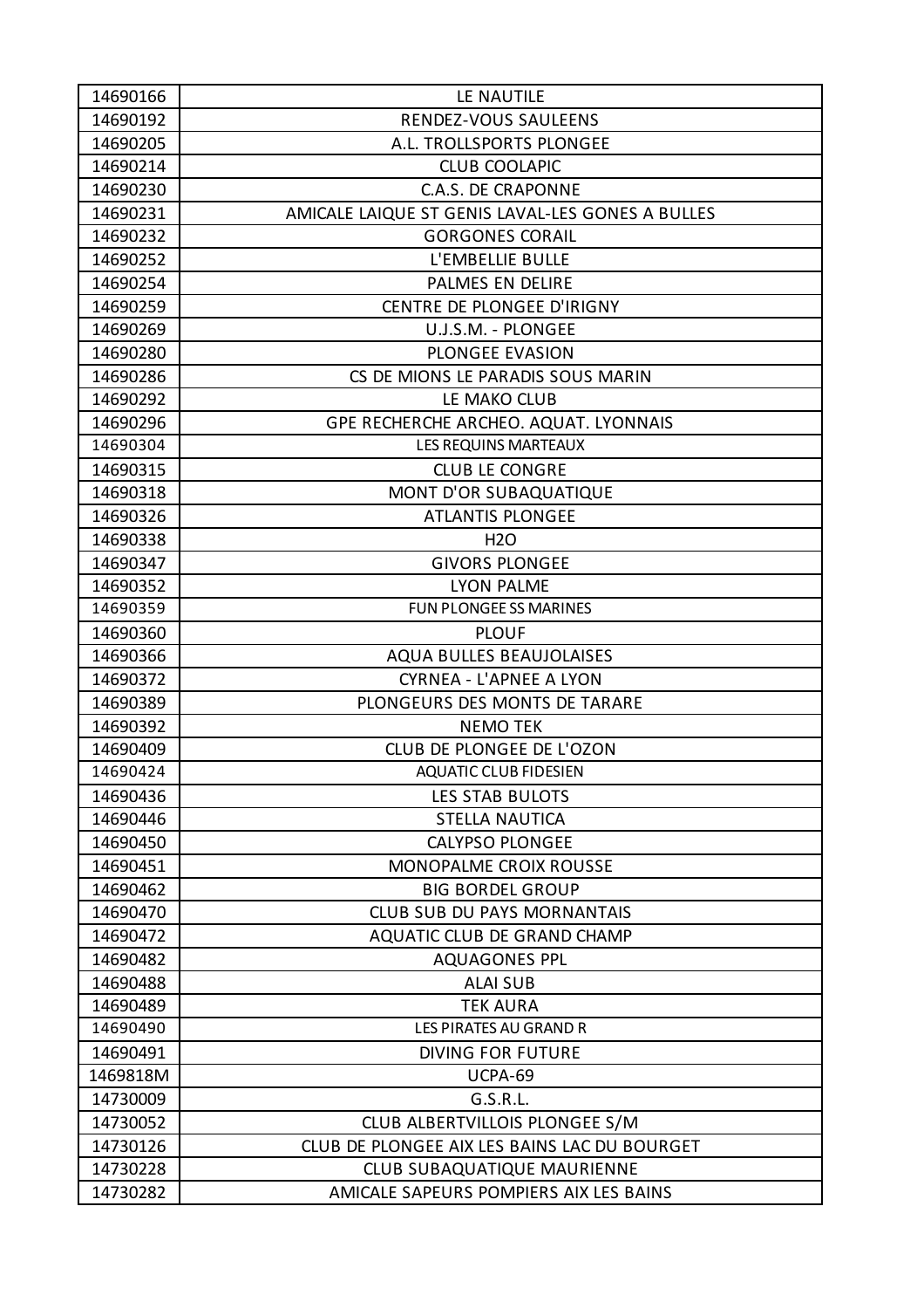| | |
|---|---|
| 14690166 | LE NAUTILE |
| 14690192 | RENDEZ-VOUS SAULEENS |
| 14690205 | A.L. TROLLSPORTS PLONGEE |
| 14690214 | CLUB COOLAPIC |
| 14690230 | C.A.S. DE CRAPONNE |
| 14690231 | AMICALE LAIQUE ST GENIS LAVAL-LES GONES A BULLES |
| 14690232 | GORGONES CORAIL |
| 14690252 | L'EMBELLIE BULLE |
| 14690254 | PALMES EN DELIRE |
| 14690259 | CENTRE DE PLONGEE D'IRIGNY |
| 14690269 | U.J.S.M. - PLONGEE |
| 14690280 | PLONGEE EVASION |
| 14690286 | CS DE MIONS LE PARADIS SOUS MARIN |
| 14690292 | LE MAKO CLUB |
| 14690296 | GPE RECHERCHE ARCHEO. AQUAT. LYONNAIS |
| 14690304 | LES REQUINS MARTEAUX |
| 14690315 | CLUB LE CONGRE |
| 14690318 | MONT D'OR SUBAQUATIQUE |
| 14690326 | ATLANTIS PLONGEE |
| 14690338 | H2O |
| 14690347 | GIVORS PLONGEE |
| 14690352 | LYON PALME |
| 14690359 | FUN PLONGEE SS MARINES |
| 14690360 | PLOUF |
| 14690366 | AQUA BULLES BEAUJOLAISES |
| 14690372 | CYRNEA - L'APNEE A LYON |
| 14690389 | PLONGEURS DES MONTS DE TARARE |
| 14690392 | NEMO TEK |
| 14690409 | CLUB DE PLONGEE DE L'OZON |
| 14690424 | AQUATIC CLUB FIDESIEN |
| 14690436 | LES STAB BULOTS |
| 14690446 | STELLA NAUTICA |
| 14690450 | CALYPSO PLONGEE |
| 14690451 | MONOPALME CROIX ROUSSE |
| 14690462 | BIG BORDEL GROUP |
| 14690470 | CLUB SUB DU PAYS MORNANTAIS |
| 14690472 | AQUATIC CLUB DE GRAND CHAMP |
| 14690482 | AQUAGONES PPL |
| 14690488 | ALAI SUB |
| 14690489 | TEK AURA |
| 14690490 | LES PIRATES AU GRAND R |
| 14690491 | DIVING FOR FUTURE |
| 1469818M | UCPA-69 |
| 14730009 | G.S.R.L. |
| 14730052 | CLUB ALBERTVILLOIS PLONGEE S/M |
| 14730126 | CLUB DE PLONGEE AIX LES BAINS LAC DU BOURGET |
| 14730228 | CLUB SUBAQUATIQUE MAURIENNE |
| 14730282 | AMICALE SAPEURS POMPIERS AIX LES BAINS |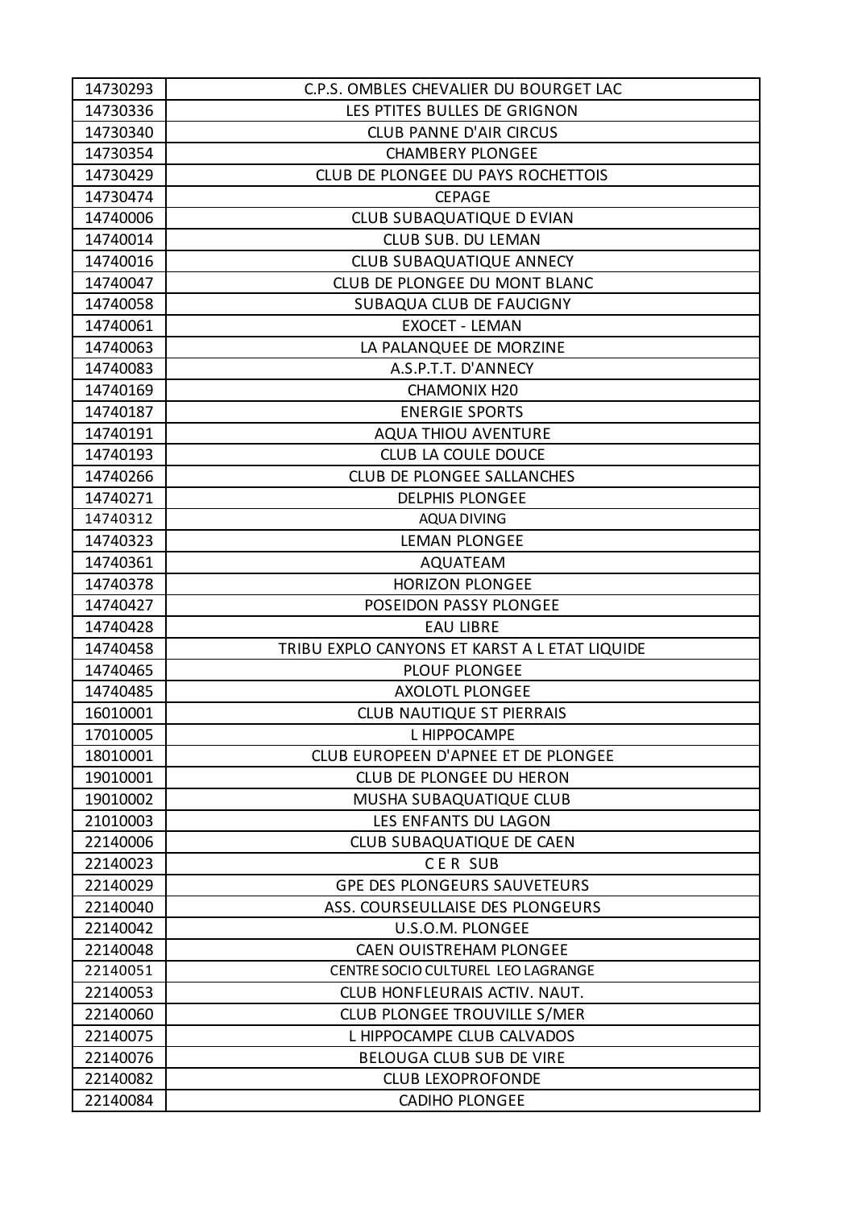| 14730293 | C.P.S. OMBLES CHEVALIER DU BOURGET LAC |
|---|---|
| 14730336 | LES PTITES BULLES DE GRIGNON |
| 14730340 | CLUB PANNE D'AIR CIRCUS |
| 14730354 | CHAMBERY PLONGEE |
| 14730429 | CLUB DE PLONGEE DU PAYS ROCHETTOIS |
| 14730474 | CEPAGE |
| 14740006 | CLUB SUBAQUATIQUE D EVIAN |
| 14740014 | CLUB SUB. DU LEMAN |
| 14740016 | CLUB SUBAQUATIQUE ANNECY |
| 14740047 | CLUB DE PLONGEE DU MONT BLANC |
| 14740058 | SUBAQUA CLUB DE FAUCIGNY |
| 14740061 | EXOCET - LEMAN |
| 14740063 | LA PALANQUEE DE MORZINE |
| 14740083 | A.S.P.T.T. D'ANNECY |
| 14740169 | CHAMONIX H20 |
| 14740187 | ENERGIE SPORTS |
| 14740191 | AQUA THIOU AVENTURE |
| 14740193 | CLUB LA COULE DOUCE |
| 14740266 | CLUB DE PLONGEE SALLANCHES |
| 14740271 | DELPHIS PLONGEE |
| 14740312 | AQUA DIVING |
| 14740323 | LEMAN PLONGEE |
| 14740361 | AQUATEAM |
| 14740378 | HORIZON PLONGEE |
| 14740427 | POSEIDON PASSY PLONGEE |
| 14740428 | EAU LIBRE |
| 14740458 | TRIBU EXPLO CANYONS ET KARST A L ETAT LIQUIDE |
| 14740465 | PLOUF PLONGEE |
| 14740485 | AXOLOTL PLONGEE |
| 16010001 | CLUB NAUTIQUE ST PIERRAIS |
| 17010005 | L HIPPOCAMPE |
| 18010001 | CLUB EUROPEEN D'APNEE ET DE PLONGEE |
| 19010001 | CLUB DE PLONGEE DU HERON |
| 19010002 | MUSHA SUBAQUATIQUE CLUB |
| 21010003 | LES ENFANTS DU LAGON |
| 22140006 | CLUB SUBAQUATIQUE DE CAEN |
| 22140023 | C E R SUB |
| 22140029 | GPE DES PLONGEURS SAUVETEURS |
| 22140040 | ASS. COURSEULLAISE DES PLONGEURS |
| 22140042 | U.S.O.M. PLONGEE |
| 22140048 | CAEN OUISTREHAM PLONGEE |
| 22140051 | CENTRE SOCIO CULTUREL LEO LAGRANGE |
| 22140053 | CLUB HONFLEURAIS ACTIV. NAUT. |
| 22140060 | CLUB PLONGEE TROUVILLE S/MER |
| 22140075 | L HIPPOCAMPE CLUB CALVADOS |
| 22140076 | BELOUGA CLUB SUB DE VIRE |
| 22140082 | CLUB LEXOPROFONDE |
| 22140084 | CADIHO PLONGEE |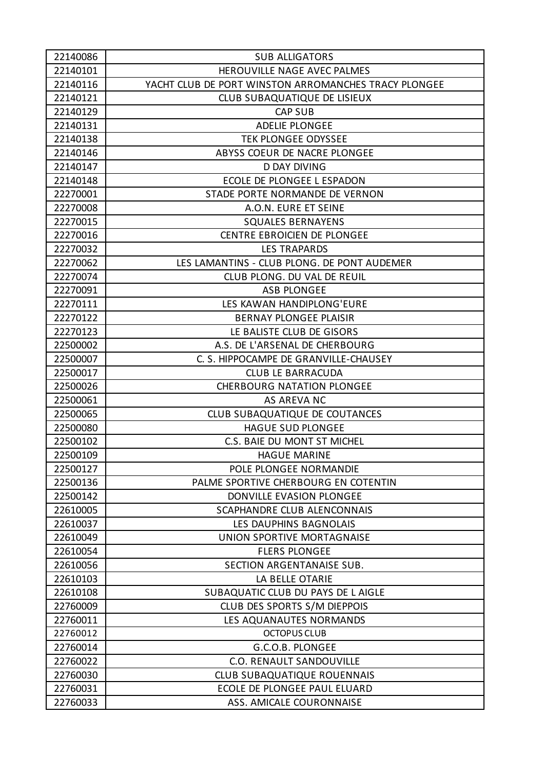| 22140086 | SUB ALLIGATORS |
|---|---|
| 22140101 | HEROUVILLE NAGE AVEC PALMES |
| 22140116 | YACHT CLUB DE PORT WINSTON ARROMANCHES TRACY PLONGEE |
| 22140121 | CLUB SUBAQUATIQUE DE LISIEUX |
| 22140129 | CAP SUB |
| 22140131 | ADELIE PLONGEE |
| 22140138 | TEK PLONGEE ODYSSEE |
| 22140146 | ABYSS COEUR DE NACRE PLONGEE |
| 22140147 | D DAY DIVING |
| 22140148 | ECOLE DE PLONGEE L ESPADON |
| 22270001 | STADE PORTE NORMANDE DE VERNON |
| 22270008 | A.O.N. EURE ET SEINE |
| 22270015 | SQUALES BERNAYENS |
| 22270016 | CENTRE EBROICIEN DE PLONGEE |
| 22270032 | LES TRAPARDS |
| 22270062 | LES LAMANTINS - CLUB PLONG. DE PONT AUDEMER |
| 22270074 | CLUB PLONG. DU VAL DE REUIL |
| 22270091 | ASB PLONGEE |
| 22270111 | LES KAWAN HANDIPLONG'EURE |
| 22270122 | BERNAY PLONGEE PLAISIR |
| 22270123 | LE BALISTE CLUB DE GISORS |
| 22500002 | A.S. DE L'ARSENAL DE CHERBOURG |
| 22500007 | C. S. HIPPOCAMPE DE GRANVILLE-CHAUSEY |
| 22500017 | CLUB LE BARRACUDA |
| 22500026 | CHERBOURG NATATION PLONGEE |
| 22500061 | AS AREVA NC |
| 22500065 | CLUB SUBAQUATIQUE DE COUTANCES |
| 22500080 | HAGUE SUD PLONGEE |
| 22500102 | C.S. BAIE DU MONT ST MICHEL |
| 22500109 | HAGUE MARINE |
| 22500127 | POLE PLONGEE NORMANDIE |
| 22500136 | PALME SPORTIVE CHERBOURG EN COTENTIN |
| 22500142 | DONVILLE EVASION PLONGEE |
| 22610005 | SCAPHANDRE CLUB ALENCONNAIS |
| 22610037 | LES DAUPHINS BAGNOLAIS |
| 22610049 | UNION SPORTIVE MORTAGNAISE |
| 22610054 | FLERS PLONGEE |
| 22610056 | SECTION ARGENTANAISE SUB. |
| 22610103 | LA BELLE OTARIE |
| 22610108 | SUBAQUATIC CLUB DU PAYS DE L AIGLE |
| 22760009 | CLUB DES SPORTS S/M DIEPPOIS |
| 22760011 | LES AQUANAUTES NORMANDS |
| 22760012 | OCTOPUS CLUB |
| 22760014 | G.C.O.B. PLONGEE |
| 22760022 | C.O. RENAULT SANDOUVILLE |
| 22760030 | CLUB SUBAQUATIQUE ROUENNAIS |
| 22760031 | ECOLE DE PLONGEE PAUL ELUARD |
| 22760033 | ASS. AMICALE COURONNAISE |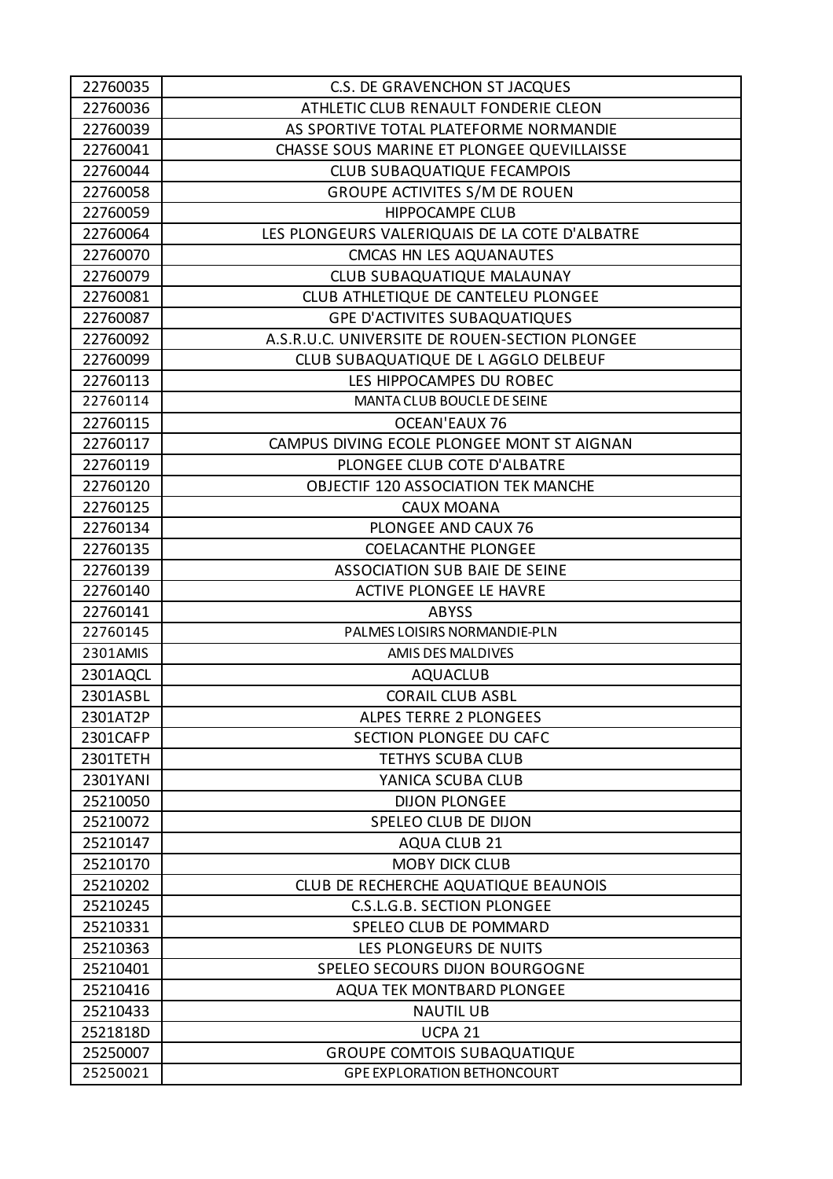| 22760035 | C.S. DE GRAVENCHON ST JACQUES |
|---|---|
| 22760036 | ATHLETIC CLUB RENAULT FONDERIE CLEON |
| 22760039 | AS SPORTIVE TOTAL PLATEFORME NORMANDIE |
| 22760041 | CHASSE SOUS MARINE ET PLONGEE QUEVILLAISSE |
| 22760044 | CLUB SUBAQUATIQUE FECAMPOIS |
| 22760058 | GROUPE ACTIVITES S/M DE ROUEN |
| 22760059 | HIPPOCAMPE CLUB |
| 22760064 | LES PLONGEURS VALERIQUAIS DE LA COTE D'ALBATRE |
| 22760070 | CMCAS HN LES AQUANAUTES |
| 22760079 | CLUB SUBAQUATIQUE MALAUNAY |
| 22760081 | CLUB ATHLETIQUE DE CANTELEU PLONGEE |
| 22760087 | GPE D'ACTIVITES SUBAQUATIQUES |
| 22760092 | A.S.R.U.C. UNIVERSITE DE ROUEN-SECTION PLONGEE |
| 22760099 | CLUB SUBAQUATIQUE DE L AGGLO DELBEUF |
| 22760113 | LES HIPPOCAMPES DU ROBEC |
| 22760114 | MANTA CLUB BOUCLE DE SEINE |
| 22760115 | OCEAN'EAUX 76 |
| 22760117 | CAMPUS DIVING ECOLE PLONGEE MONT ST AIGNAN |
| 22760119 | PLONGEE CLUB COTE D'ALBATRE |
| 22760120 | OBJECTIF 120 ASSOCIATION TEK MANCHE |
| 22760125 | CAUX MOANA |
| 22760134 | PLONGEE AND CAUX 76 |
| 22760135 | COELACANTHE PLONGEE |
| 22760139 | ASSOCIATION SUB BAIE DE SEINE |
| 22760140 | ACTIVE PLONGEE LE HAVRE |
| 22760141 | ABYSS |
| 22760145 | PALMES LOISIRS NORMANDIE-PLN |
| 2301AMIS | AMIS DES MALDIVES |
| 2301AQCL | AQUACLUB |
| 2301ASBL | CORAIL CLUB ASBL |
| 2301AT2P | ALPES TERRE 2 PLONGEES |
| 2301CAFP | SECTION PLONGEE DU CAFC |
| 2301TETH | TETHYS SCUBA CLUB |
| 2301YANI | YANICA SCUBA CLUB |
| 25210050 | DIJON PLONGEE |
| 25210072 | SPELEO CLUB DE DIJON |
| 25210147 | AQUA CLUB 21 |
| 25210170 | MOBY DICK CLUB |
| 25210202 | CLUB DE RECHERCHE AQUATIQUE BEAUNOIS |
| 25210245 | C.S.L.G.B. SECTION PLONGEE |
| 25210331 | SPELEO CLUB DE POMMARD |
| 25210363 | LES PLONGEURS DE NUITS |
| 25210401 | SPELEO SECOURS DIJON BOURGOGNE |
| 25210416 | AQUA TEK MONTBARD PLONGEE |
| 25210433 | NAUTIL UB |
| 2521818D | UCPA 21 |
| 25250007 | GROUPE COMTOIS SUBAQUATIQUE |
| 25250021 | GPE EXPLORATION BETHONCOURT |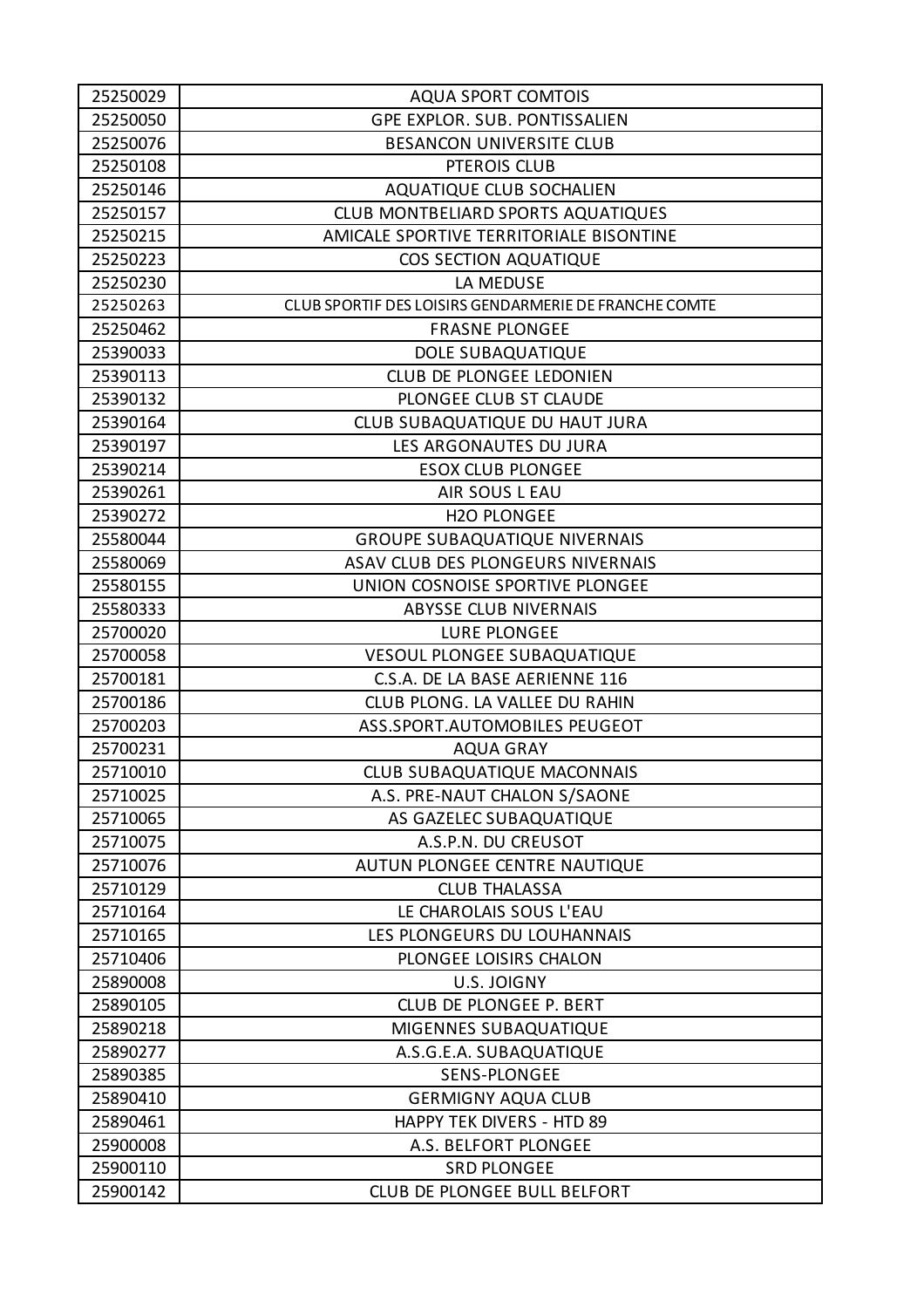| 25250029 | AQUA SPORT COMTOIS |
|---|---|
| 25250050 | GPE EXPLOR. SUB. PONTISSALIEN |
| 25250076 | BESANCON UNIVERSITE CLUB |
| 25250108 | PTEROIS CLUB |
| 25250146 | AQUATIQUE CLUB SOCHALIEN |
| 25250157 | CLUB MONTBELIARD SPORTS AQUATIQUES |
| 25250215 | AMICALE SPORTIVE TERRITORIALE BISONTINE |
| 25250223 | COS SECTION AQUATIQUE |
| 25250230 | LA MEDUSE |
| 25250263 | CLUB SPORTIF DES LOISIRS GENDARMERIE DE FRANCHE COMTE |
| 25250462 | FRASNE PLONGEE |
| 25390033 | DOLE SUBAQUATIQUE |
| 25390113 | CLUB DE PLONGEE LEDONIEN |
| 25390132 | PLONGEE CLUB ST CLAUDE |
| 25390164 | CLUB SUBAQUATIQUE DU HAUT JURA |
| 25390197 | LES ARGONAUTES DU JURA |
| 25390214 | ESOX CLUB PLONGEE |
| 25390261 | AIR SOUS L EAU |
| 25390272 | H2O PLONGEE |
| 25580044 | GROUPE SUBAQUATIQUE NIVERNAIS |
| 25580069 | ASAV CLUB DES PLONGEURS NIVERNAIS |
| 25580155 | UNION COSNOISE SPORTIVE PLONGEE |
| 25580333 | ABYSSE CLUB NIVERNAIS |
| 25700020 | LURE PLONGEE |
| 25700058 | VESOUL PLONGEE SUBAQUATIQUE |
| 25700181 | C.S.A. DE LA BASE AERIENNE 116 |
| 25700186 | CLUB PLONG. LA VALLEE DU RAHIN |
| 25700203 | ASS.SPORT.AUTOMOBILES PEUGEOT |
| 25700231 | AQUA GRAY |
| 25710010 | CLUB SUBAQUATIQUE MACONNAIS |
| 25710025 | A.S. PRE-NAUT CHALON S/SAONE |
| 25710065 | AS GAZELEC SUBAQUATIQUE |
| 25710075 | A.S.P.N. DU CREUSOT |
| 25710076 | AUTUN PLONGEE CENTRE NAUTIQUE |
| 25710129 | CLUB THALASSA |
| 25710164 | LE CHAROLAIS SOUS L'EAU |
| 25710165 | LES PLONGEURS DU LOUHANNAIS |
| 25710406 | PLONGEE LOISIRS CHALON |
| 25890008 | U.S. JOIGNY |
| 25890105 | CLUB DE PLONGEE P. BERT |
| 25890218 | MIGENNES SUBAQUATIQUE |
| 25890277 | A.S.G.E.A. SUBAQUATIQUE |
| 25890385 | SENS-PLONGEE |
| 25890410 | GERMIGNY AQUA CLUB |
| 25890461 | HAPPY TEK DIVERS - HTD 89 |
| 25900008 | A.S. BELFORT PLONGEE |
| 25900110 | SRD PLONGEE |
| 25900142 | CLUB DE PLONGEE BULL BELFORT |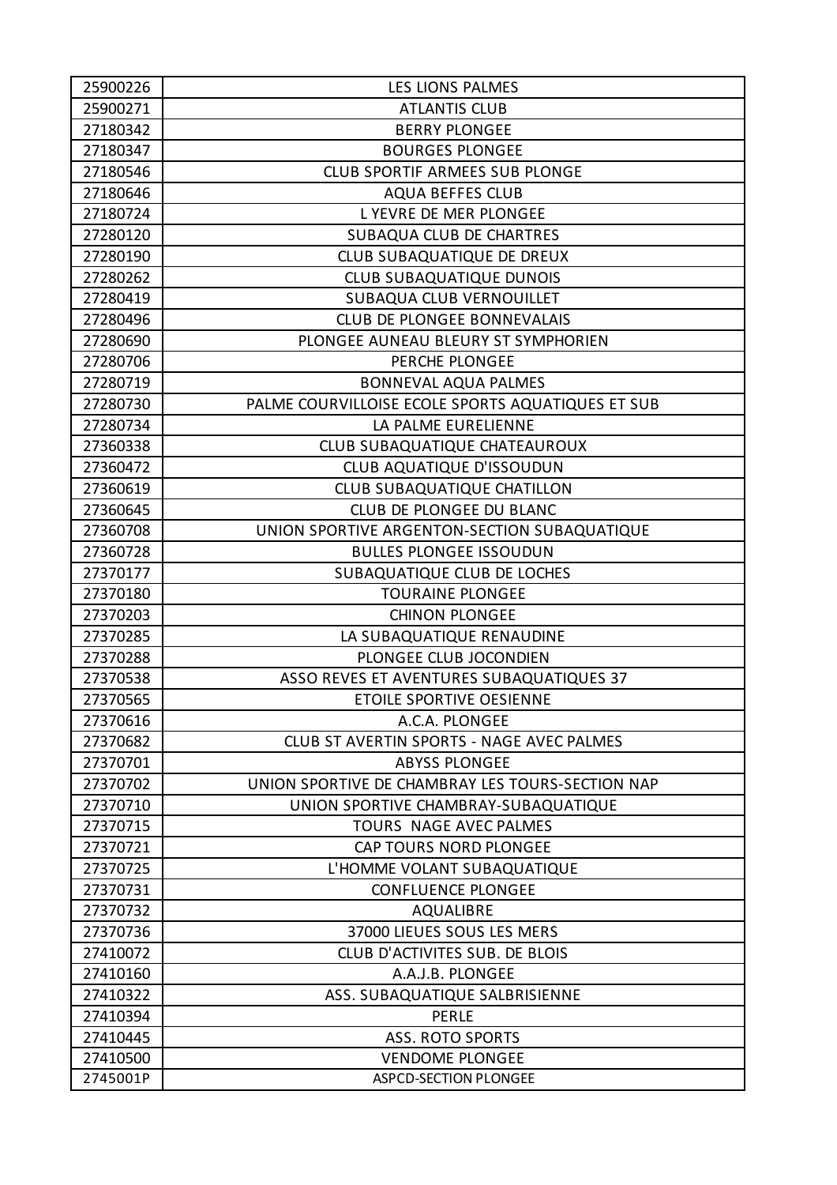| 25900226 | LES LIONS PALMES |
|---|---|
| 25900271 | ATLANTIS CLUB |
| 27180342 | BERRY PLONGEE |
| 27180347 | BOURGES PLONGEE |
| 27180546 | CLUB SPORTIF ARMEES SUB PLONGE |
| 27180646 | AQUA BEFFES CLUB |
| 27180724 | L YEVRE DE MER PLONGEE |
| 27280120 | SUBAQUA CLUB DE CHARTRES |
| 27280190 | CLUB SUBAQUATIQUE DE DREUX |
| 27280262 | CLUB SUBAQUATIQUE DUNOIS |
| 27280419 | SUBAQUA CLUB VERNOUILLET |
| 27280496 | CLUB DE PLONGEE BONNEVALAIS |
| 27280690 | PLONGEE AUNEAU BLEURY ST SYMPHORIEN |
| 27280706 | PERCHE PLONGEE |
| 27280719 | BONNEVAL AQUA PALMES |
| 27280730 | PALME COURVILLOISE ECOLE SPORTS AQUATIQUES ET SUB |
| 27280734 | LA PALME EURELIENNE |
| 27360338 | CLUB SUBAQUATIQUE CHATEAUROUX |
| 27360472 | CLUB AQUATIQUE D'ISSOUDUN |
| 27360619 | CLUB SUBAQUATIQUE CHATILLON |
| 27360645 | CLUB DE PLONGEE DU BLANC |
| 27360708 | UNION SPORTIVE ARGENTON-SECTION SUBAQUATIQUE |
| 27360728 | BULLES PLONGEE ISSOUDUN |
| 27370177 | SUBAQUATIQUE CLUB DE LOCHES |
| 27370180 | TOURAINE PLONGEE |
| 27370203 | CHINON PLONGEE |
| 27370285 | LA SUBAQUATIQUE RENAUDINE |
| 27370288 | PLONGEE CLUB JOCONDIEN |
| 27370538 | ASSO REVES ET AVENTURES SUBAQUATIQUES 37 |
| 27370565 | ETOILE SPORTIVE OESIENNE |
| 27370616 | A.C.A. PLONGEE |
| 27370682 | CLUB ST AVERTIN SPORTS - NAGE AVEC PALMES |
| 27370701 | ABYSS PLONGEE |
| 27370702 | UNION SPORTIVE DE CHAMBRAY LES TOURS-SECTION NAP |
| 27370710 | UNION SPORTIVE CHAMBRAY-SUBAQUATIQUE |
| 27370715 | TOURS NAGE AVEC PALMES |
| 27370721 | CAP TOURS NORD PLONGEE |
| 27370725 | L'HOMME VOLANT SUBAQUATIQUE |
| 27370731 | CONFLUENCE PLONGEE |
| 27370732 | AQUALIBRE |
| 27370736 | 37000 LIEUES SOUS LES MERS |
| 27410072 | CLUB D'ACTIVITES SUB. DE BLOIS |
| 27410160 | A.A.J.B. PLONGEE |
| 27410322 | ASS. SUBAQUATIQUE SALBRISIENNE |
| 27410394 | PERLE |
| 27410445 | ASS. ROTO SPORTS |
| 27410500 | VENDOME PLONGEE |
| 2745001P | ASPCD-SECTION PLONGEE |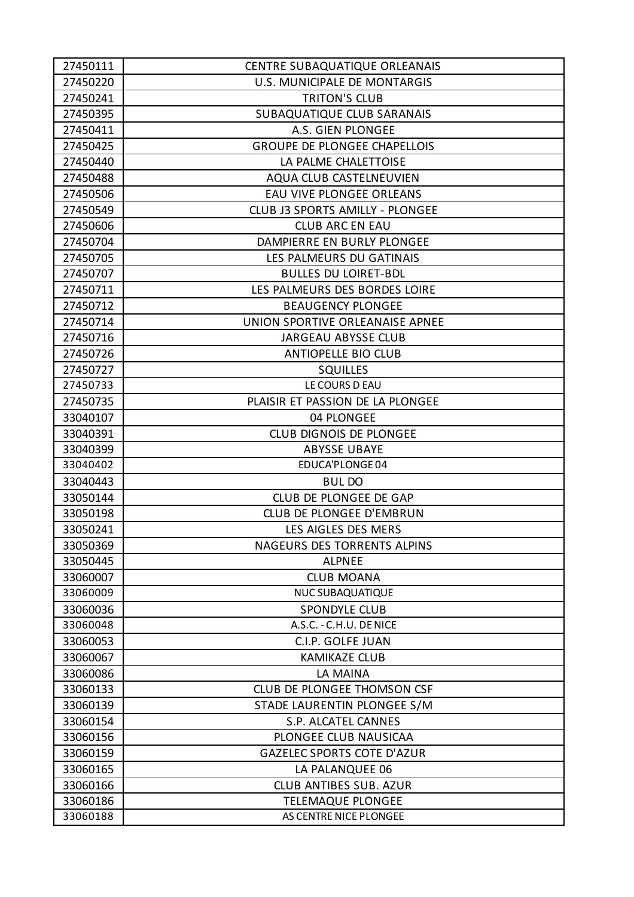| 27450111 | CENTRE SUBAQUATIQUE ORLEANAIS |
|---|---|
| 27450220 | U.S. MUNICIPALE DE MONTARGIS |
| 27450241 | TRITON'S CLUB |
| 27450395 | SUBAQUATIQUE CLUB SARANAIS |
| 27450411 | A.S. GIEN PLONGEE |
| 27450425 | GROUPE DE PLONGEE CHAPELLOIS |
| 27450440 | LA PALME CHALETTOISE |
| 27450488 | AQUA CLUB CASTELNEUVIEN |
| 27450506 | EAU VIVE PLONGEE ORLEANS |
| 27450549 | CLUB J3 SPORTS AMILLY - PLONGEE |
| 27450606 | CLUB ARC EN EAU |
| 27450704 | DAMPIERRE EN BURLY PLONGEE |
| 27450705 | LES PALMEURS DU GATINAIS |
| 27450707 | BULLES DU LOIRET-BDL |
| 27450711 | LES PALMEURS DES BORDES LOIRE |
| 27450712 | BEAUGENCY PLONGEE |
| 27450714 | UNION SPORTIVE ORLEANAISE APNEE |
| 27450716 | JARGEAU ABYSSE CLUB |
| 27450726 | ANTIOPELLE BIO CLUB |
| 27450727 | SQUILLES |
| 27450733 | LE COURS D EAU |
| 27450735 | PLAISIR ET PASSION DE LA PLONGEE |
| 33040107 | 04 PLONGEE |
| 33040391 | CLUB DIGNOIS DE PLONGEE |
| 33040399 | ABYSSE UBAYE |
| 33040402 | EDUCA'PLONGE 04 |
| 33040443 | BUL DO |
| 33050144 | CLUB DE PLONGEE DE GAP |
| 33050198 | CLUB DE PLONGEE D'EMBRUN |
| 33050241 | LES AIGLES DES MERS |
| 33050369 | NAGEURS DES TORRENTS ALPINS |
| 33050445 | ALPNEE |
| 33060007 | CLUB MOANA |
| 33060009 | NUC SUBAQUATIQUE |
| 33060036 | SPONDYLE CLUB |
| 33060048 | A.S.C. - C.H.U. DE NICE |
| 33060053 | C.I.P. GOLFE JUAN |
| 33060067 | KAMIKAZE CLUB |
| 33060086 | LA MAINA |
| 33060133 | CLUB DE PLONGEE THOMSON CSF |
| 33060139 | STADE LAURENTIN PLONGEE S/M |
| 33060154 | S.P. ALCATEL CANNES |
| 33060156 | PLONGEE CLUB NAUSICAA |
| 33060159 | GAZELEC SPORTS COTE D'AZUR |
| 33060165 | LA PALANQUEE 06 |
| 33060166 | CLUB ANTIBES SUB. AZUR |
| 33060186 | TELEMAQUE PLONGEE |
| 33060188 | AS CENTRE NICE PLONGEE |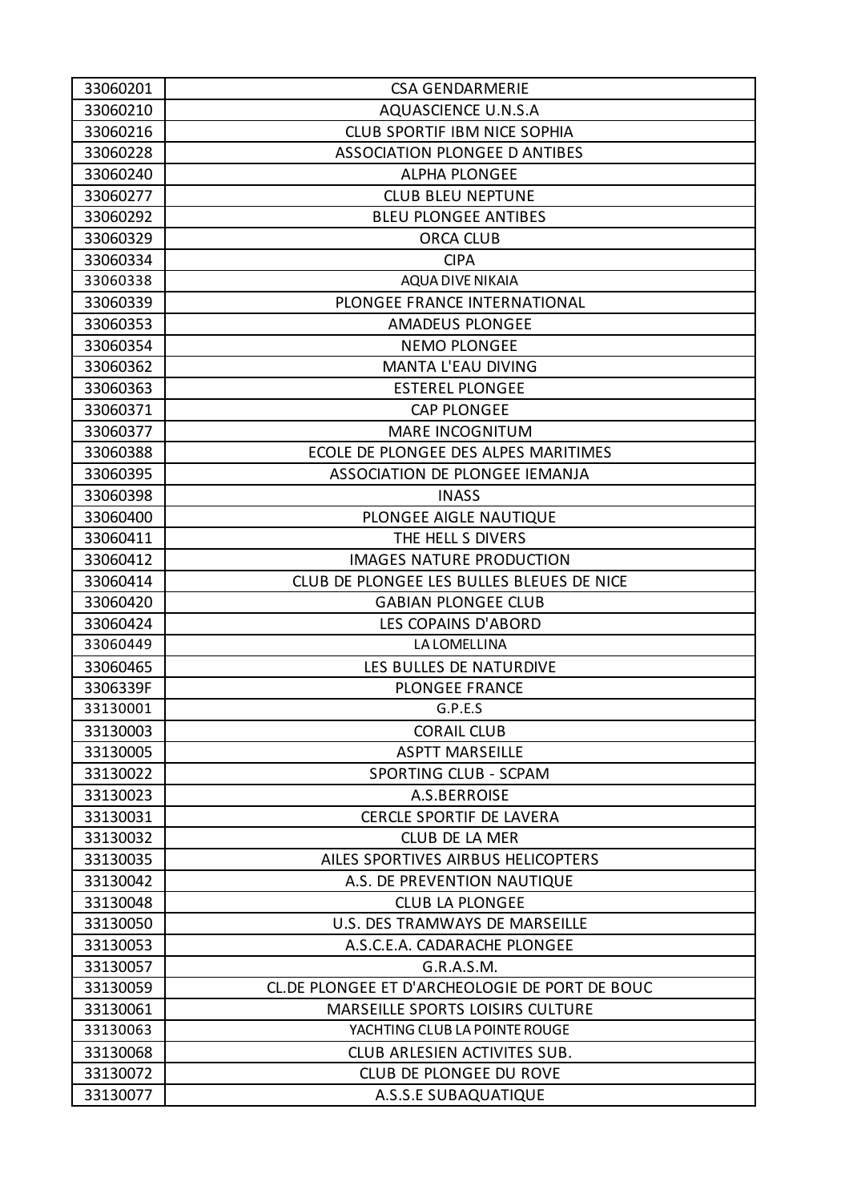| 33060201 | CSA GENDARMERIE |
|---|---|
| 33060210 | AQUASCIENCE U.N.S.A |
| 33060216 | CLUB SPORTIF IBM NICE SOPHIA |
| 33060228 | ASSOCIATION PLONGEE D ANTIBES |
| 33060240 | ALPHA PLONGEE |
| 33060277 | CLUB BLEU NEPTUNE |
| 33060292 | BLEU PLONGEE ANTIBES |
| 33060329 | ORCA CLUB |
| 33060334 | CIPA |
| 33060338 | AQUA DIVE NIKAIA |
| 33060339 | PLONGEE FRANCE INTERNATIONAL |
| 33060353 | AMADEUS PLONGEE |
| 33060354 | NEMO PLONGEE |
| 33060362 | MANTA L'EAU DIVING |
| 33060363 | ESTEREL PLONGEE |
| 33060371 | CAP PLONGEE |
| 33060377 | MARE INCOGNITUM |
| 33060388 | ECOLE DE PLONGEE DES ALPES MARITIMES |
| 33060395 | ASSOCIATION DE PLONGEE IEMANJA |
| 33060398 | INASS |
| 33060400 | PLONGEE AIGLE NAUTIQUE |
| 33060411 | THE HELL S DIVERS |
| 33060412 | IMAGES NATURE PRODUCTION |
| 33060414 | CLUB DE PLONGEE LES BULLES BLEUES DE NICE |
| 33060420 | GABIAN PLONGEE CLUB |
| 33060424 | LES COPAINS D'ABORD |
| 33060449 | LA LOMELLINA |
| 33060465 | LES BULLES DE NATURDIVE |
| 3306339F | PLONGEE FRANCE |
| 33130001 | G.P.E.S |
| 33130003 | CORAIL CLUB |
| 33130005 | ASPTT MARSEILLE |
| 33130022 | SPORTING CLUB - SCPAM |
| 33130023 | A.S.BERROISE |
| 33130031 | CERCLE SPORTIF DE LAVERA |
| 33130032 | CLUB DE LA MER |
| 33130035 | AILES SPORTIVES AIRBUS HELICOPTERS |
| 33130042 | A.S. DE PREVENTION NAUTIQUE |
| 33130048 | CLUB LA PLONGEE |
| 33130050 | U.S. DES TRAMWAYS DE MARSEILLE |
| 33130053 | A.S.C.E.A. CADARACHE PLONGEE |
| 33130057 | G.R.A.S.M. |
| 33130059 | CL.DE PLONGEE ET D'ARCHEOLOGIE DE PORT DE BOUC |
| 33130061 | MARSEILLE SPORTS LOISIRS CULTURE |
| 33130063 | YACHTING CLUB LA POINTE ROUGE |
| 33130068 | CLUB ARLESIEN ACTIVITES SUB. |
| 33130072 | CLUB DE PLONGEE DU ROVE |
| 33130077 | A.S.S.E SUBAQUATIQUE |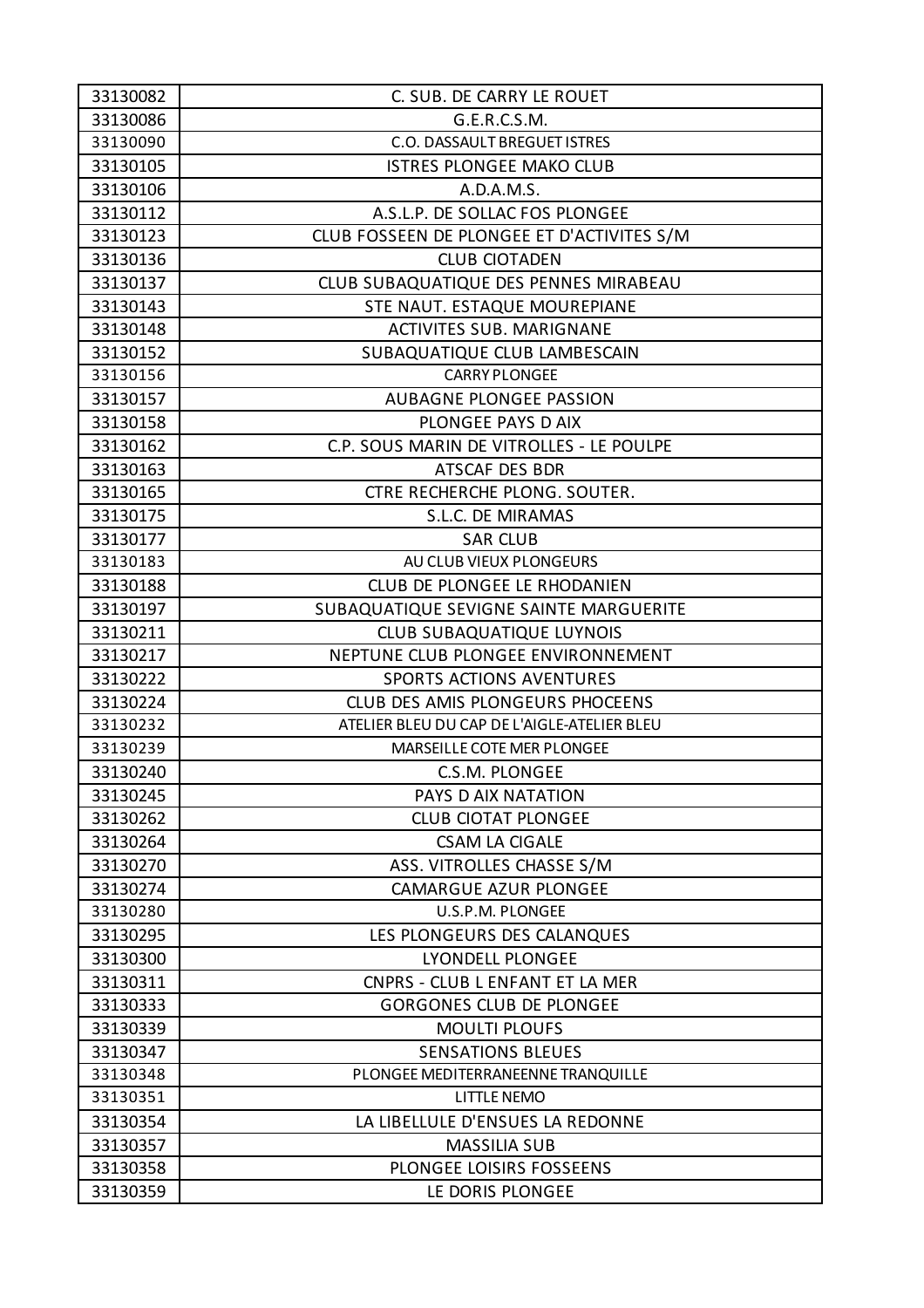| 33130082 | C. SUB. DE CARRY LE ROUET |
| --- | --- |
| 33130086 | G.E.R.C.S.M. |
| 33130090 | C.O. DASSAULT BREGUET ISTRES |
| 33130105 | ISTRES PLONGEE MAKO CLUB |
| 33130106 | A.D.A.M.S. |
| 33130112 | A.S.L.P. DE SOLLAC FOS PLONGEE |
| 33130123 | CLUB FOSSEEN DE PLONGEE ET D'ACTIVITES S/M |
| 33130136 | CLUB CIOTADEN |
| 33130137 | CLUB SUBAQUATIQUE DES PENNES MIRABEAU |
| 33130143 | STE NAUT. ESTAQUE MOUREPIANE |
| 33130148 | ACTIVITES SUB. MARIGNANE |
| 33130152 | SUBAQUATIQUE CLUB LAMBESCAIN |
| 33130156 | CARRY PLONGEE |
| 33130157 | AUBAGNE PLONGEE PASSION |
| 33130158 | PLONGEE PAYS D AIX |
| 33130162 | C.P. SOUS MARIN DE VITROLLES - LE POULPE |
| 33130163 | ATSCAF DES BDR |
| 33130165 | CTRE RECHERCHE PLONG. SOUTER. |
| 33130175 | S.L.C. DE MIRAMAS |
| 33130177 | SAR CLUB |
| 33130183 | AU CLUB VIEUX PLONGEURS |
| 33130188 | CLUB DE PLONGEE LE RHODANIEN |
| 33130197 | SUBAQUATIQUE SEVIGNE SAINTE MARGUERITE |
| 33130211 | CLUB SUBAQUATIQUE LUYNOIS |
| 33130217 | NEPTUNE CLUB PLONGEE ENVIRONNEMENT |
| 33130222 | SPORTS ACTIONS AVENTURES |
| 33130224 | CLUB DES AMIS PLONGEURS PHOCEENS |
| 33130232 | ATELIER BLEU DU CAP DE L'AIGLE-ATELIER BLEU |
| 33130239 | MARSEILLE COTE MER PLONGEE |
| 33130240 | C.S.M. PLONGEE |
| 33130245 | PAYS D AIX NATATION |
| 33130262 | CLUB CIOTAT PLONGEE |
| 33130264 | CSAM LA CIGALE |
| 33130270 | ASS. VITROLLES CHASSE S/M |
| 33130274 | CAMARGUE AZUR PLONGEE |
| 33130280 | U.S.P.M. PLONGEE |
| 33130295 | LES PLONGEURS DES CALANQUES |
| 33130300 | LYONDELL PLONGEE |
| 33130311 | CNPRS - CLUB L ENFANT ET LA MER |
| 33130333 | GORGONES CLUB DE PLONGEE |
| 33130339 | MOULTI PLOUFS |
| 33130347 | SENSATIONS BLEUES |
| 33130348 | PLONGEE MEDITERRANEENNE TRANQUILLE |
| 33130351 | LITTLE NEMO |
| 33130354 | LA LIBELLULE D'ENSUES LA REDONNE |
| 33130357 | MASSILIA SUB |
| 33130358 | PLONGEE LOISIRS FOSSEENS |
| 33130359 | LE DORIS PLONGEE |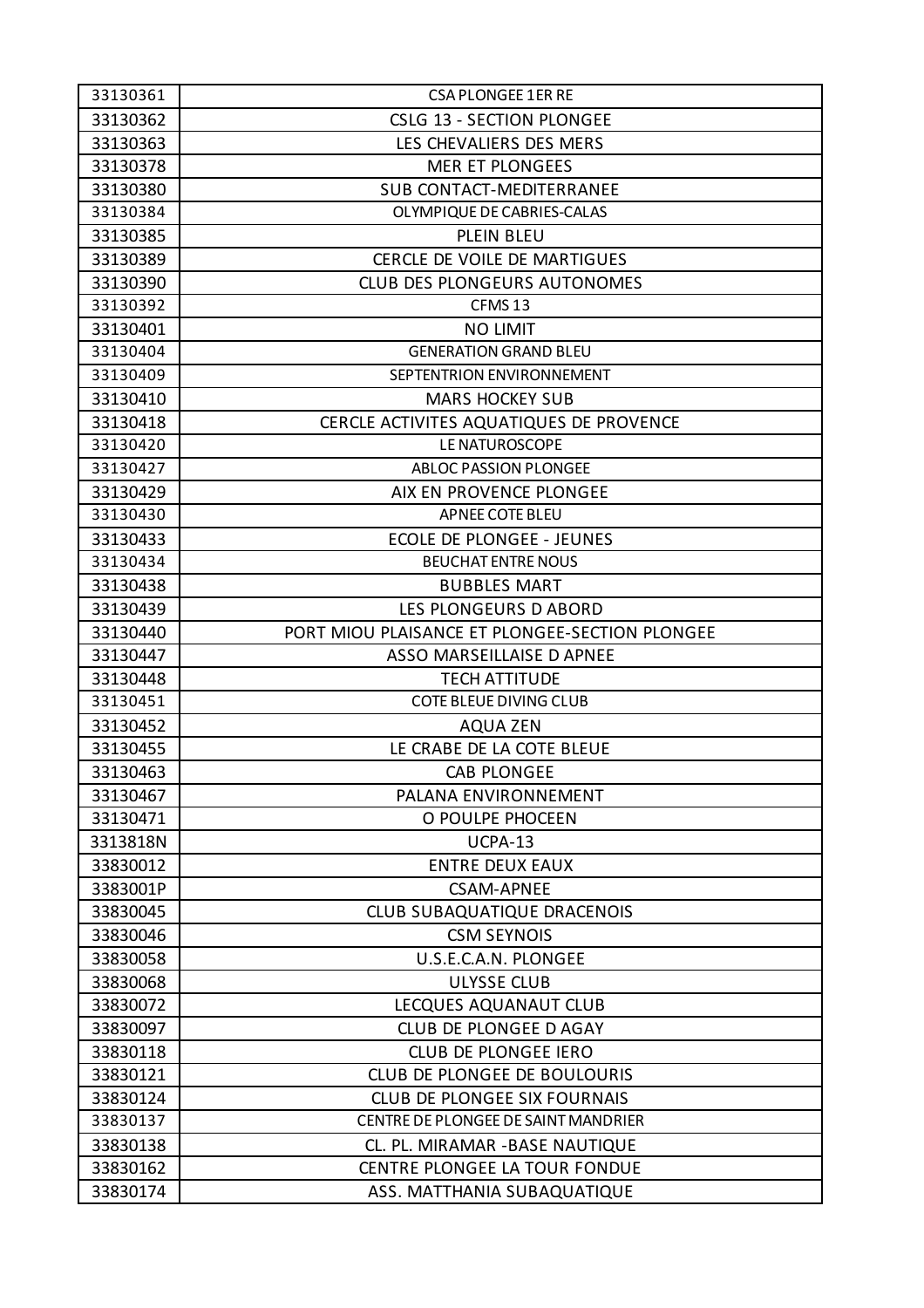| | |
|---|---|
| 33130361 | CSA PLONGEE 1ER RE |
| 33130362 | CSLG 13 - SECTION PLONGEE |
| 33130363 | LES CHEVALIERS DES MERS |
| 33130378 | MER ET PLONGEES |
| 33130380 | SUB CONTACT-MEDITERRANEE |
| 33130384 | OLYMPIQUE DE CABRIES-CALAS |
| 33130385 | PLEIN BLEU |
| 33130389 | CERCLE DE VOILE DE MARTIGUES |
| 33130390 | CLUB DES PLONGEURS AUTONOMES |
| 33130392 | CFMS 13 |
| 33130401 | NO LIMIT |
| 33130404 | GENERATION GRAND BLEU |
| 33130409 | SEPTENTRION ENVIRONNEMENT |
| 33130410 | MARS HOCKEY SUB |
| 33130418 | CERCLE ACTIVITES AQUATIQUES DE PROVENCE |
| 33130420 | LE NATUROSCOPE |
| 33130427 | ABLOC PASSION PLONGEE |
| 33130429 | AIX EN PROVENCE PLONGEE |
| 33130430 | APNEE COTE BLEU |
| 33130433 | ECOLE DE PLONGEE - JEUNES |
| 33130434 | BEUCHAT ENTRE NOUS |
| 33130438 | BUBBLES MART |
| 33130439 | LES PLONGEURS D ABORD |
| 33130440 | PORT MIOU PLAISANCE ET PLONGEE-SECTION PLONGEE |
| 33130447 | ASSO MARSEILLAISE D APNEE |
| 33130448 | TECH ATTITUDE |
| 33130451 | COTE BLEUE DIVING CLUB |
| 33130452 | AQUA ZEN |
| 33130455 | LE CRABE DE LA COTE BLEUE |
| 33130463 | CAB PLONGEE |
| 33130467 | PALANA ENVIRONNEMENT |
| 33130471 | O POULPE PHOCEEN |
| 3313818N | UCPA-13 |
| 33830012 | ENTRE DEUX EAUX |
| 3383001P | CSAM-APNEE |
| 33830045 | CLUB SUBAQUATIQUE DRACENOIS |
| 33830046 | CSM SEYNOIS |
| 33830058 | U.S.E.C.A.N. PLONGEE |
| 33830068 | ULYSSE CLUB |
| 33830072 | LECQUES AQUANAUT CLUB |
| 33830097 | CLUB DE PLONGEE D AGAY |
| 33830118 | CLUB DE PLONGEE IERO |
| 33830121 | CLUB DE PLONGEE DE BOULOURIS |
| 33830124 | CLUB DE PLONGEE SIX FOURNAIS |
| 33830137 | CENTRE DE PLONGEE DE SAINT MANDRIER |
| 33830138 | CL. PL. MIRAMAR -BASE NAUTIQUE |
| 33830162 | CENTRE PLONGEE LA TOUR FONDUE |
| 33830174 | ASS. MATTHANIA SUBAQUATIQUE |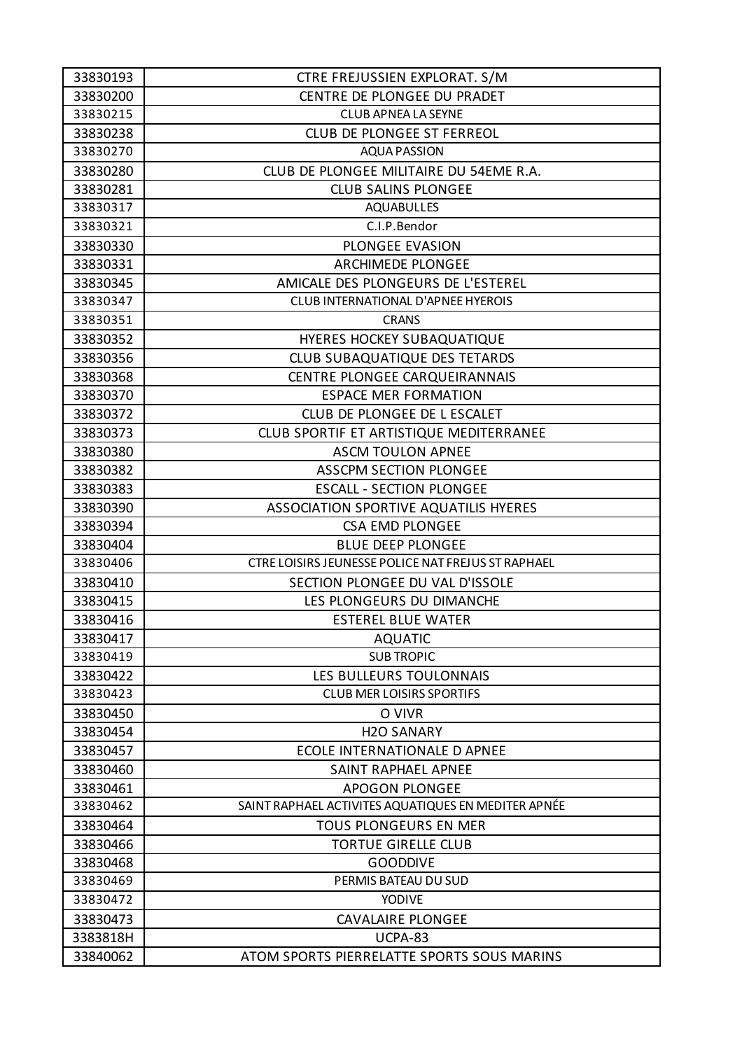| 33830193 | CTRE FREJUSSIEN EXPLORAT. S/M |
|---|---|
| 33830200 | CENTRE DE PLONGEE DU PRADET |
| 33830215 | CLUB APNEA LA SEYNE |
| 33830238 | CLUB DE PLONGEE ST FERREOL |
| 33830270 | AQUA PASSION |
| 33830280 | CLUB DE PLONGEE MILITAIRE DU 54EME R.A. |
| 33830281 | CLUB SALINS PLONGEE |
| 33830317 | AQUABULLES |
| 33830321 | C.I.P.Bendor |
| 33830330 | PLONGEE EVASION |
| 33830331 | ARCHIMEDE PLONGEE |
| 33830345 | AMICALE DES PLONGEURS DE L'ESTEREL |
| 33830347 | CLUB INTERNATIONAL D'APNEE HYEROIS |
| 33830351 | CRANS |
| 33830352 | HYERES HOCKEY SUBAQUATIQUE |
| 33830356 | CLUB SUBAQUATIQUE DES TETARDS |
| 33830368 | CENTRE PLONGEE CARQUEIRANNAIS |
| 33830370 | ESPACE MER FORMATION |
| 33830372 | CLUB DE PLONGEE DE L ESCALET |
| 33830373 | CLUB SPORTIF ET ARTISTIQUE MEDITERRANEE |
| 33830380 | ASCM TOULON APNEE |
| 33830382 | ASSCPM SECTION PLONGEE |
| 33830383 | ESCALL - SECTION PLONGEE |
| 33830390 | ASSOCIATION SPORTIVE AQUATILIS HYERES |
| 33830394 | CSA EMD PLONGEE |
| 33830404 | BLUE DEEP PLONGEE |
| 33830406 | CTRE LOISIRS JEUNESSE POLICE NAT FREJUS ST RAPHAEL |
| 33830410 | SECTION PLONGEE DU VAL D'ISSOLE |
| 33830415 | LES PLONGEURS DU DIMANCHE |
| 33830416 | ESTEREL BLUE WATER |
| 33830417 | AQUATIC |
| 33830419 | SUB TROPIC |
| 33830422 | LES BULLEURS TOULONNAIS |
| 33830423 | CLUB MER LOISIRS SPORTIFS |
| 33830450 | O VIVR |
| 33830454 | H2O SANARY |
| 33830457 | ECOLE INTERNATIONALE D APNEE |
| 33830460 | SAINT RAPHAEL APNEE |
| 33830461 | APOGON PLONGEE |
| 33830462 | SAINT RAPHAEL ACTIVITES AQUATIQUES EN MEDITER APNÉE |
| 33830464 | TOUS PLONGEURS EN MER |
| 33830466 | TORTUE GIRELLE CLUB |
| 33830468 | GOODDIVE |
| 33830469 | PERMIS BATEAU DU SUD |
| 33830472 | YODIVE |
| 33830473 | CAVALAIRE PLONGEE |
| 3383818H | UCPA-83 |
| 33840062 | ATOM SPORTS PIERRELATTE SPORTS SOUS MARINS |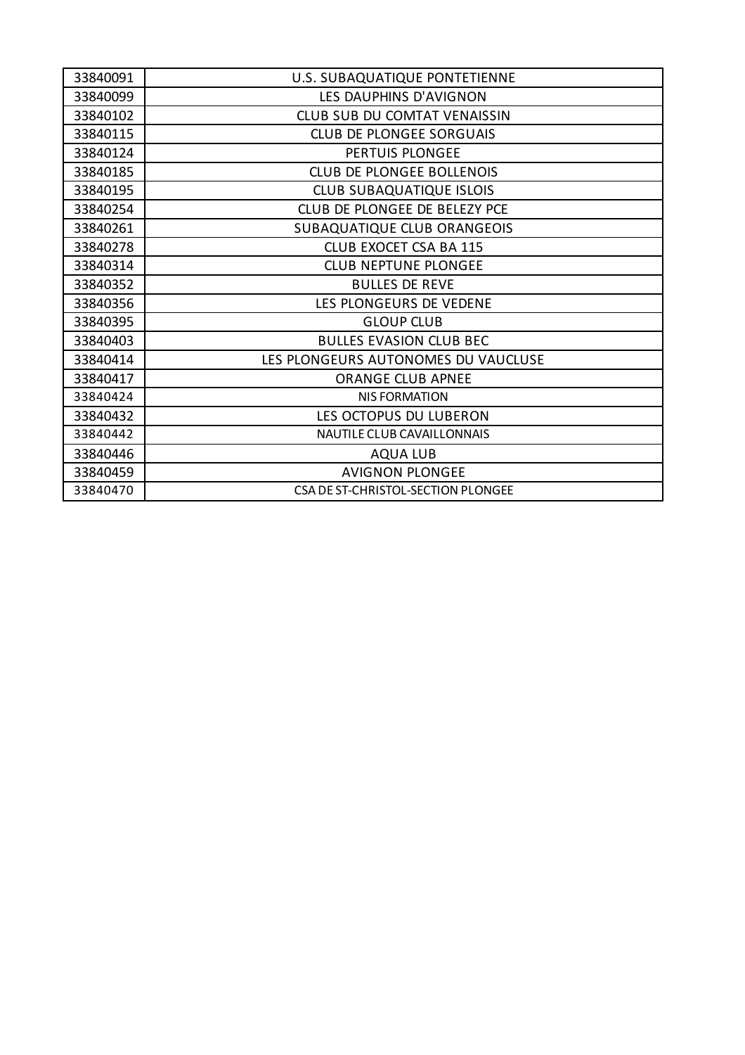| | |
|---|---|
| 33840091 | U.S. SUBAQUATIQUE PONTETIENNE |
| 33840099 | LES DAUPHINS D'AVIGNON |
| 33840102 | CLUB SUB DU COMTAT VENAISSIN |
| 33840115 | CLUB DE PLONGEE SORGUAIS |
| 33840124 | PERTUIS PLONGEE |
| 33840185 | CLUB DE PLONGEE BOLLENOIS |
| 33840195 | CLUB SUBAQUATIQUE ISLOIS |
| 33840254 | CLUB DE PLONGEE DE BELEZY PCE |
| 33840261 | SUBAQUATIQUE CLUB ORANGEOIS |
| 33840278 | CLUB EXOCET CSA BA 115 |
| 33840314 | CLUB NEPTUNE PLONGEE |
| 33840352 | BULLES DE REVE |
| 33840356 | LES PLONGEURS DE VEDENE |
| 33840395 | GLOUP CLUB |
| 33840403 | BULLES EVASION CLUB BEC |
| 33840414 | LES PLONGEURS AUTONOMES DU VAUCLUSE |
| 33840417 | ORANGE CLUB APNEE |
| 33840424 | NIS FORMATION |
| 33840432 | LES OCTOPUS DU LUBERON |
| 33840442 | NAUTILE CLUB CAVAILLONNAIS |
| 33840446 | AQUA LUB |
| 33840459 | AVIGNON PLONGEE |
| 33840470 | CSA DE ST-CHRISTOL-SECTION PLONGEE |